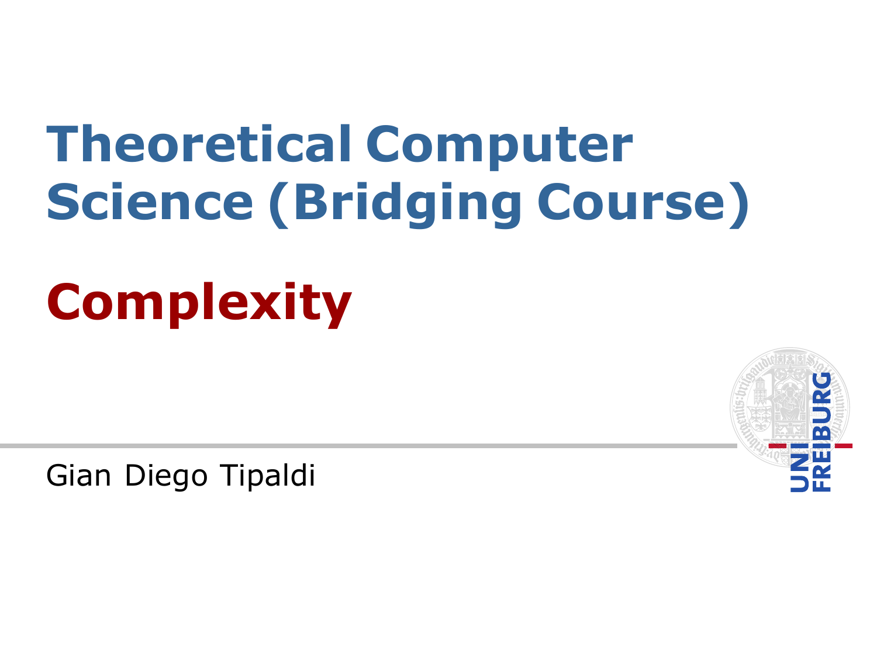# Theoretical Computer Science (Bridging Course)

## Complexity

Gian Diego Tipaldi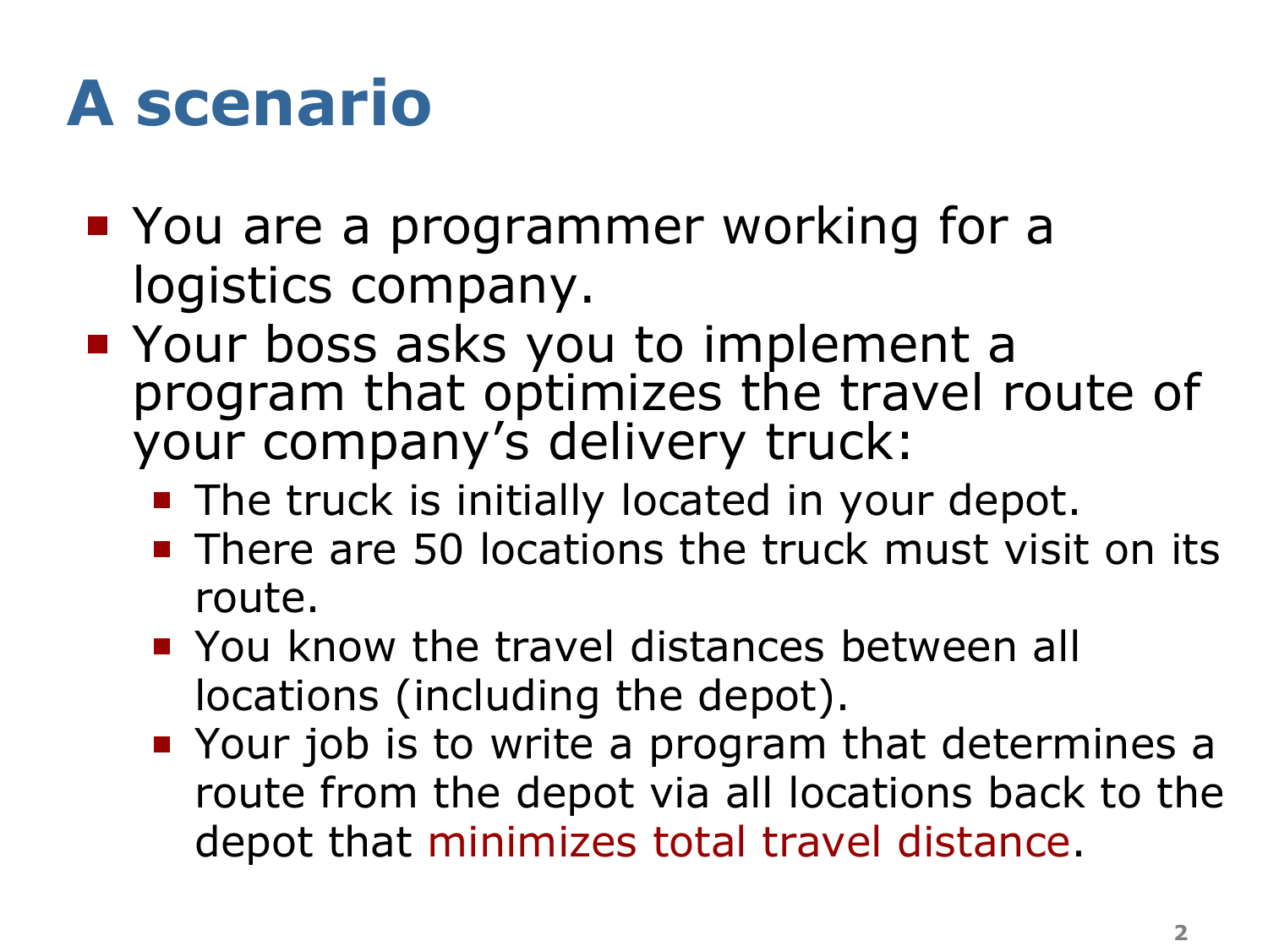# A scenario

- You are a programmer working for a logistics company.
- Your boss asks you to implement a program that optimizes the travel route of your company's delivery truck:
  - The truck is initially located in your depot.
  - There are 50 locations the truck must visit on its route.
  - You know the travel distances between all locations (including the depot).
  - Your job is to write a program that determines a route from the depot via all locations back to the depot that minimizes total travel distance.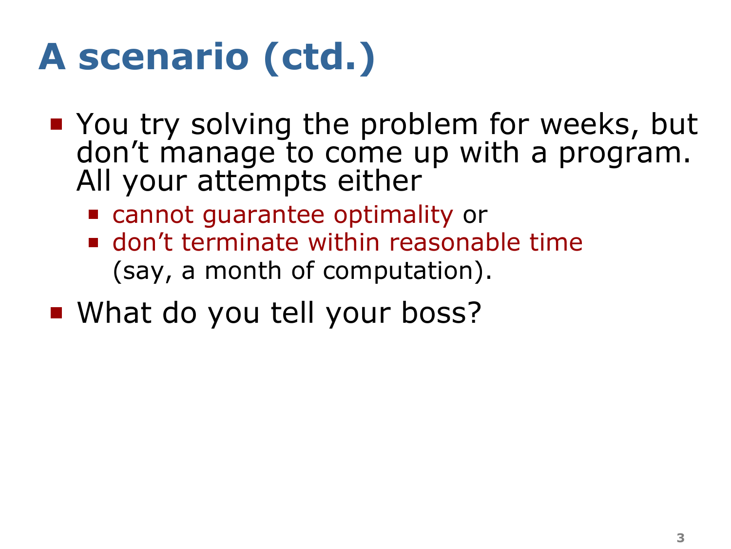# A scenario (ctd.)

- You try solving the problem for weeks, but don't manage to come up with a program. All your attempts either
  - cannot guarantee optimality or
  - don't terminate within reasonable time (say, a month of computation).
- What do you tell your boss?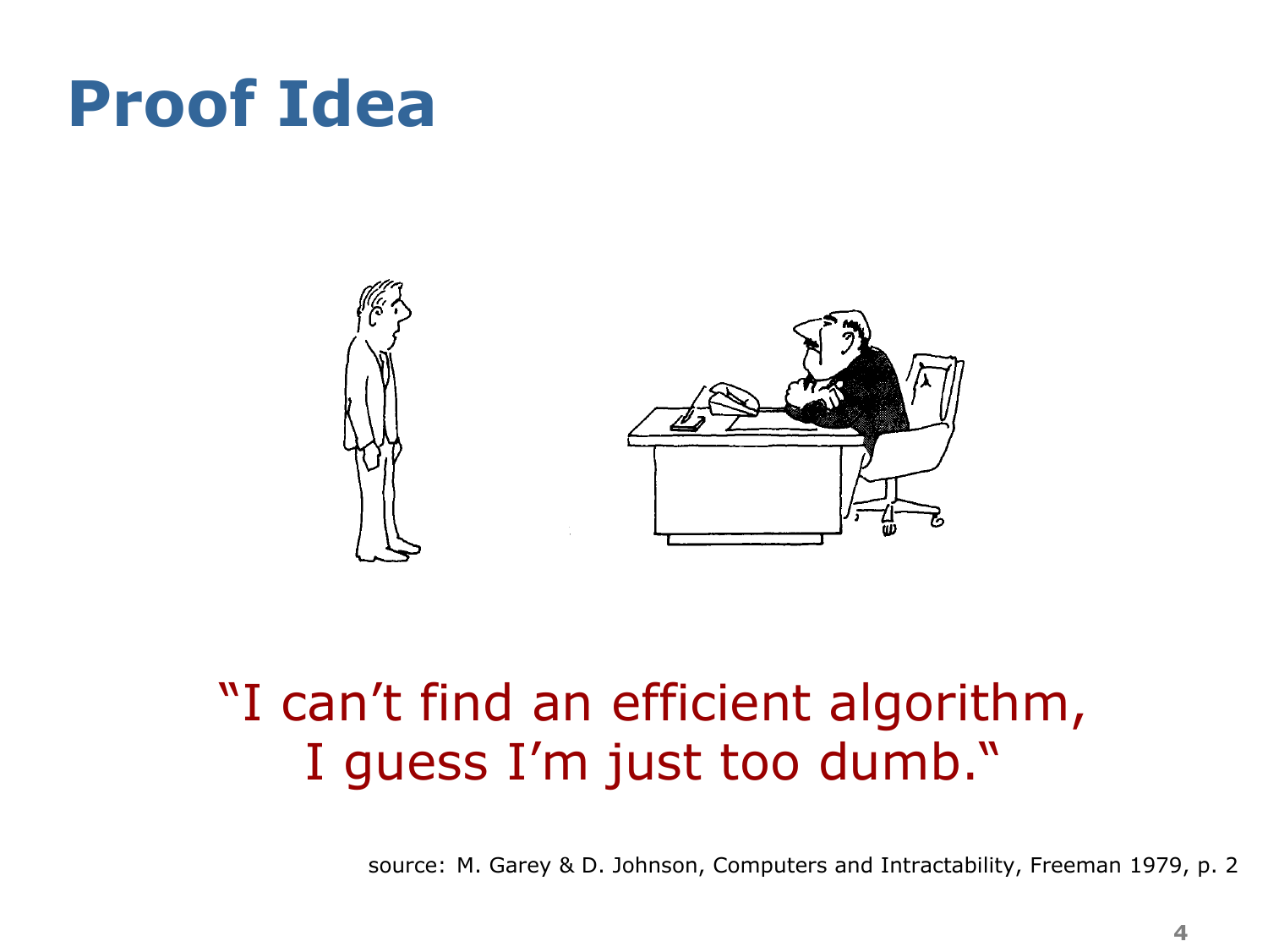# Proof Idea

"I can't find an efficient algorithm, I guess I'm just too dumb."

source: M. Garey & D. Johnson, Computers and Intractability, Freeman 1979, p. 2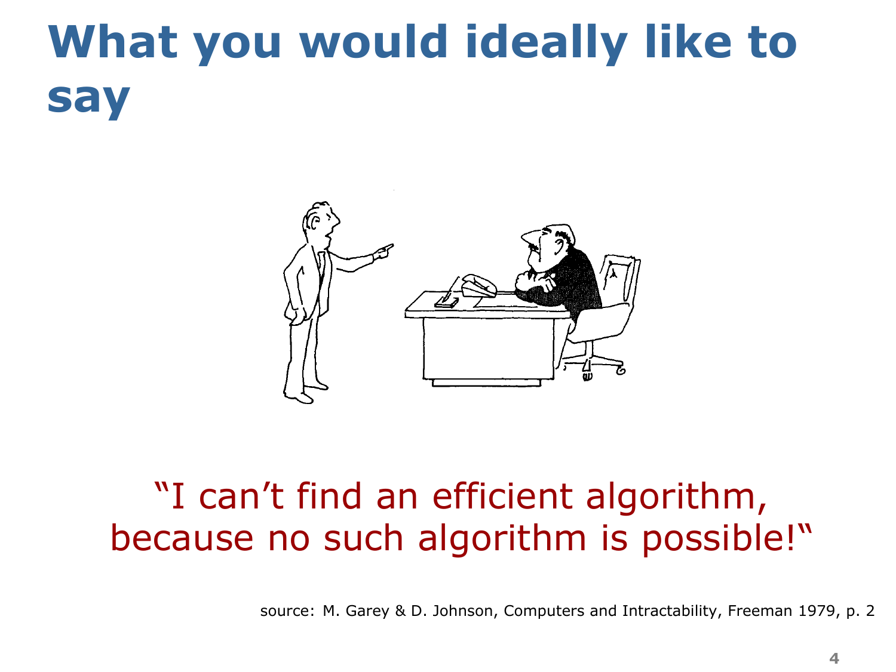# What you would ideally like to say

"I can't find an efficient algorithm, because no such algorithm is possible!"

source: M. Garey & D. Johnson, Computers and Intractability, Freeman 1979, p. 2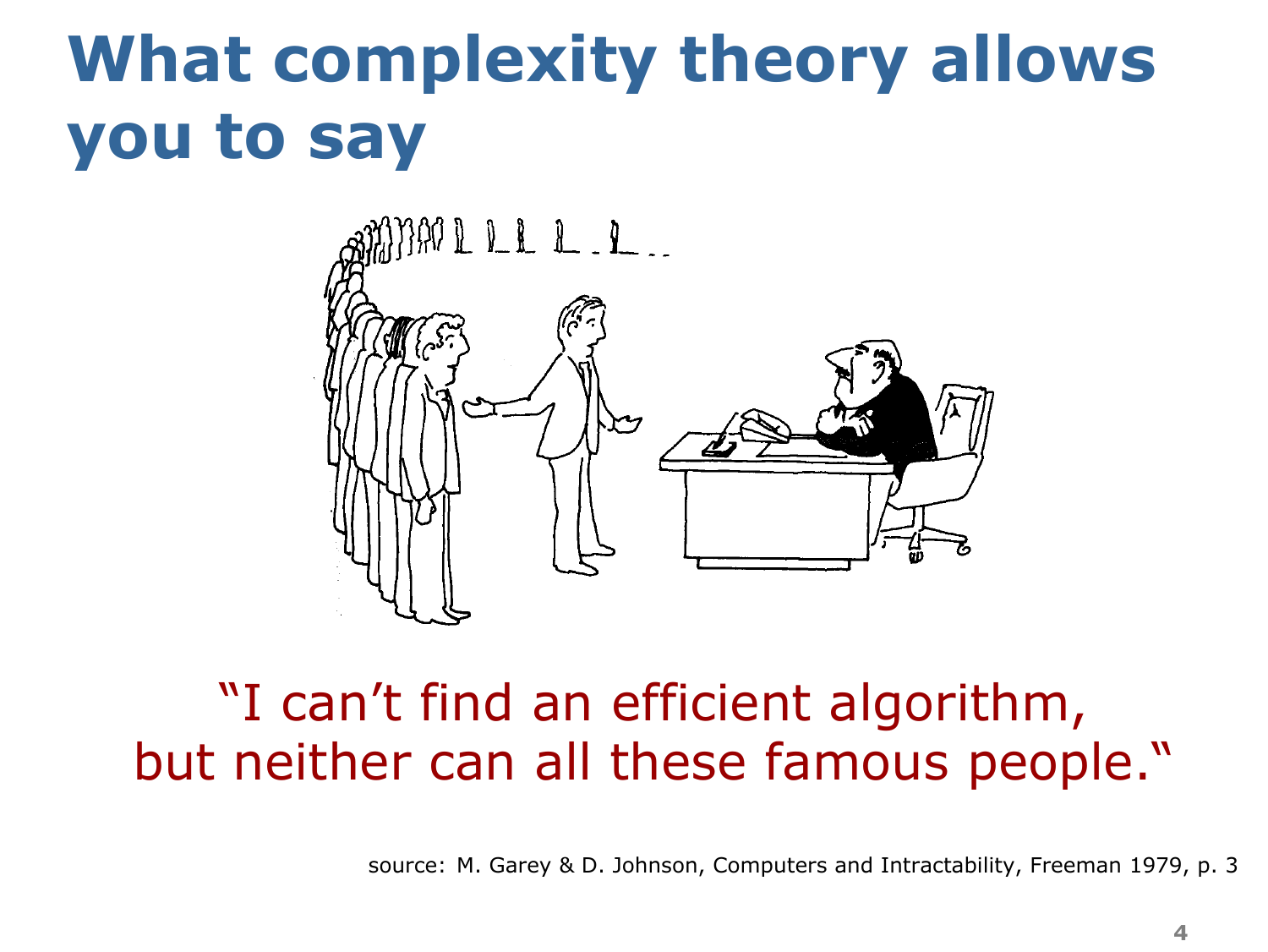# What complexity theory allows you to say

"I can't find an efficient algorithm, but neither can all these famous people."

source: M. Garey & D. Johnson, Computers and Intractability, Freeman 1979, p. 3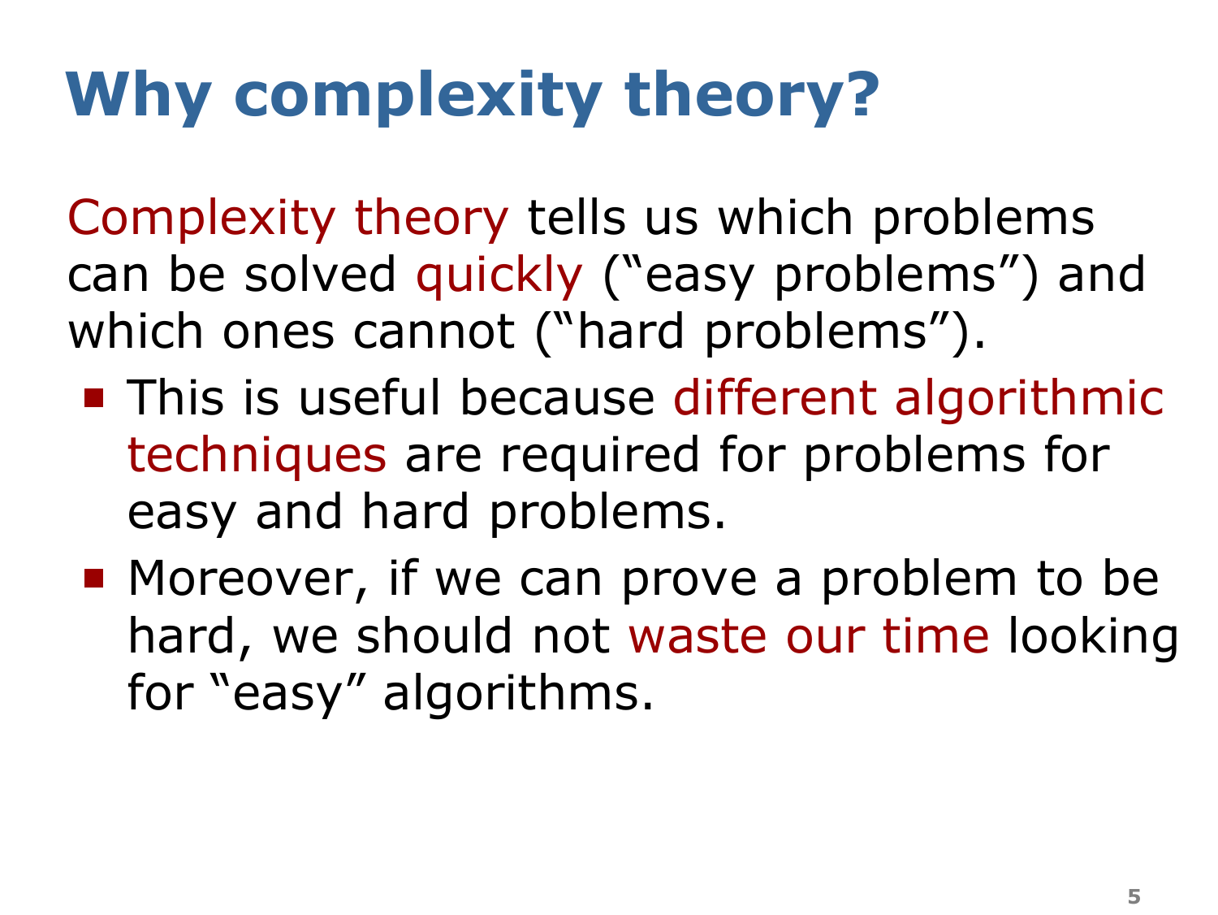# Why complexity theory?

Complexity theory tells us which problems can be solved quickly ("easy problems") and which ones cannot ("hard problems").

- This is useful because different algorithmic techniques are required for problems for easy and hard problems.
- Moreover, if we can prove a problem to be hard, we should not waste our time looking for "easy" algorithms.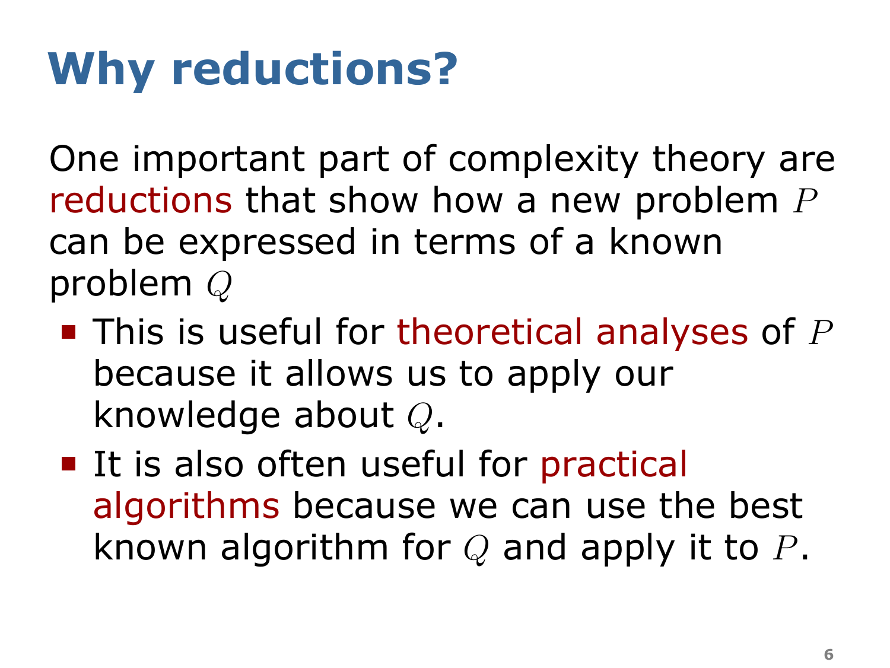# Why reductions?

One important part of complexity theory are reductions that show how a new problem $P$ can be expressed in terms of a known problem $Q$

- This is useful for theoretical analyses of $P$ because it allows us to apply our knowledge about $Q$.
- It is also often useful for practical algorithms because we can use the best known algorithm for $Q$ and apply it to $P$.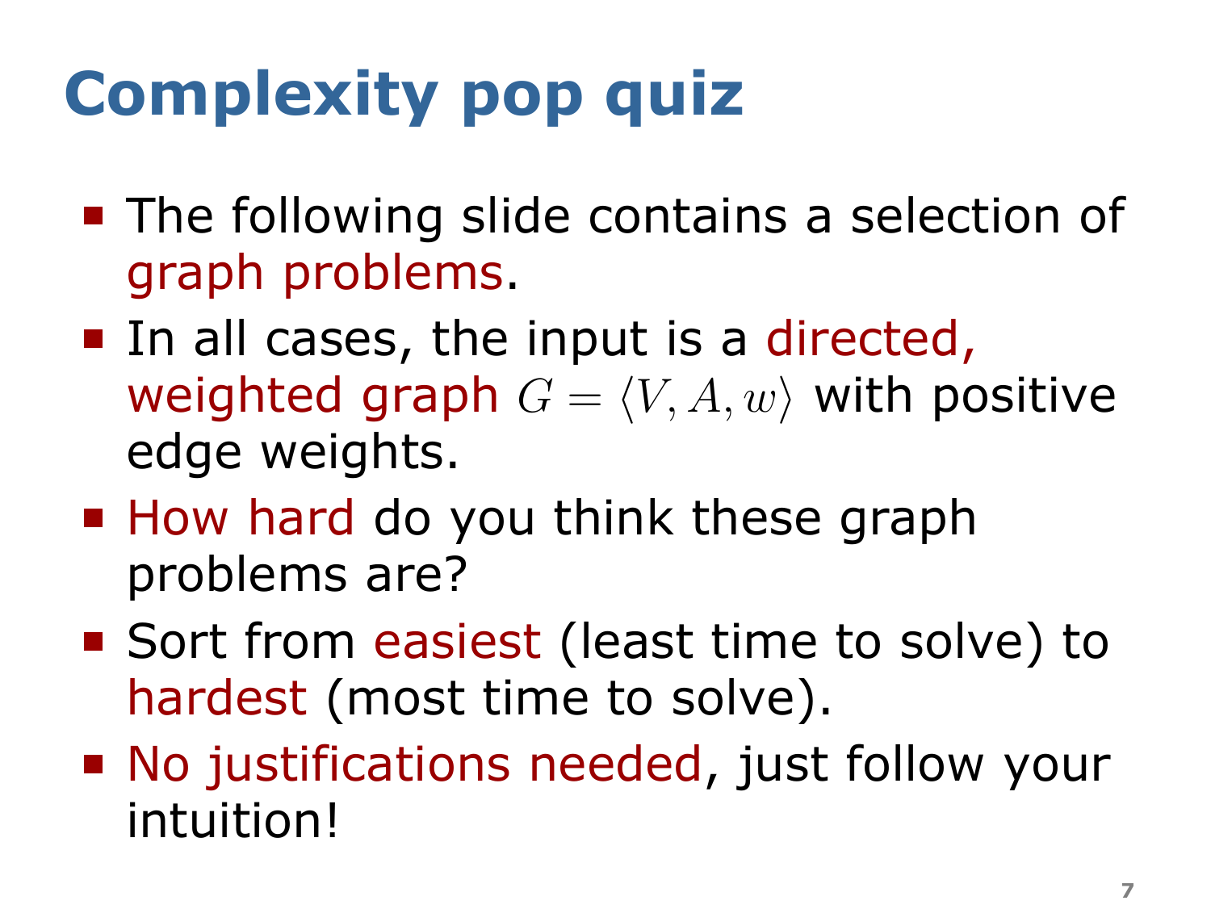# Complexity pop quiz

- The following slide contains a selection of graph problems.
- In all cases, the input is a directed, weighted graph $G = \langle V, A, w \rangle$ with positive edge weights.
- How hard do you think these graph problems are?
- Sort from easiest (least time to solve) to hardest (most time to solve).
- No justifications needed, just follow your intuition!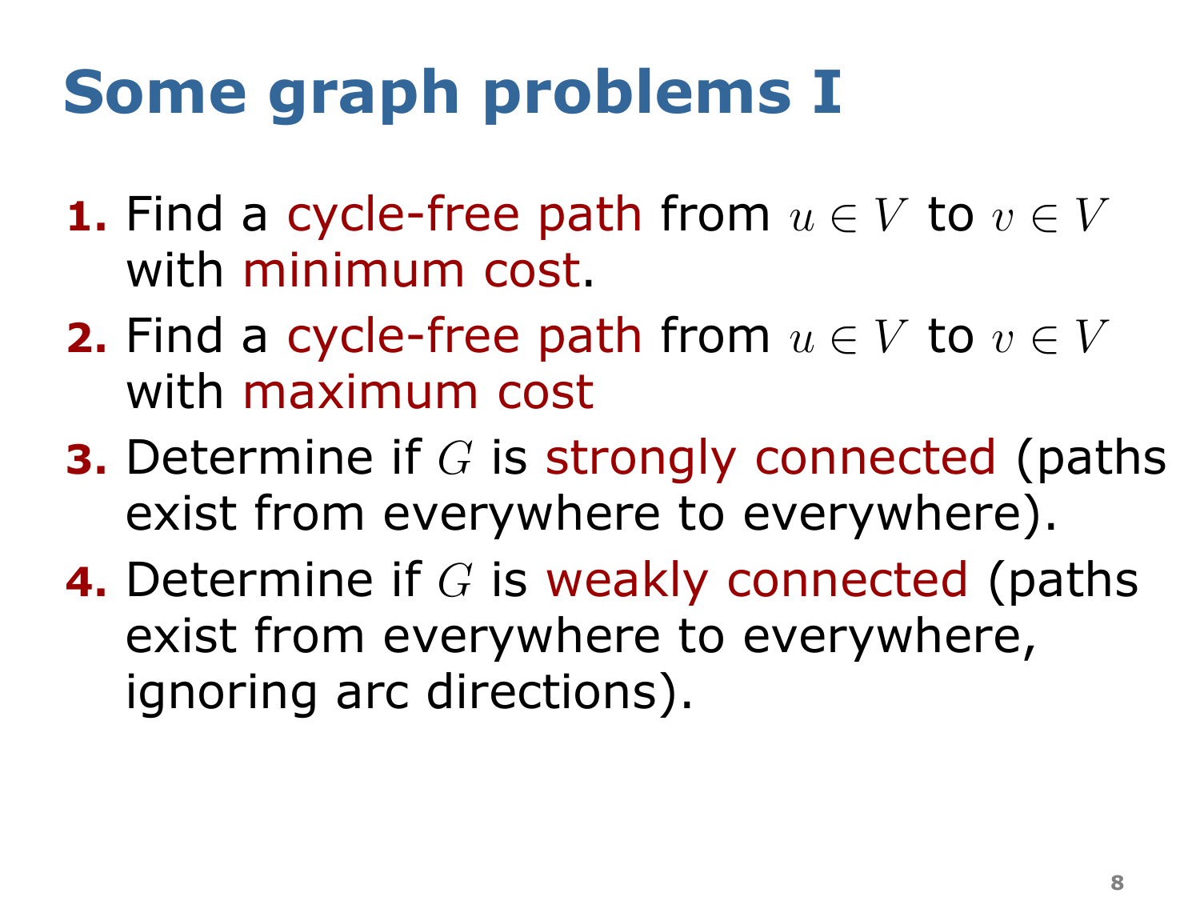# Some graph problems I

1. Find a cycle-free path from $u \in V$ to $v \in V$ with minimum cost.
2. Find a cycle-free path from $u \in V$ to $v \in V$ with maximum cost
3. Determine if $G$ is strongly connected (paths exist from everywhere to everywhere).
4. Determine if $G$ is weakly connected (paths exist from everywhere to everywhere, ignoring arc directions).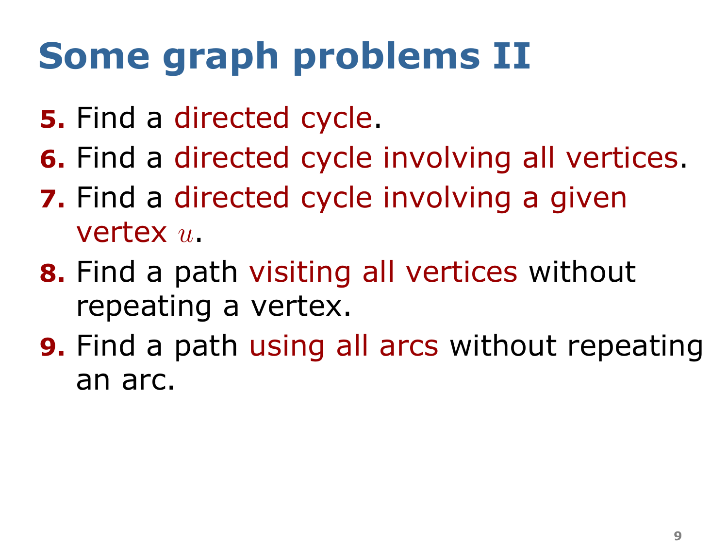# Some graph problems II

5. Find a directed cycle.
6. Find a directed cycle involving all vertices.
7. Find a directed cycle involving a given vertex $u$.
8. Find a path visiting all vertices without repeating a vertex.
9. Find a path using all arcs without repeating an arc.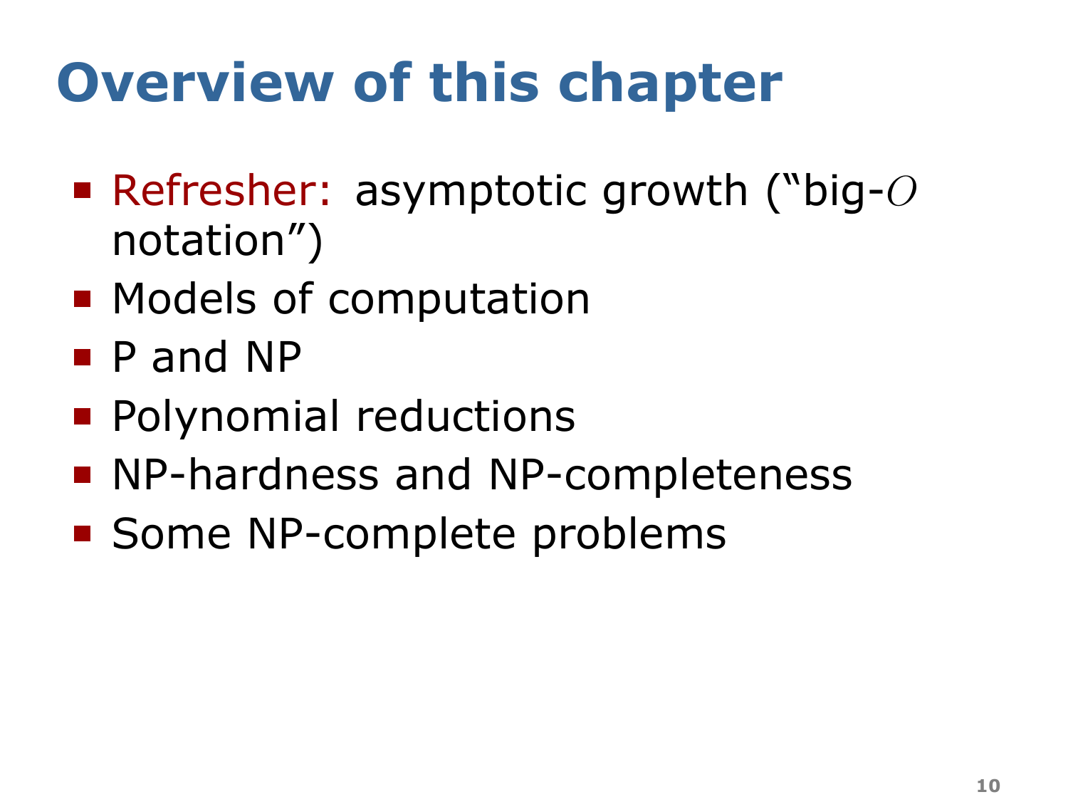# Overview of this chapter

- Refresher: asymptotic growth ("big-$O$ notation")
- Models of computation
- P and NP
- Polynomial reductions
- NP-hardness and NP-completeness
- Some NP-complete problems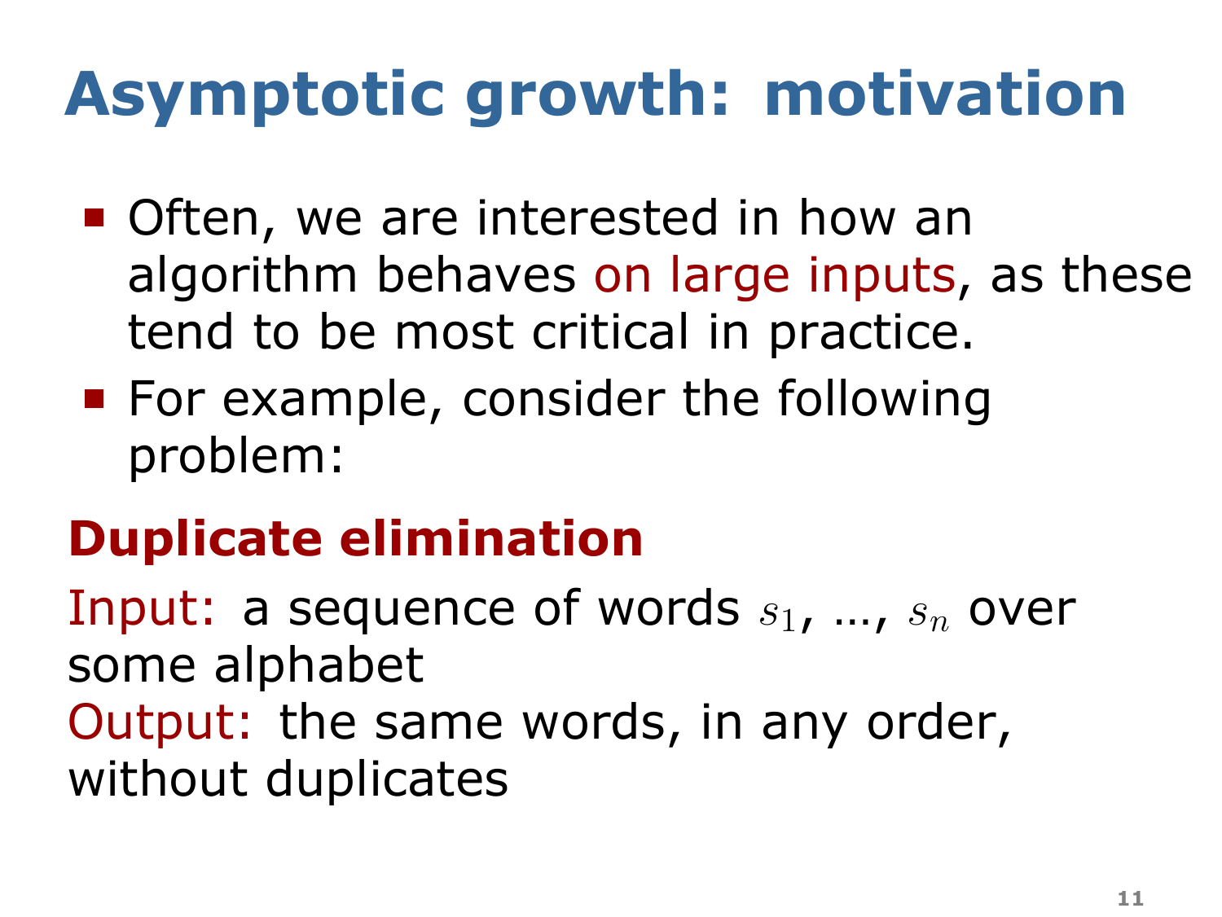# Asymptotic growth: motivation

- Often, we are interested in how an algorithm behaves on large inputs, as these tend to be most critical in practice.
- For example, consider the following problem:

## Duplicate elimination

Input: a sequence of words $s_1$, …, $s_n$ over some alphabet

Output: the same words, in any order, without duplicates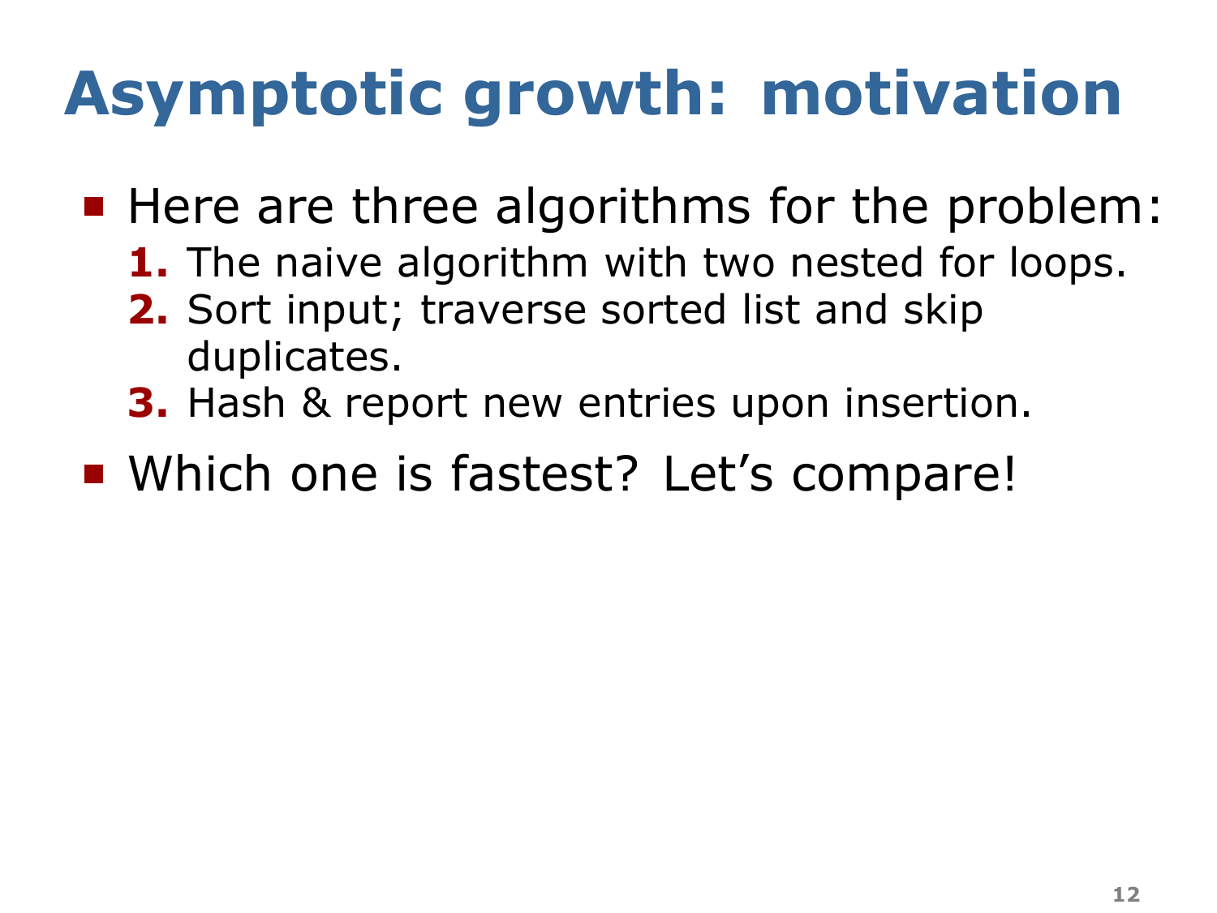# Asymptotic growth: motivation

- Here are three algorithms for the problem:
  1. The naive algorithm with two nested for loops.
  2. Sort input; traverse sorted list and skip duplicates.
  3. Hash & report new entries upon insertion.
- Which one is fastest? Let's compare!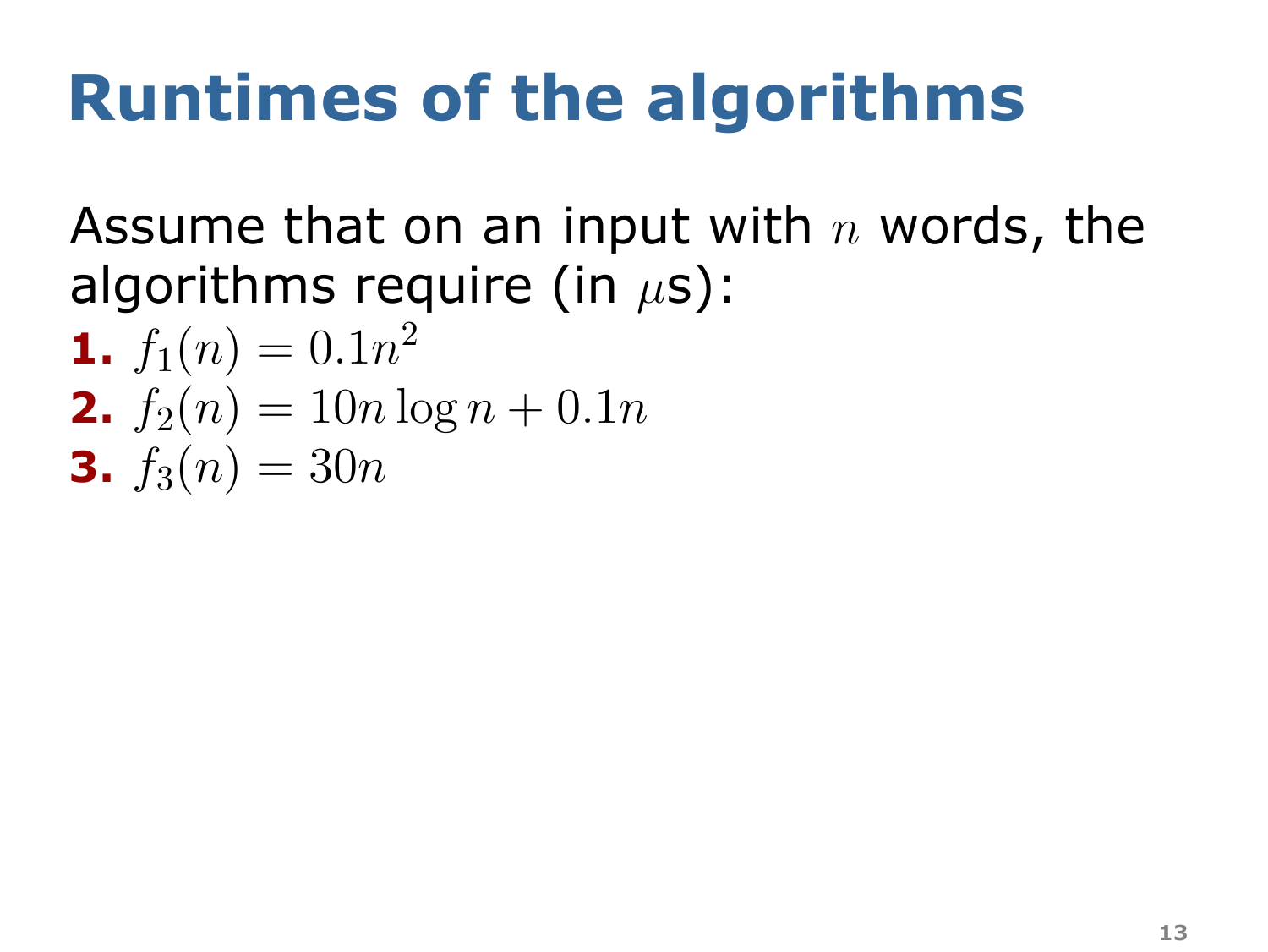# Runtimes of the algorithms

Assume that on an input with $n$ words, the algorithms require (in $\mu$s):

1. $f_1(n) = 0.1n^2$
2. $f_2(n) = 10n \log n + 0.1n$
3. $f_3(n) = 30n$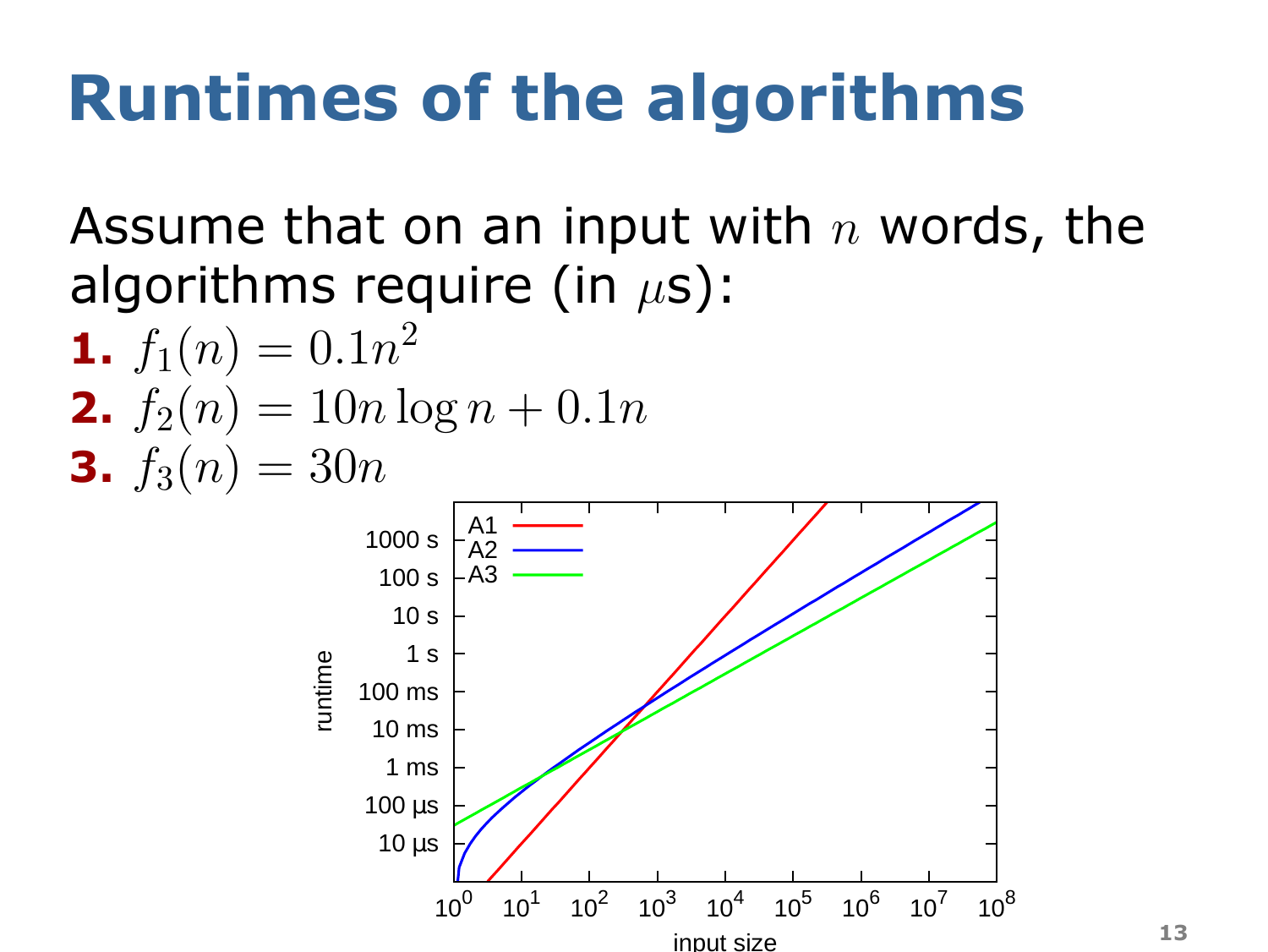# Runtimes of the algorithms

Assume that on an input with $n$ words, the algorithms require (in $\mu$s):

1. $f_1(n) = 0.1n^2$
2. $f_2(n) = 10n \log n + 0.1n$
3. $f_3(n) = 30n$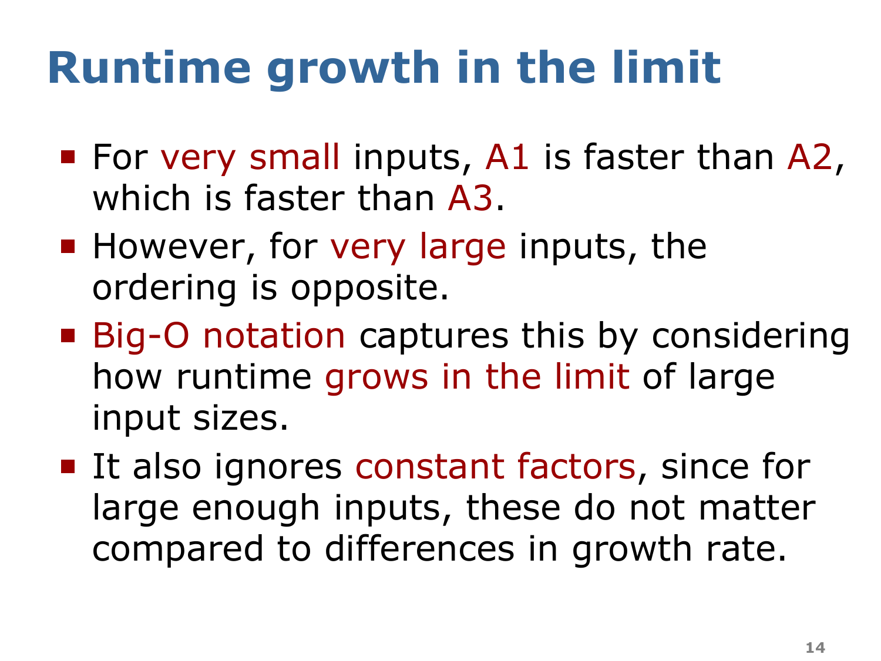# Runtime growth in the limit

- For very small inputs, A1 is faster than A2, which is faster than A3.
- However, for very large inputs, the ordering is opposite.
- Big-O notation captures this by considering how runtime grows in the limit of large input sizes.
- It also ignores constant factors, since for large enough inputs, these do not matter compared to differences in growth rate.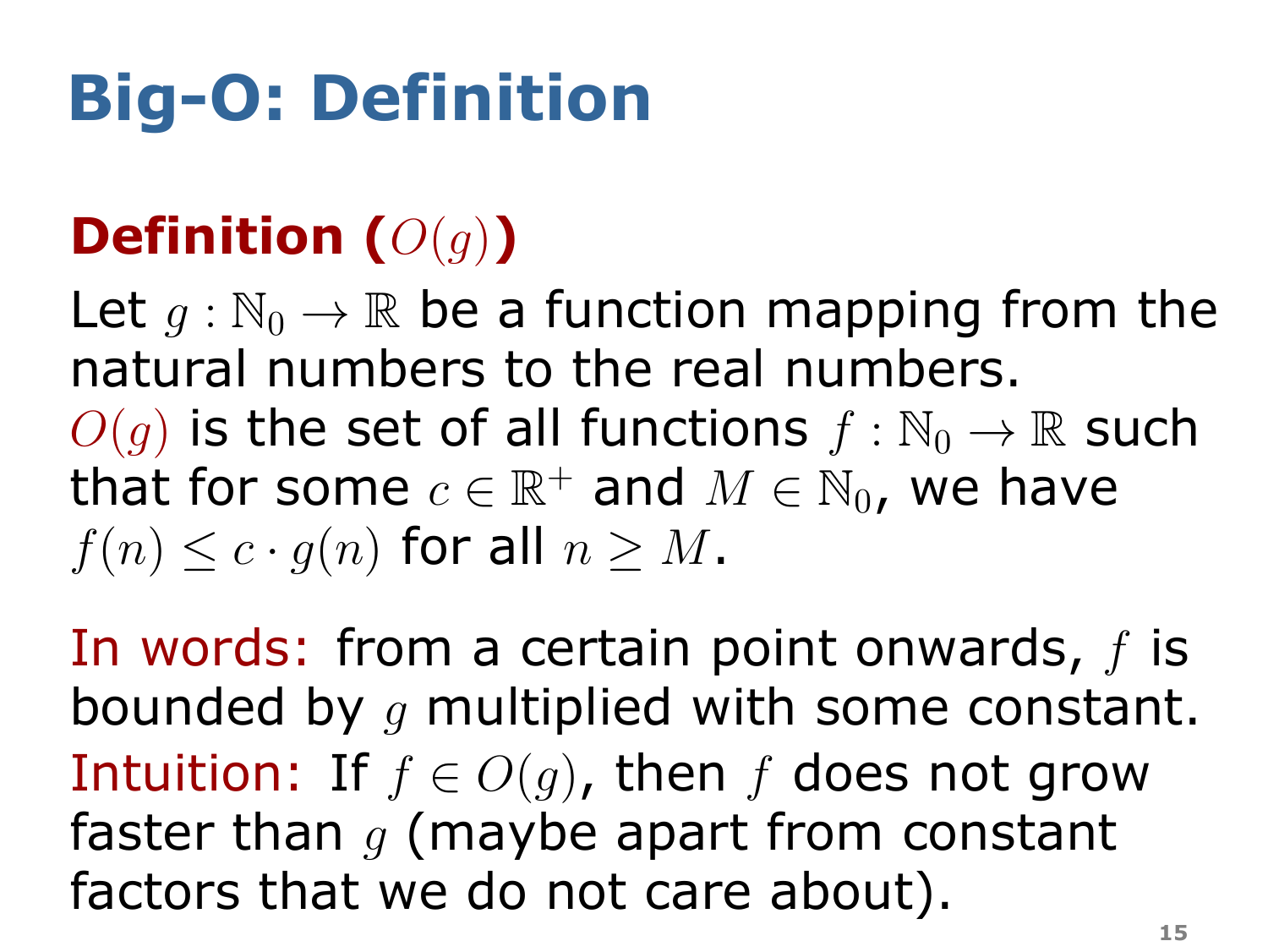# Big-O: Definition

**Definition ($O(g)$)**

Let $g : \mathbb{N}_0 \to \mathbb{R}$ be a function mapping from the natural numbers to the real numbers.
$O(g)$ is the set of all functions $f : \mathbb{N}_0 \to \mathbb{R}$ such that for some $c \in \mathbb{R}^+$ and $M \in \mathbb{N}_0$, we have $f(n) \leq c \cdot g(n)$ for all $n \geq M$.

In words: from a certain point onwards, $f$ is bounded by $g$ multiplied with some constant.
Intuition: If $f \in O(g)$, then $f$ does not grow faster than $g$ (maybe apart from constant factors that we do not care about).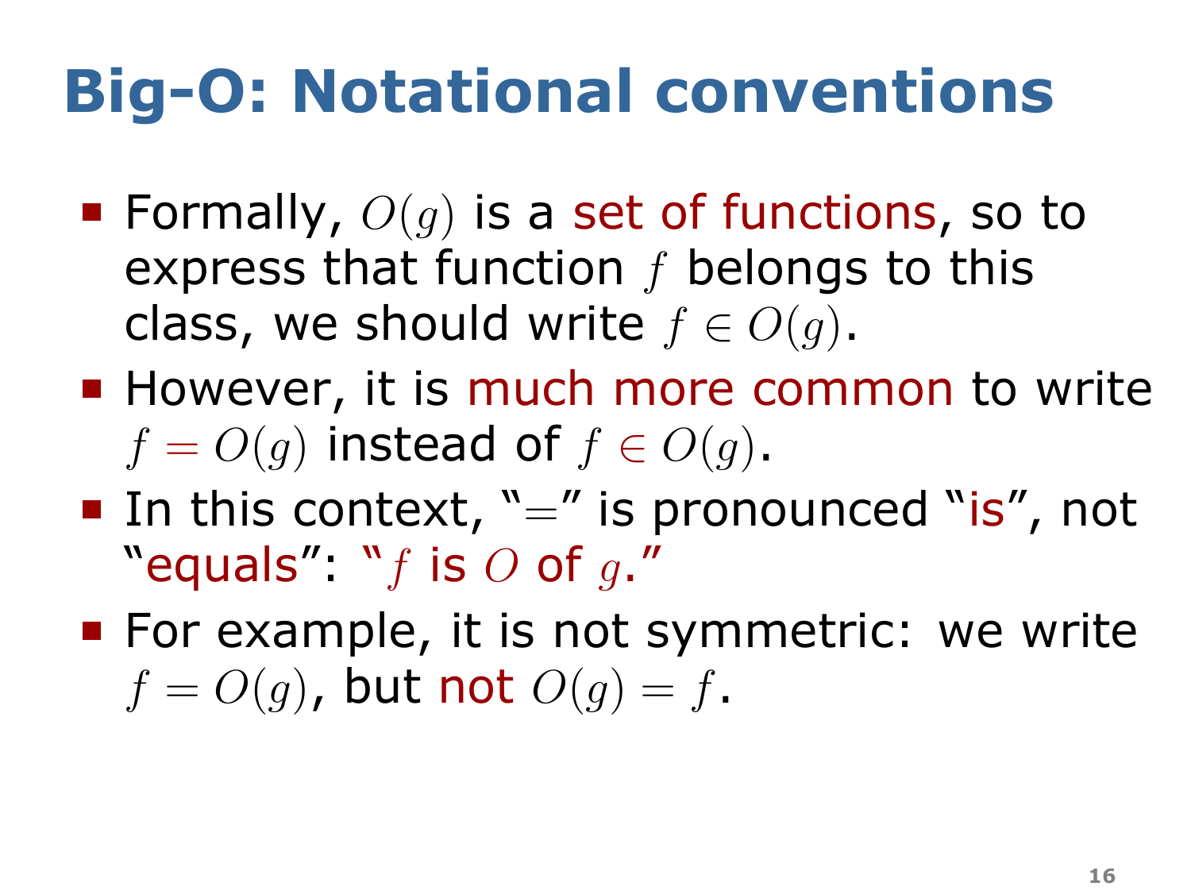# Big-O: Notational conventions

- Formally, $O(g)$ is a set of functions, so to express that function $f$ belongs to this class, we should write $f \in O(g)$.
- However, it is much more common to write $f = O(g)$ instead of $f \in O(g)$.
- In this context, "$=$" is pronounced "is", not "equals": "$f$ is $O$ of $g$."
- For example, it is not symmetric: we write $f = O(g)$, but not $O(g) = f$.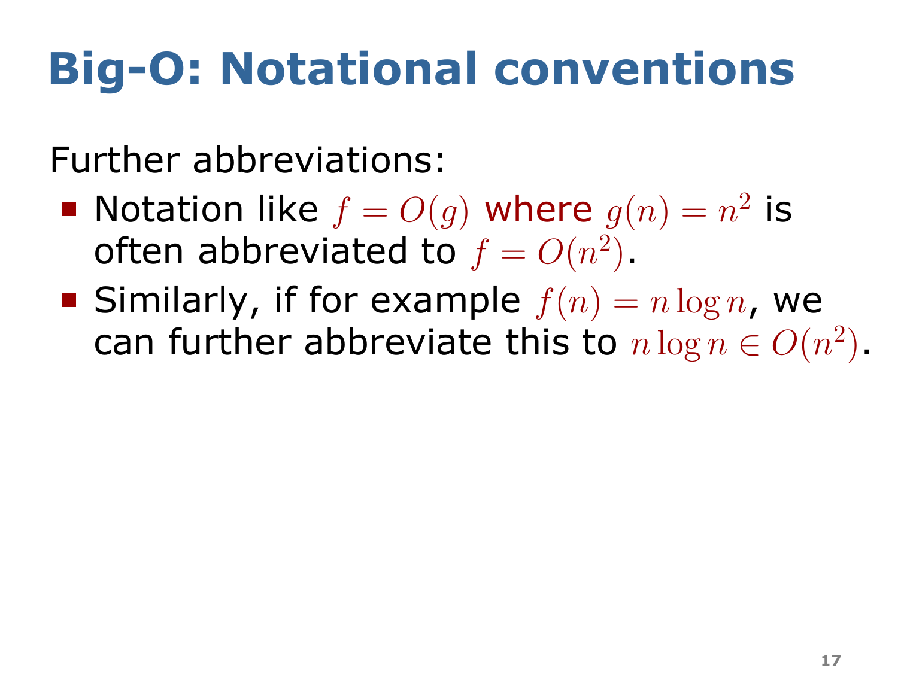# Big-O: Notational conventions

Further abbreviations:

- Notation like $f = O(g)$ where $g(n) = n^2$ is often abbreviated to $f = O(n^2)$.
- Similarly, if for example $f(n) = n \log n$, we can further abbreviate this to $n \log n \in O(n^2)$.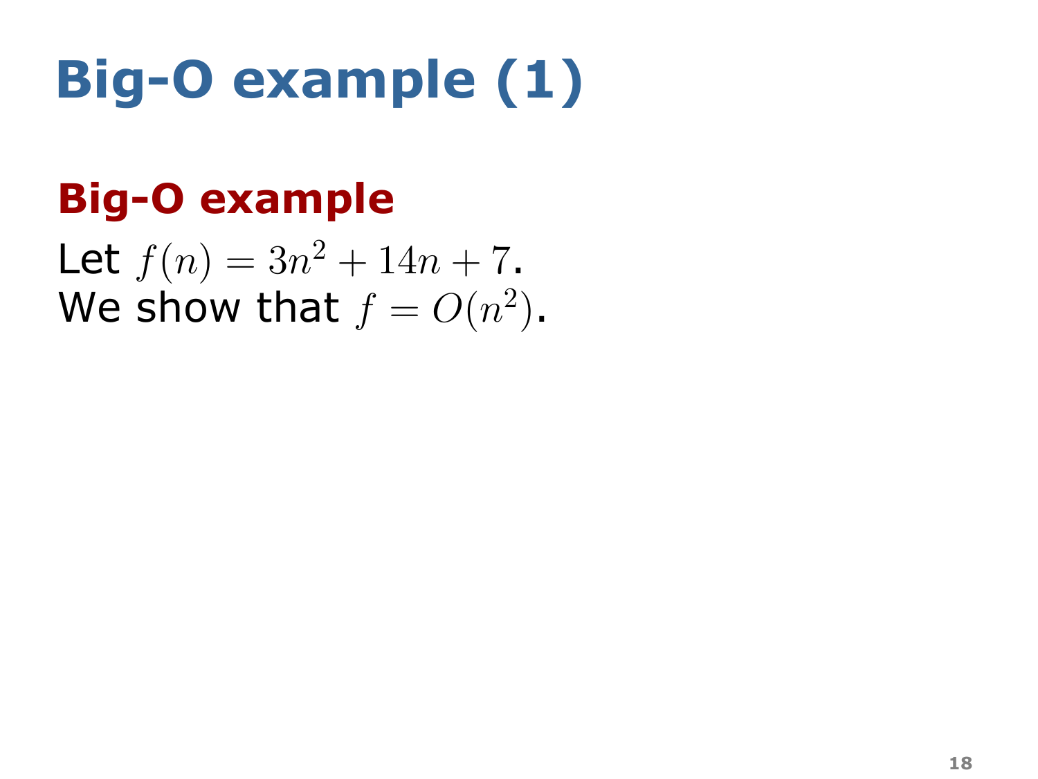# Big-O example (1)

## Big-O example

Let $f(n) = 3n^2 + 14n + 7$.
We show that $f = O(n^2)$.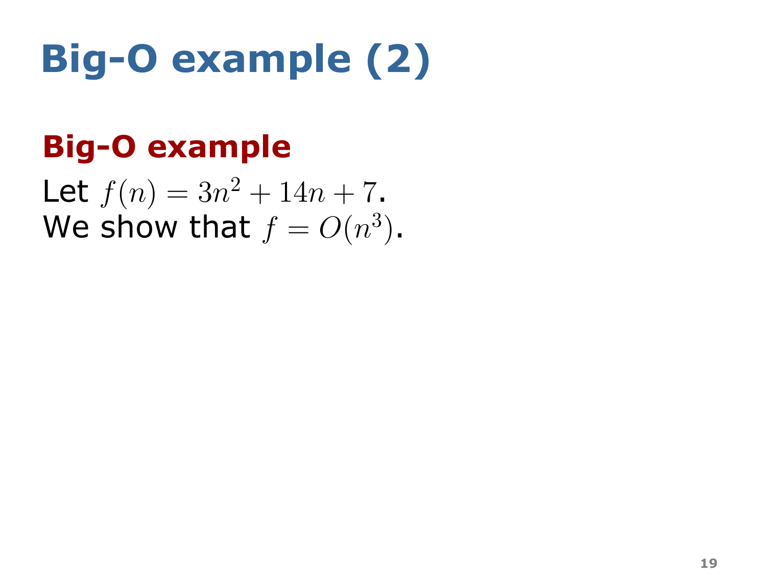# Big-O example (2)

## Big-O example

Let $f(n) = 3n^2 + 14n + 7$.
We show that $f = O(n^3)$.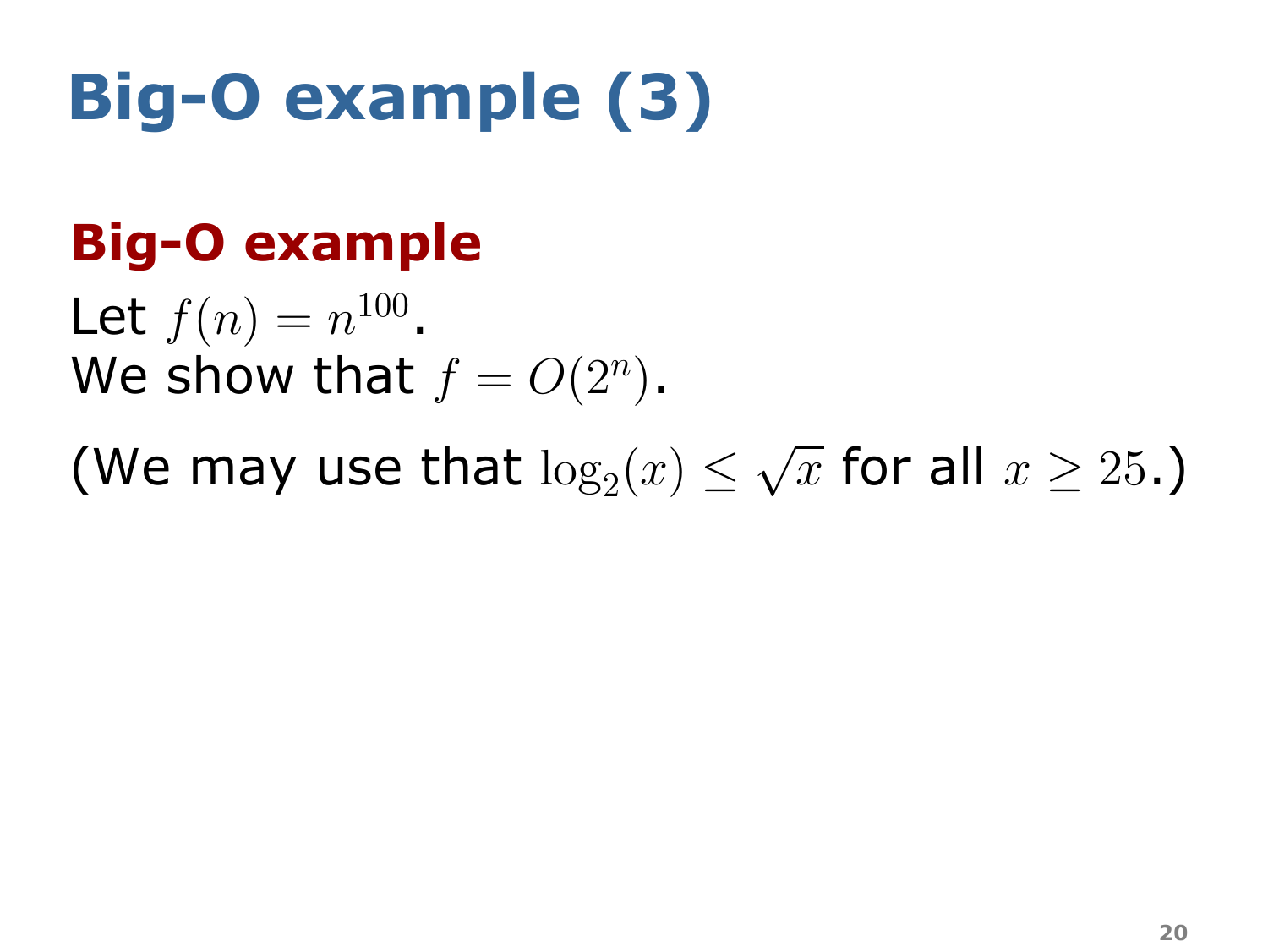# Big-O example (3)

## Big-O example

Let $f(n) = n^{100}$.
We show that $f = O(2^n)$.

(We may use that $\log_2(x) \leq \sqrt{x}$ for all $x \geq 25$.)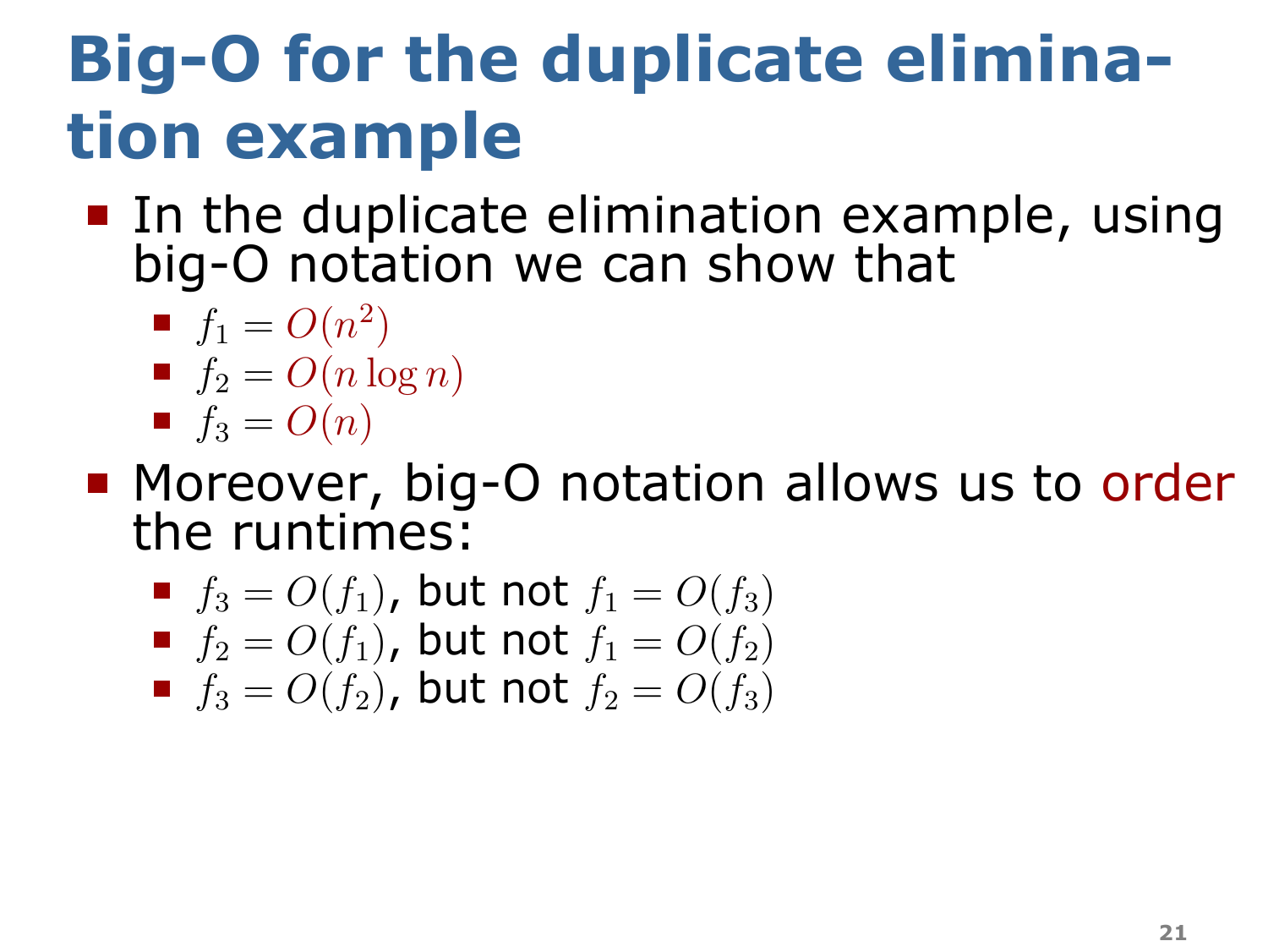# Big-O for the duplicate elimination example

- In the duplicate elimination example, using big-O notation we can show that
  - $f_1 = O(n^2)$
  - $f_2 = O(n \log n)$
  - $f_3 = O(n)$
- Moreover, big-O notation allows us to order the runtimes:
  - $f_3 = O(f_1)$, but not $f_1 = O(f_3)$
  - $f_2 = O(f_1)$, but not $f_1 = O(f_2)$
  - $f_3 = O(f_2)$, but not $f_2 = O(f_3)$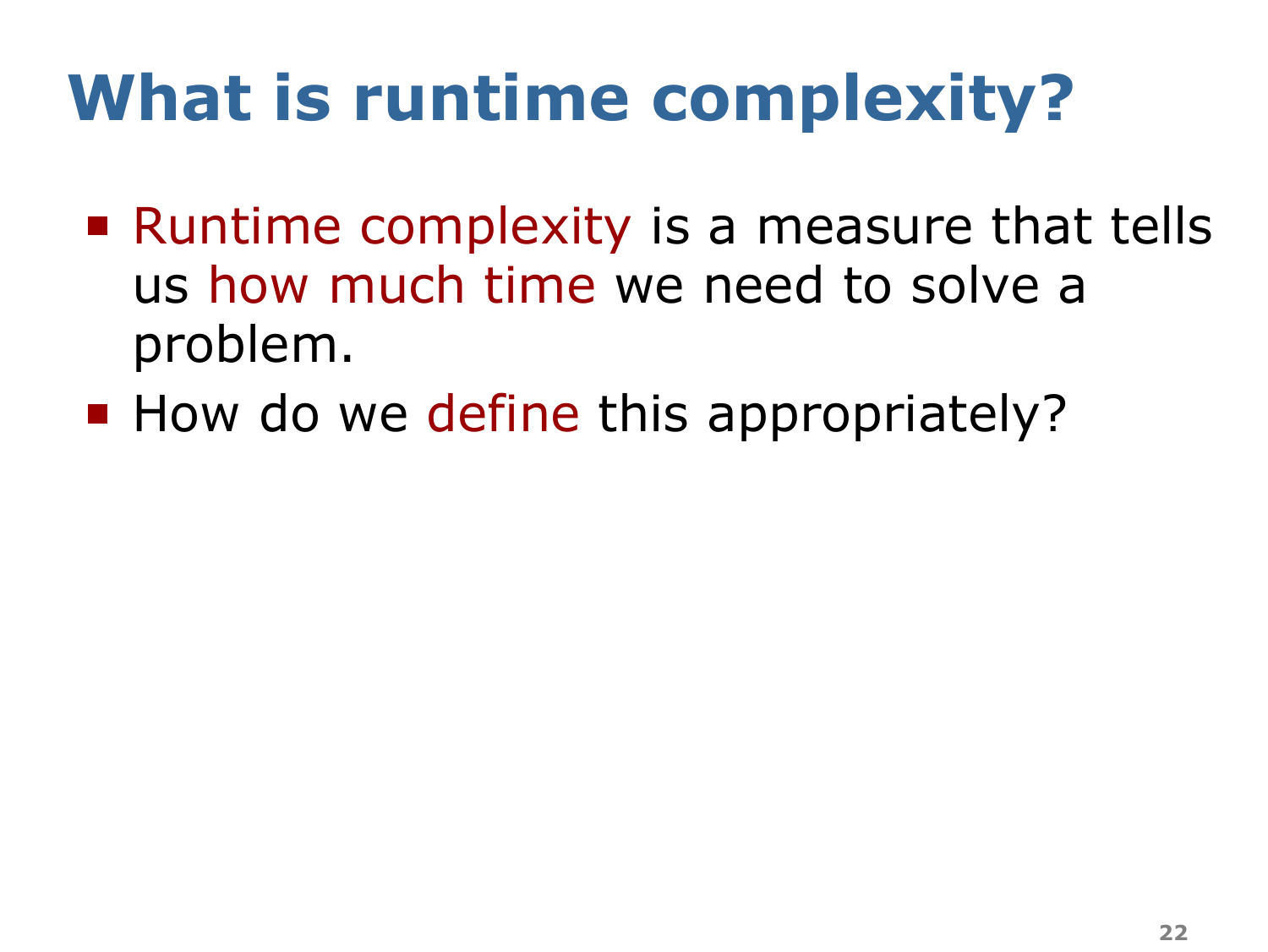# What is runtime complexity?

- Runtime complexity is a measure that tells us how much time we need to solve a problem.
- How do we define this appropriately?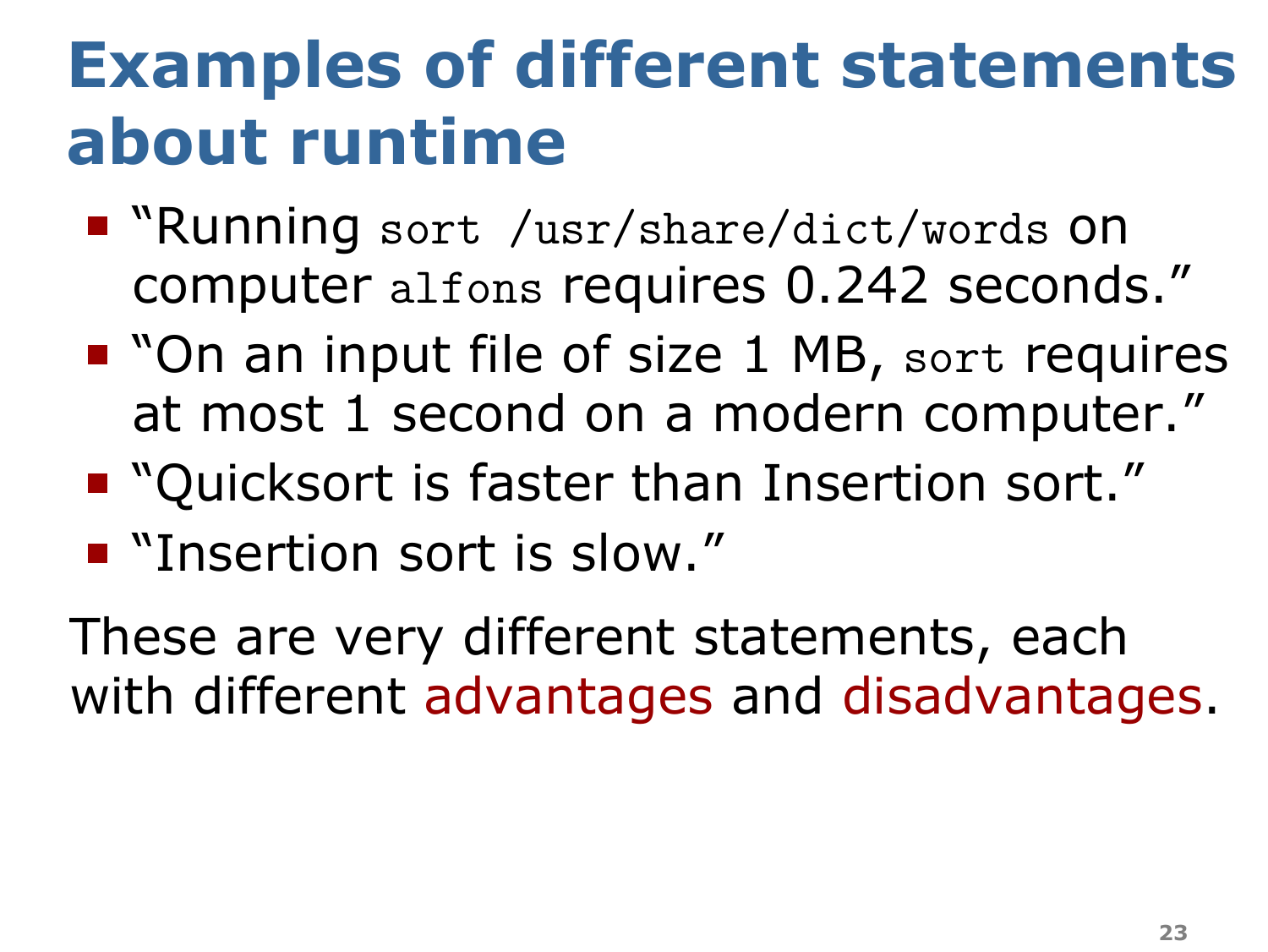# Examples of different statements about runtime

- "Running `sort /usr/share/dict/words` on computer `alfons` requires 0.242 seconds."
- "On an input file of size 1 MB, `sort` requires at most 1 second on a modern computer."
- "Quicksort is faster than Insertion sort."
- "Insertion sort is slow."

These are very different statements, each with different advantages and disadvantages.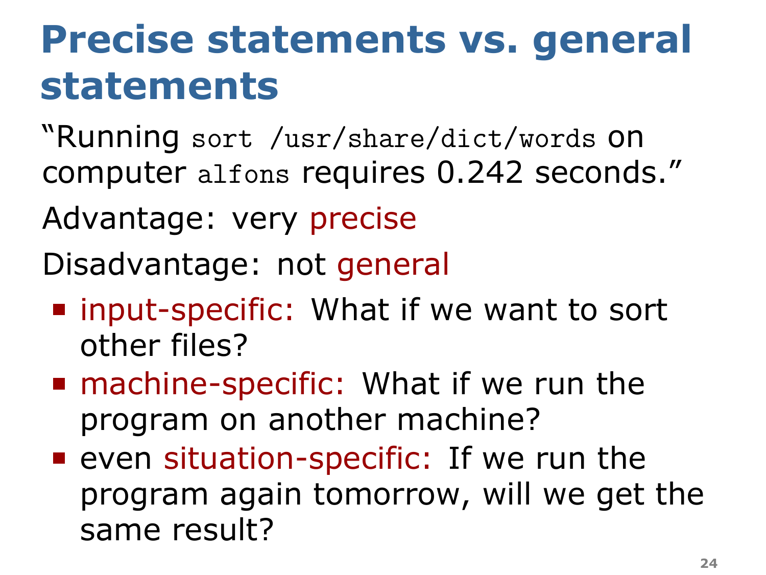# Precise statements vs. general statements

"Running `sort /usr/share/dict/words` on computer `alfons` requires 0.242 seconds."

Advantage: very precise

Disadvantage: not general

- input-specific: What if we want to sort other files?
- machine-specific: What if we run the program on another machine?
- even situation-specific: If we run the program again tomorrow, will we get the same result?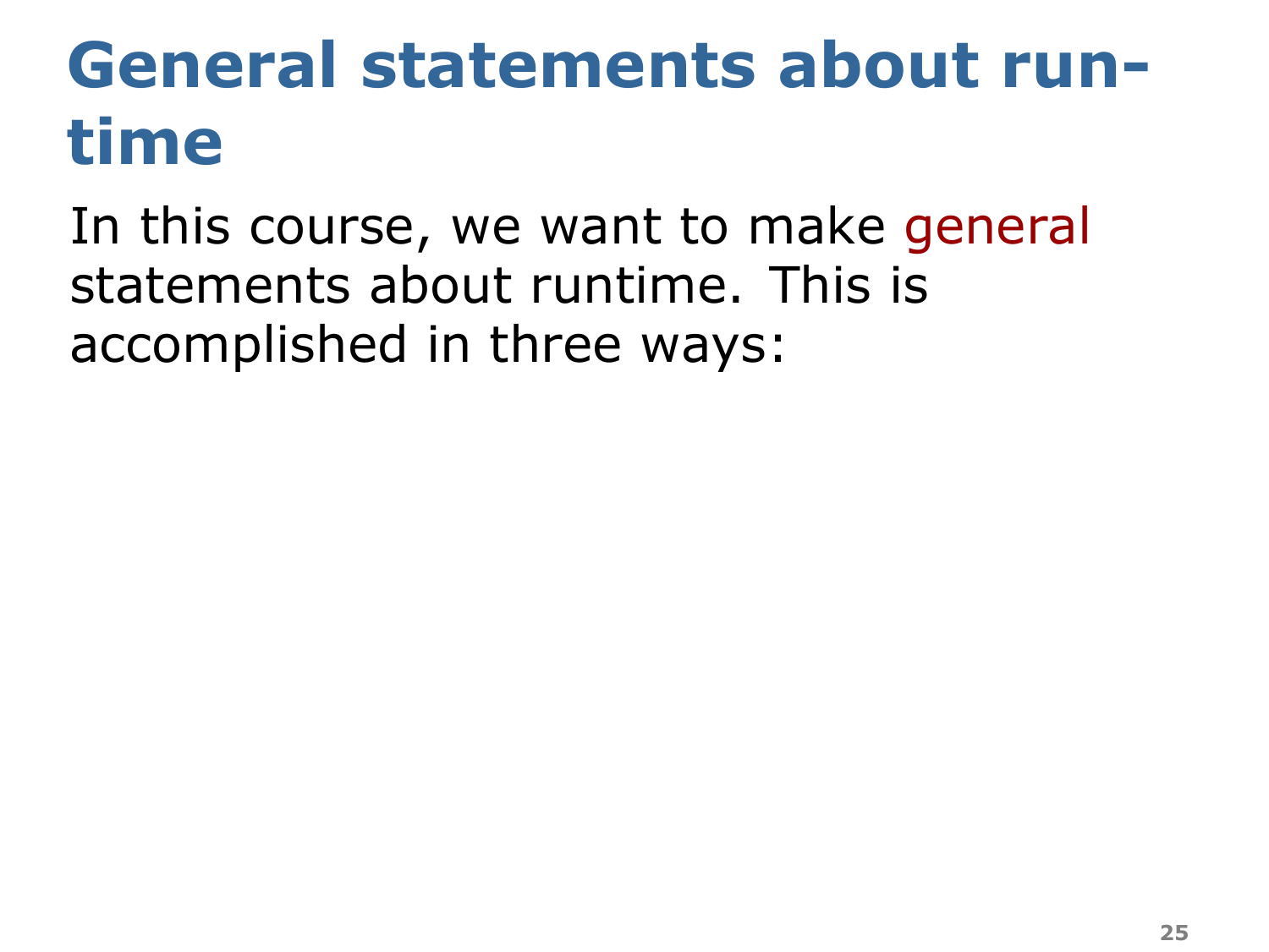# General statements about run-time

In this course, we want to make general statements about runtime. This is accomplished in three ways: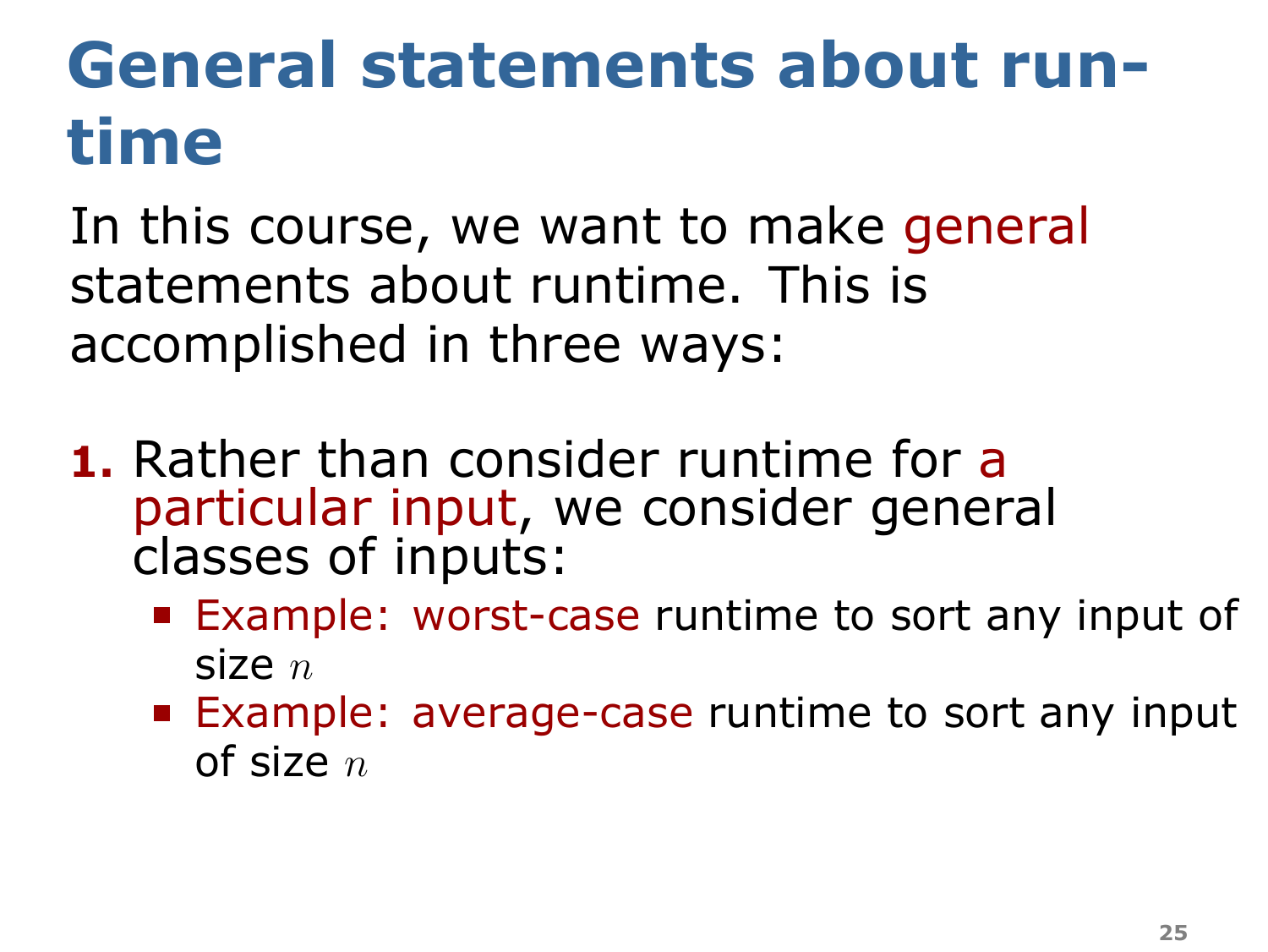# General statements about run-time

In this course, we want to make general statements about runtime. This is accomplished in three ways:

1. Rather than consider runtime for a particular input, we consider general classes of inputs:
   - Example: worst-case runtime to sort any input of size $n$
   - Example: average-case runtime to sort any input of size $n$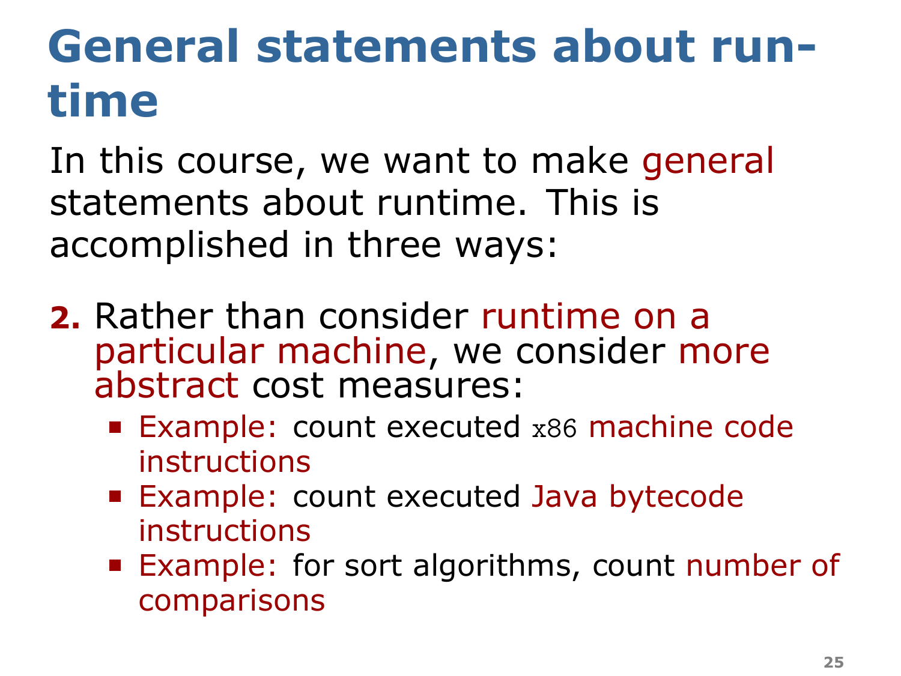# General statements about run-time

In this course, we want to make general statements about runtime. This is accomplished in three ways:

2. Rather than consider runtime on a particular machine, we consider more abstract cost measures:
   - Example: count executed `x86` machine code instructions
   - Example: count executed Java bytecode instructions
   - Example: for sort algorithms, count number of comparisons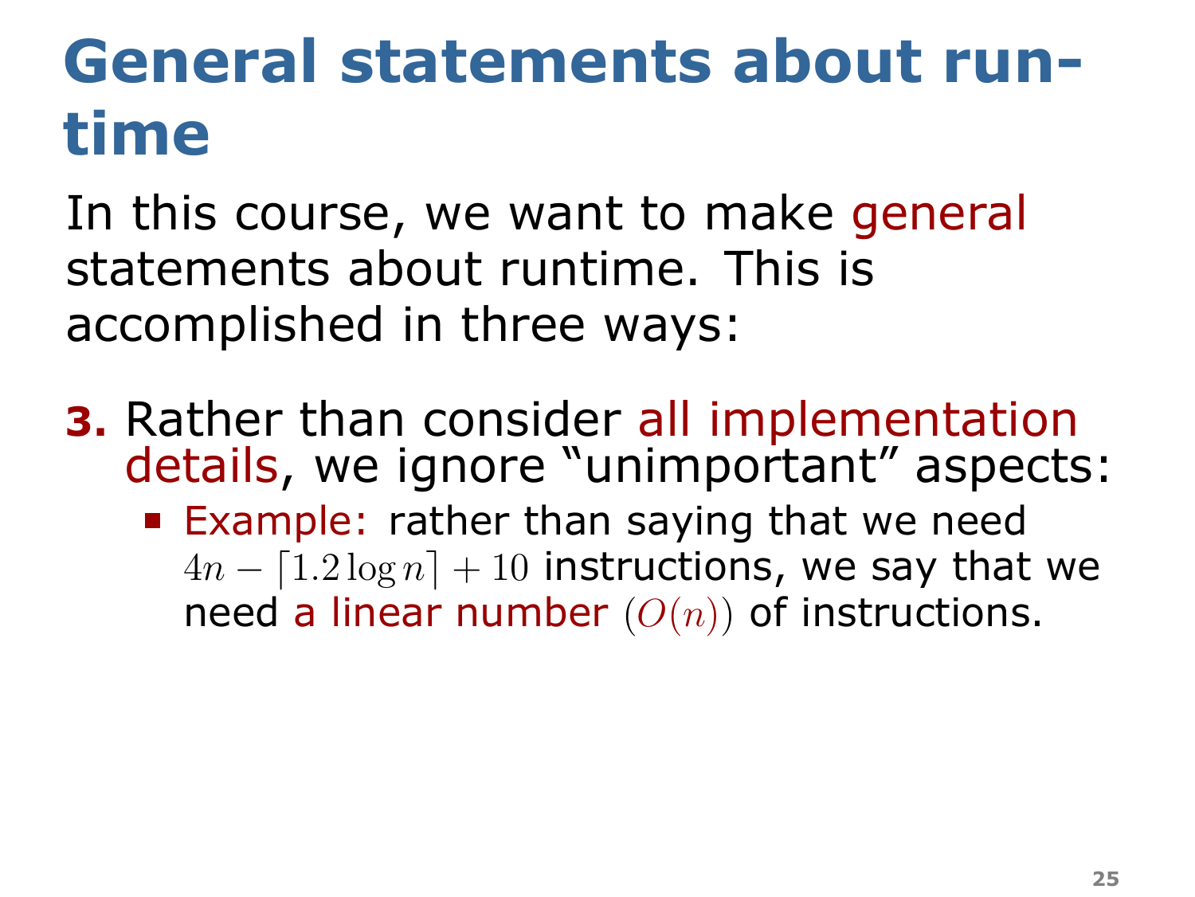# General statements about runtime

In this course, we want to make general statements about runtime. This is accomplished in three ways:

3. Rather than consider all implementation details, we ignore "unimportant" aspects:
   - Example: rather than saying that we need $4n - \lceil 1.2 \log n \rceil + 10$ instructions, we say that we need a linear number ($O(n)$) of instructions.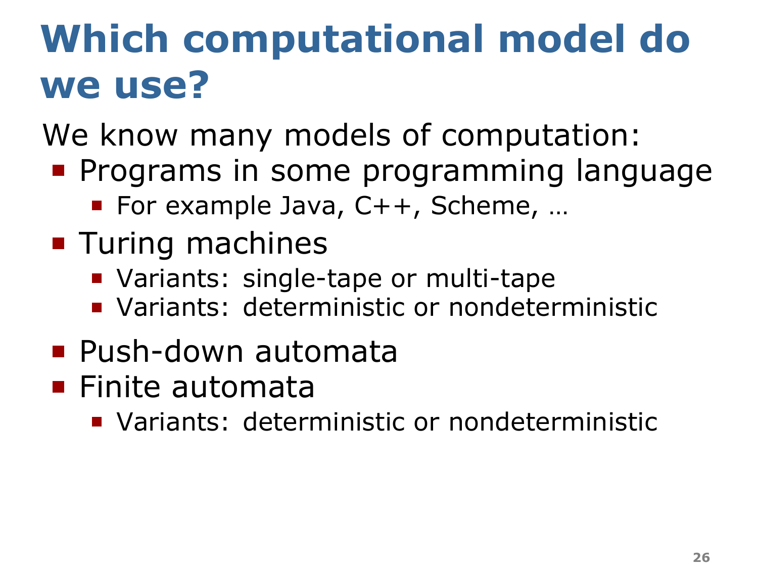# Which computational model do we use?

We know many models of computation:

- Programs in some programming language
  - For example Java, C++, Scheme, …
- Turing machines
  - Variants: single-tape or multi-tape
  - Variants: deterministic or nondeterministic
- Push-down automata
- Finite automata
  - Variants: deterministic or nondeterministic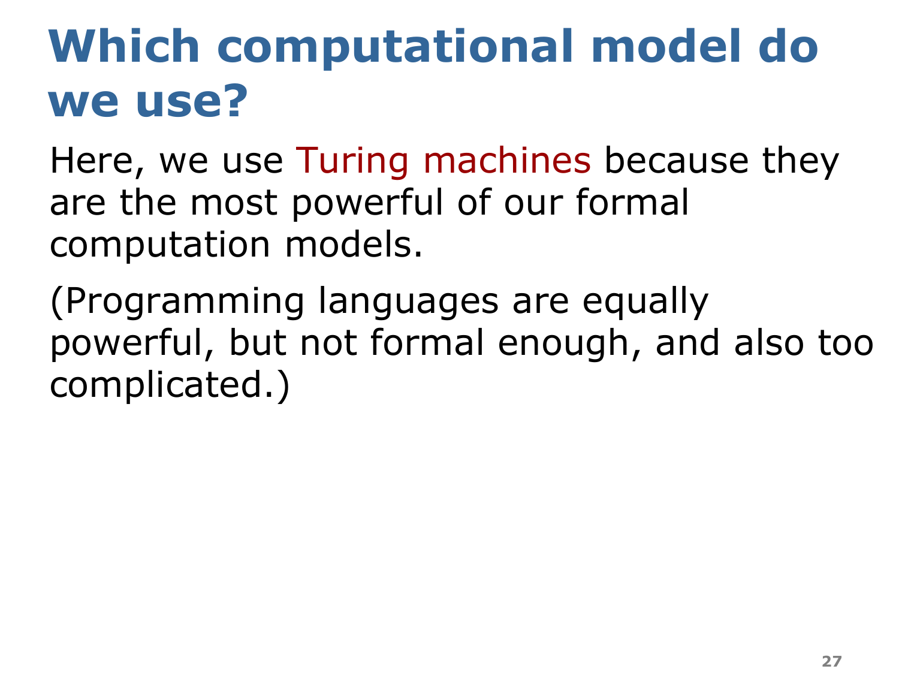# Which computational model do we use?

Here, we use Turing machines because they are the most powerful of our formal computation models.

(Programming languages are equally powerful, but not formal enough, and also too complicated.)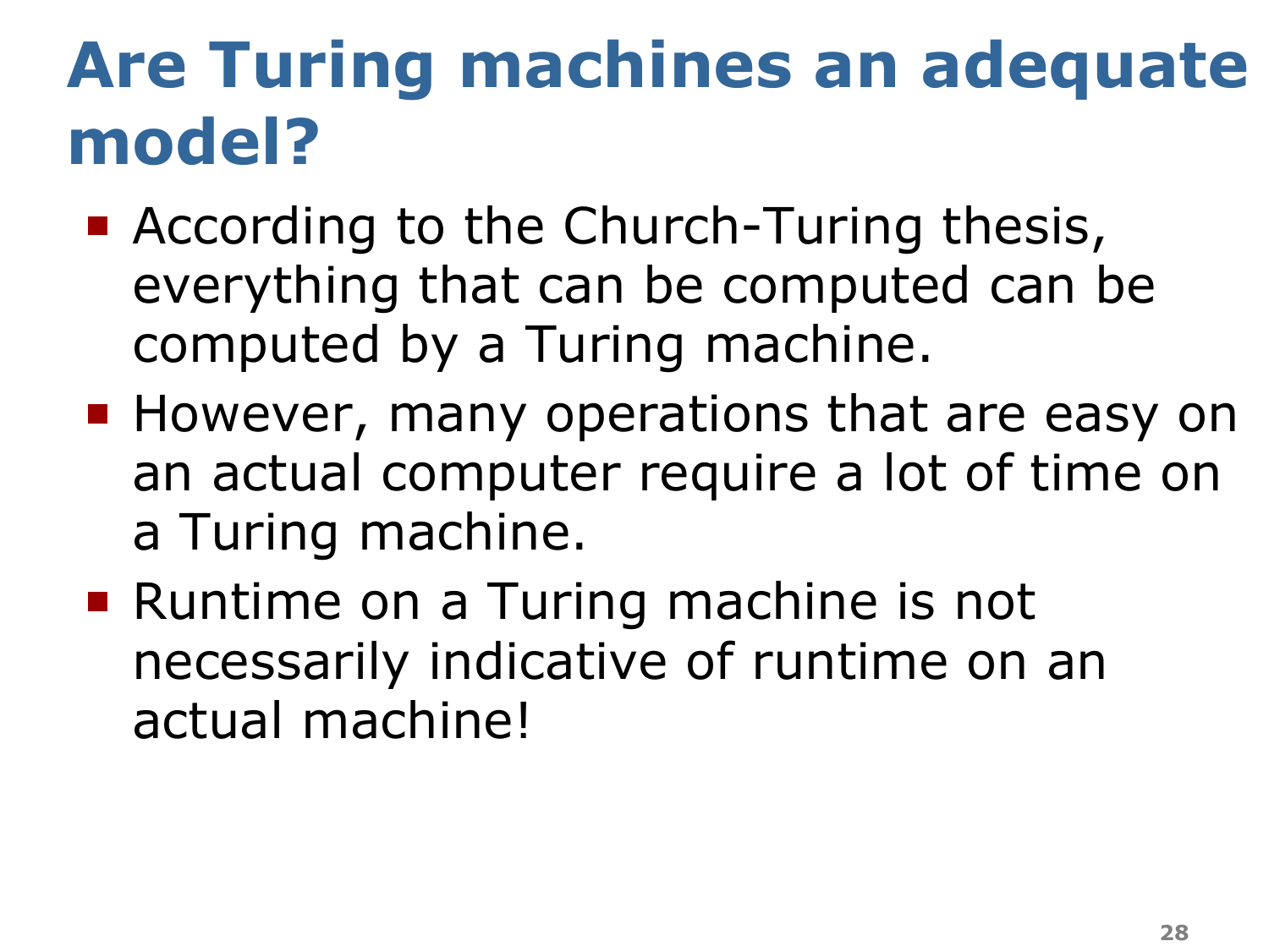# Are Turing machines an adequate model?

- According to the Church-Turing thesis, everything that can be computed can be computed by a Turing machine.
- However, many operations that are easy on an actual computer require a lot of time on a Turing machine.
- Runtime on a Turing machine is not necessarily indicative of runtime on an actual machine!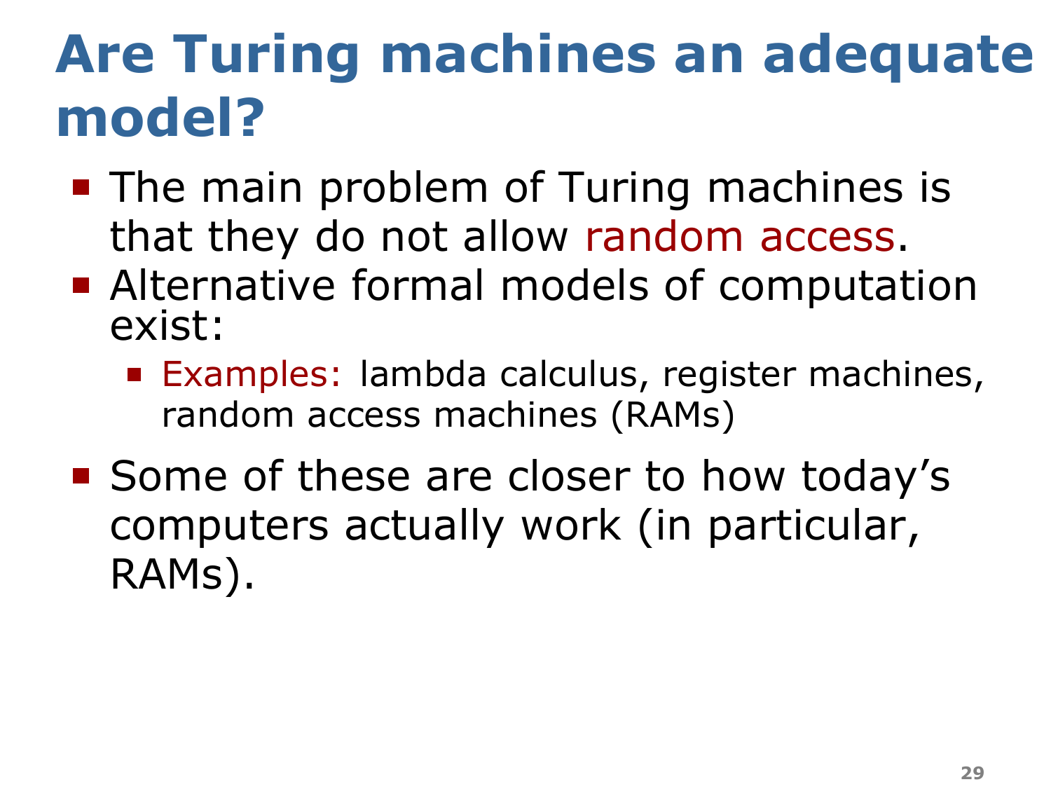# Are Turing machines an adequate model?

- The main problem of Turing machines is that they do not allow random access.
- Alternative formal models of computation exist:
  - Examples: lambda calculus, register machines, random access machines (RAMs)
- Some of these are closer to how today's computers actually work (in particular, RAMs).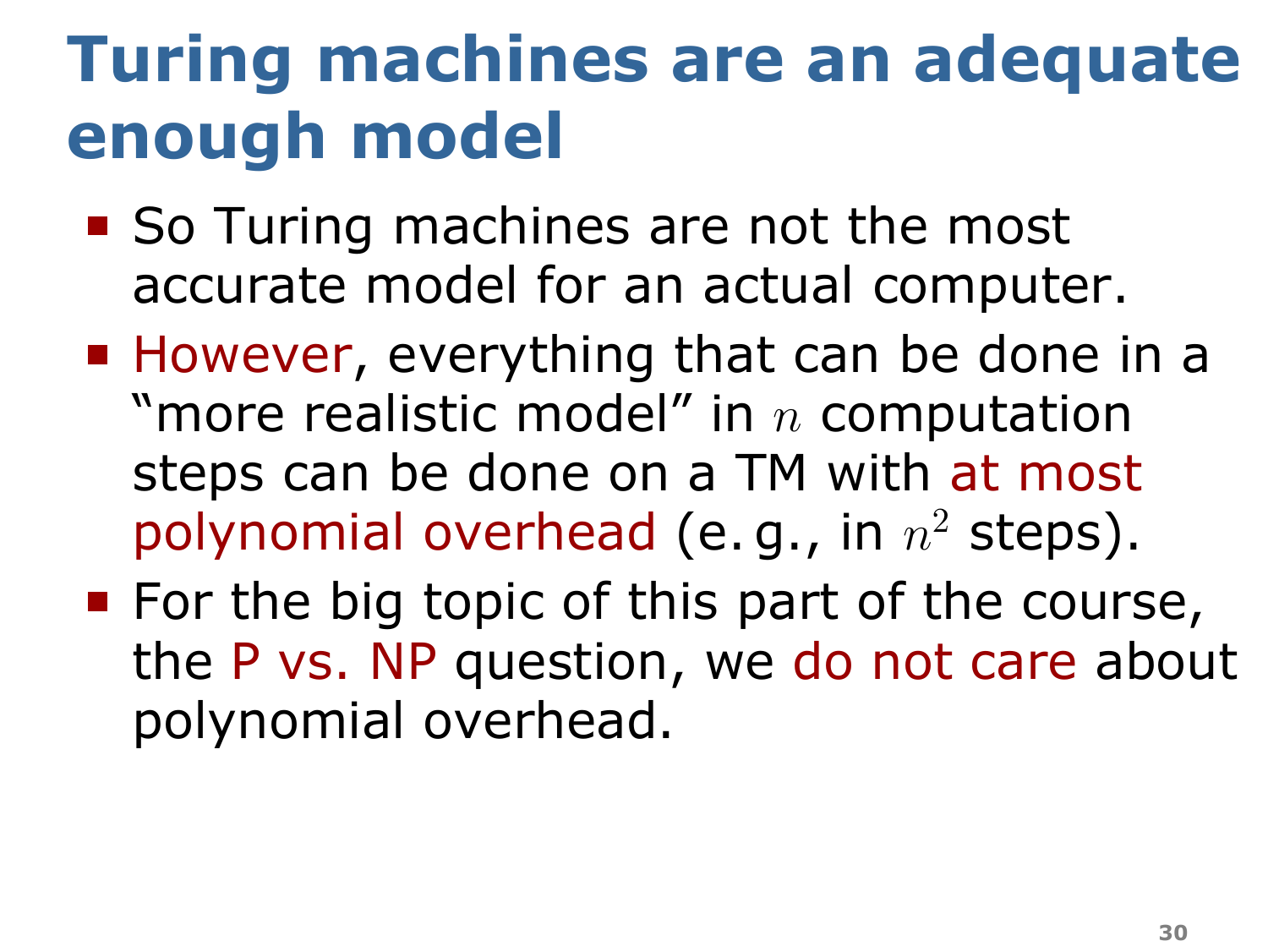# Turing machines are an adequate enough model

- So Turing machines are not the most accurate model for an actual computer.
- However, everything that can be done in a "more realistic model" in $n$ computation steps can be done on a TM with at most polynomial overhead (e. g., in $n^2$ steps).
- For the big topic of this part of the course, the P vs. NP question, we do not care about polynomial overhead.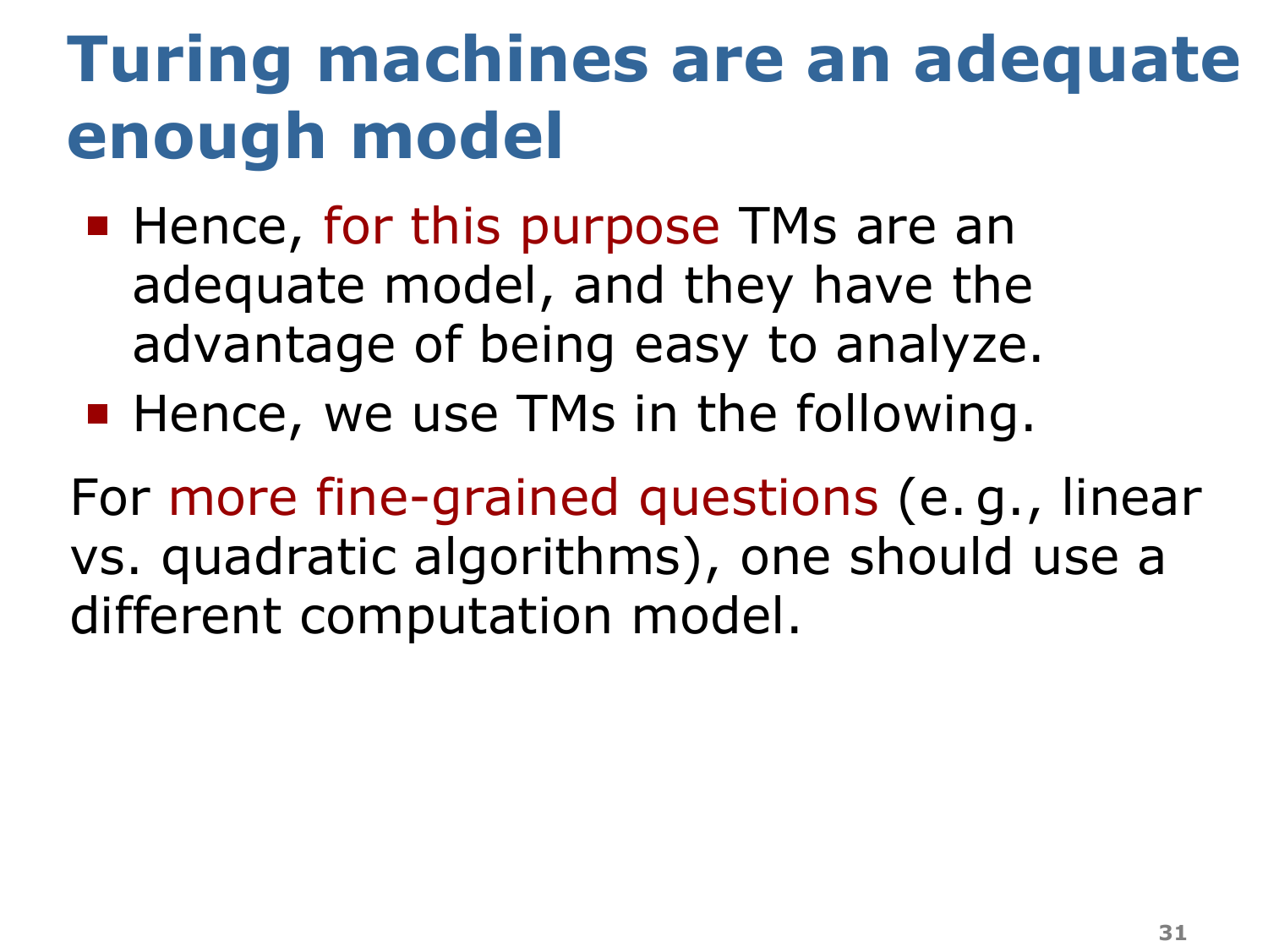# Turing machines are an adequate enough model

- Hence, for this purpose TMs are an adequate model, and they have the advantage of being easy to analyze.
- Hence, we use TMs in the following.

For more fine-grained questions (e. g., linear vs. quadratic algorithms), one should use a different computation model.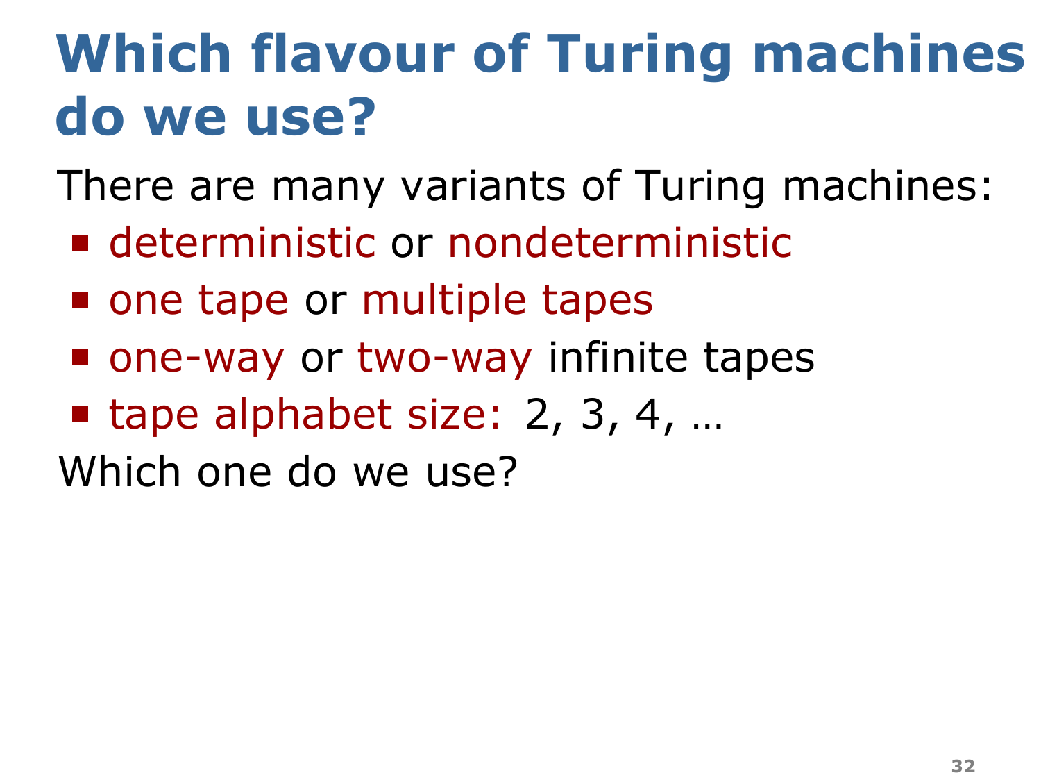# Which flavour of Turing machines do we use?

There are many variants of Turing machines:

- deterministic or nondeterministic
- one tape or multiple tapes
- one-way or two-way infinite tapes
- tape alphabet size: 2, 3, 4, …

Which one do we use?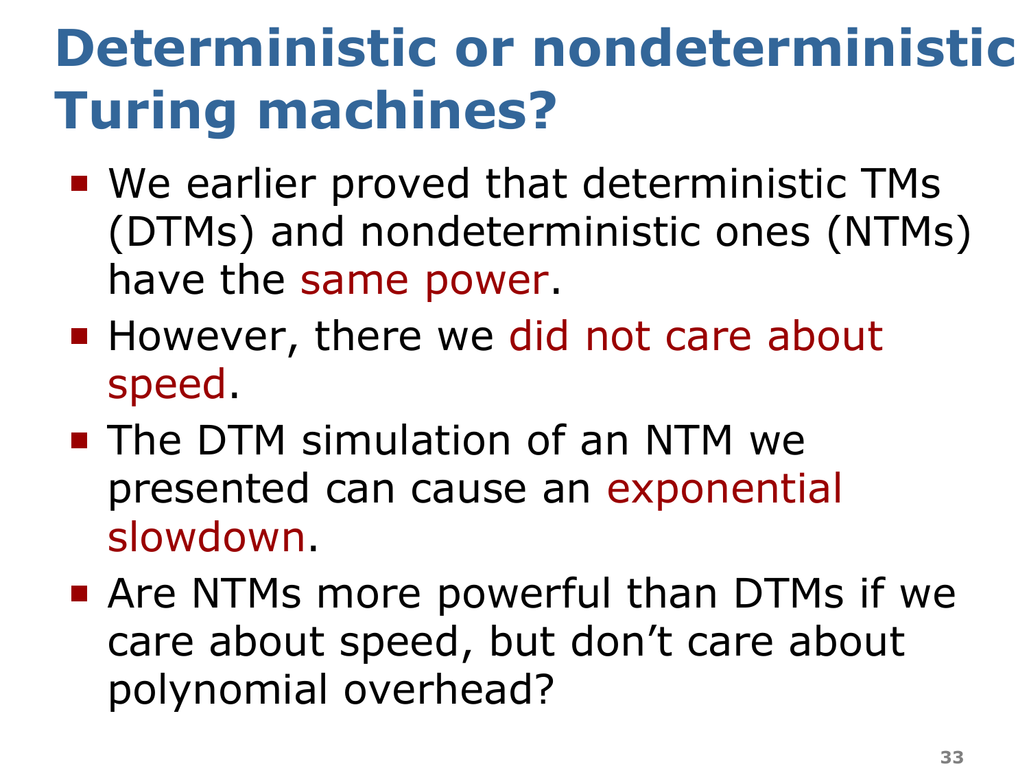# Deterministic or nondeterministic Turing machines?

- We earlier proved that deterministic TMs (DTMs) and nondeterministic ones (NTMs) have the same power.
- However, there we did not care about speed.
- The DTM simulation of an NTM we presented can cause an exponential slowdown.
- Are NTMs more powerful than DTMs if we care about speed, but don't care about polynomial overhead?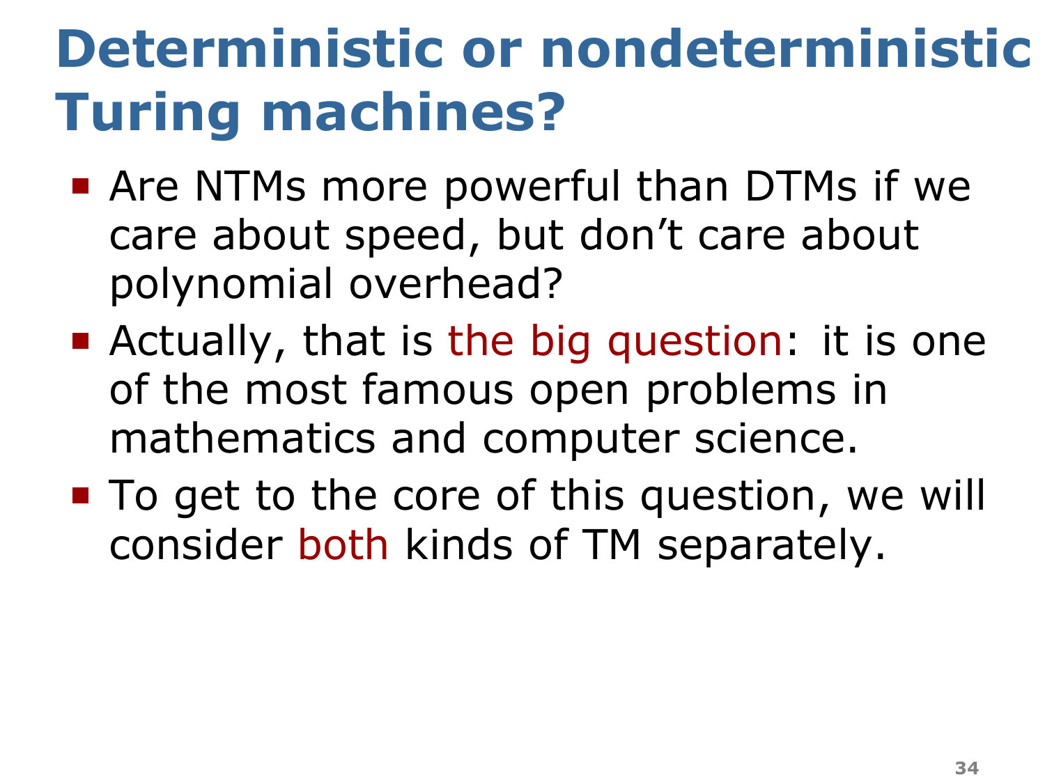# Deterministic or nondeterministic Turing machines?

- Are NTMs more powerful than DTMs if we care about speed, but don’t care about polynomial overhead?
- Actually, that is the big question: it is one of the most famous open problems in mathematics and computer science.
- To get to the core of this question, we will consider both kinds of TM separately.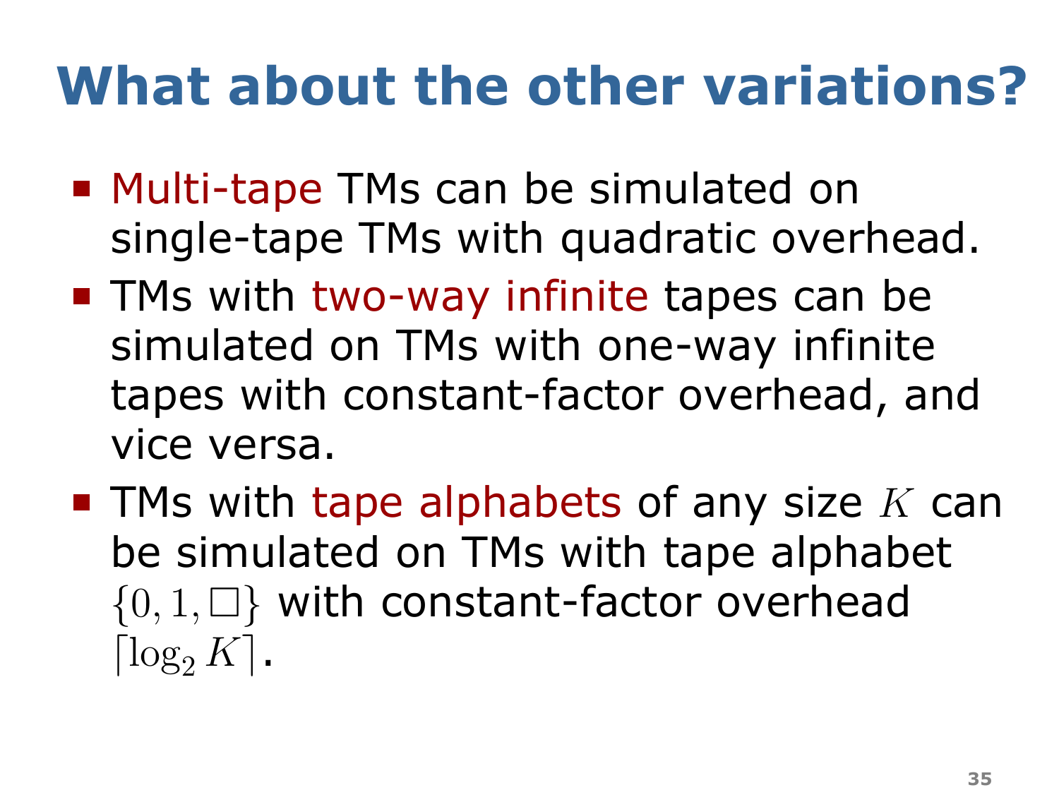# What about the other variations?

- Multi-tape TMs can be simulated on single-tape TMs with quadratic overhead.
- TMs with two-way infinite tapes can be simulated on TMs with one-way infinite tapes with constant-factor overhead, and vice versa.
- TMs with tape alphabets of any size $K$ can be simulated on TMs with tape alphabet $\{0, 1, \square\}$ with constant-factor overhead $\lceil \log_2 K \rceil$.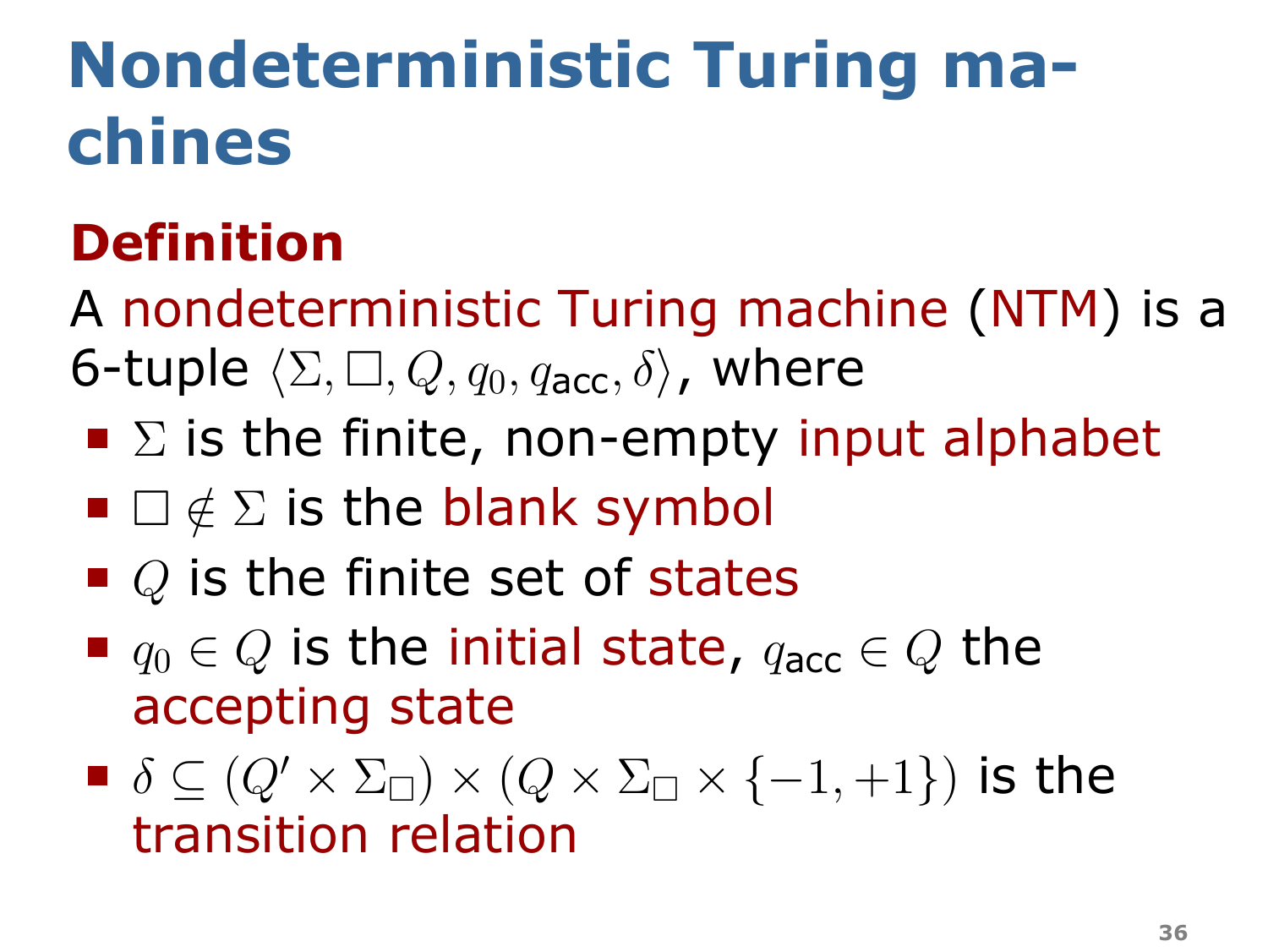# Nondeterministic Turing machines

## Definition

A nondeterministic Turing machine (NTM) is a 6-tuple $\langle \Sigma, \square, Q, q_0, q_{\mathsf{acc}}, \delta \rangle$, where

- $\Sigma$ is the finite, non-empty input alphabet
- $\square \notin \Sigma$ is the blank symbol
- $Q$ is the finite set of states
- $q_0 \in Q$ is the initial state, $q_{\mathsf{acc}} \in Q$ the accepting state
- $\delta \subseteq (Q' \times \Sigma_\square) \times (Q \times \Sigma_\square \times \{-1, +1\})$ is the transition relation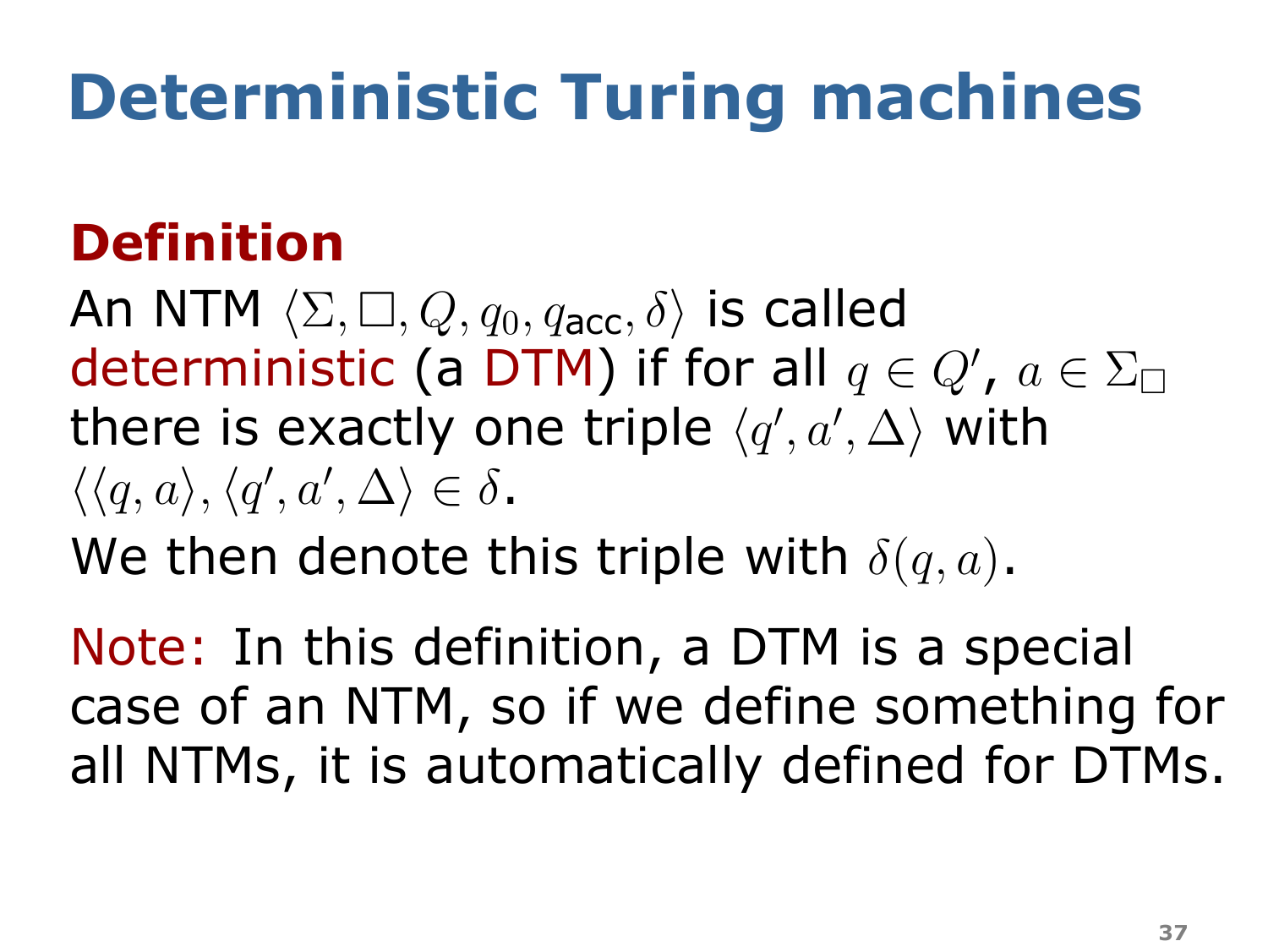# Deterministic Turing machines

**Definition**

An NTM $\langle \Sigma, \square, Q, q_0, q_{\mathsf{acc}}, \delta \rangle$ is called deterministic (a DTM) if for all $q \in Q'$, $a \in \Sigma_\square$ there is exactly one triple $\langle q', a', \Delta \rangle$ with $\langle \langle q, a \rangle, \langle q', a', \Delta \rangle \rangle \in \delta$.

We then denote this triple with $\delta(q, a)$.

Note: In this definition, a DTM is a special case of an NTM, so if we define something for all NTMs, it is automatically defined for DTMs.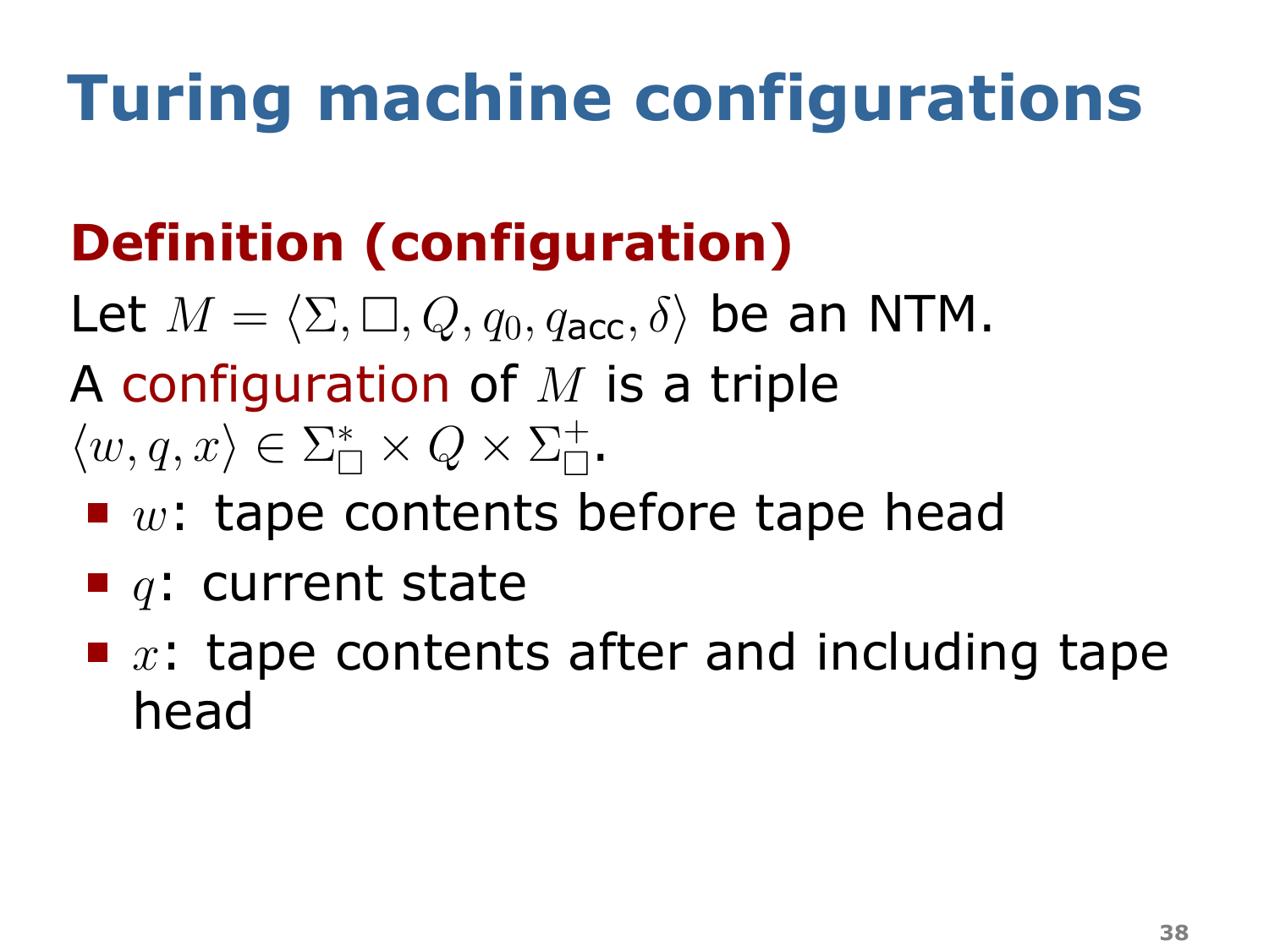# Turing machine configurations

## Definition (configuration)

Let $M = \langle \Sigma, \Box, Q, q_0, q_{\mathsf{acc}}, \delta \rangle$ be an NTM.

A configuration of $M$ is a triple $\langle w, q, x \rangle \in \Sigma_\Box^* \times Q \times \Sigma_\Box^+$.

- $w$: tape contents before tape head
- $q$: current state
- $x$: tape contents after and including tape head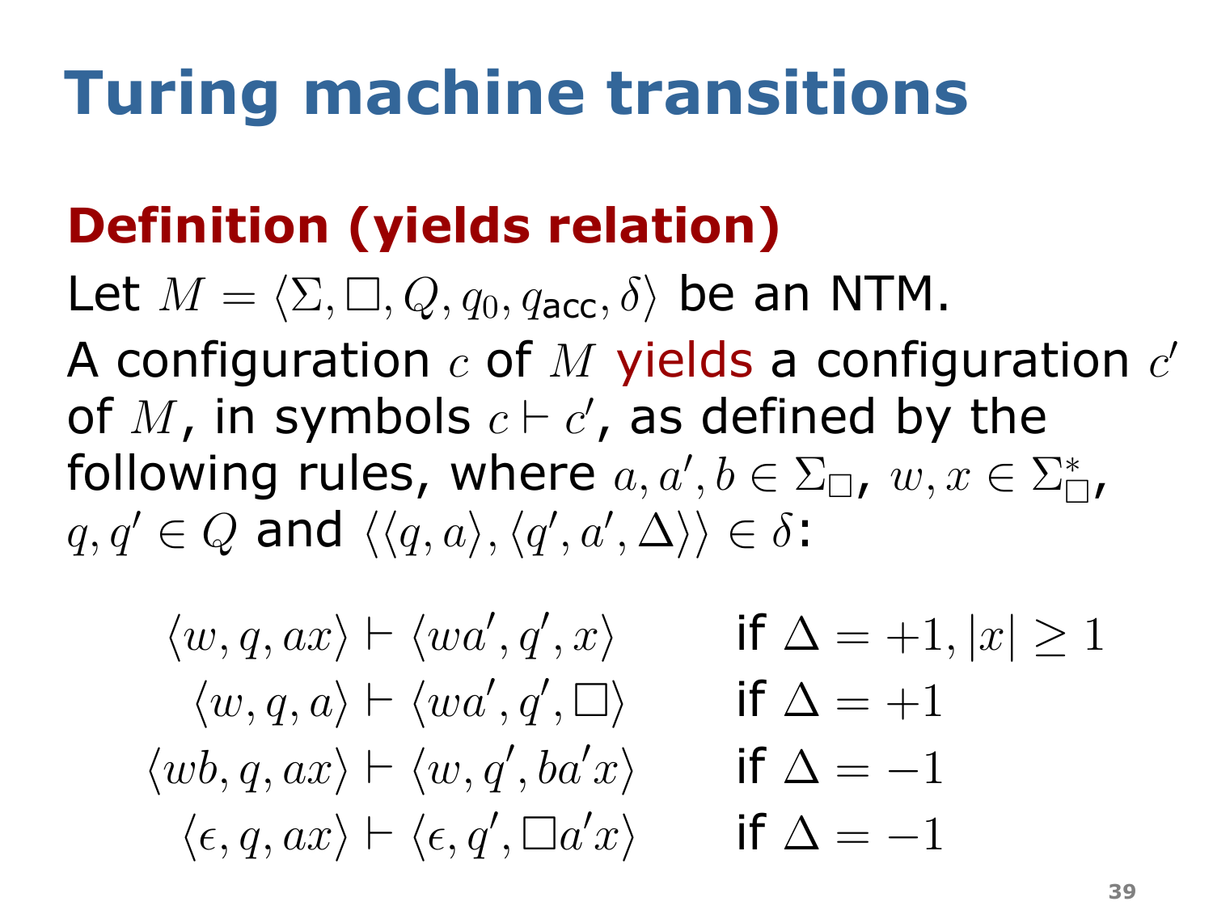# Turing machine transitions

**Definition (yields relation)**

Let $M = \langle \Sigma, \Box, Q, q_0, q_{\mathsf{acc}}, \delta \rangle$ be an NTM.

A configuration $c$ of $M$ yields a configuration $c'$ of $M$, in symbols $c \vdash c'$, as defined by the following rules, where $a, a', b \in \Sigma_\Box$, $w, x \in \Sigma_\Box^*$, $q, q' \in Q$ and $\langle \langle q, a \rangle, \langle q', a', \Delta \rangle \rangle \in \delta$:

$$
\begin{array}{rll}
\langle w, q, ax \rangle \vdash \langle wa', q', x \rangle & & \text{if } \Delta = +1, |x| \geq 1 \\
\langle w, q, a \rangle \vdash \langle wa', q', \Box \rangle & & \text{if } \Delta = +1 \\
\langle wb, q, ax \rangle \vdash \langle w, q', ba'x \rangle & & \text{if } \Delta = -1 \\
\langle \epsilon, q, ax \rangle \vdash \langle \epsilon, q', \Box a'x \rangle & & \text{if } \Delta = -1
\end{array}
$$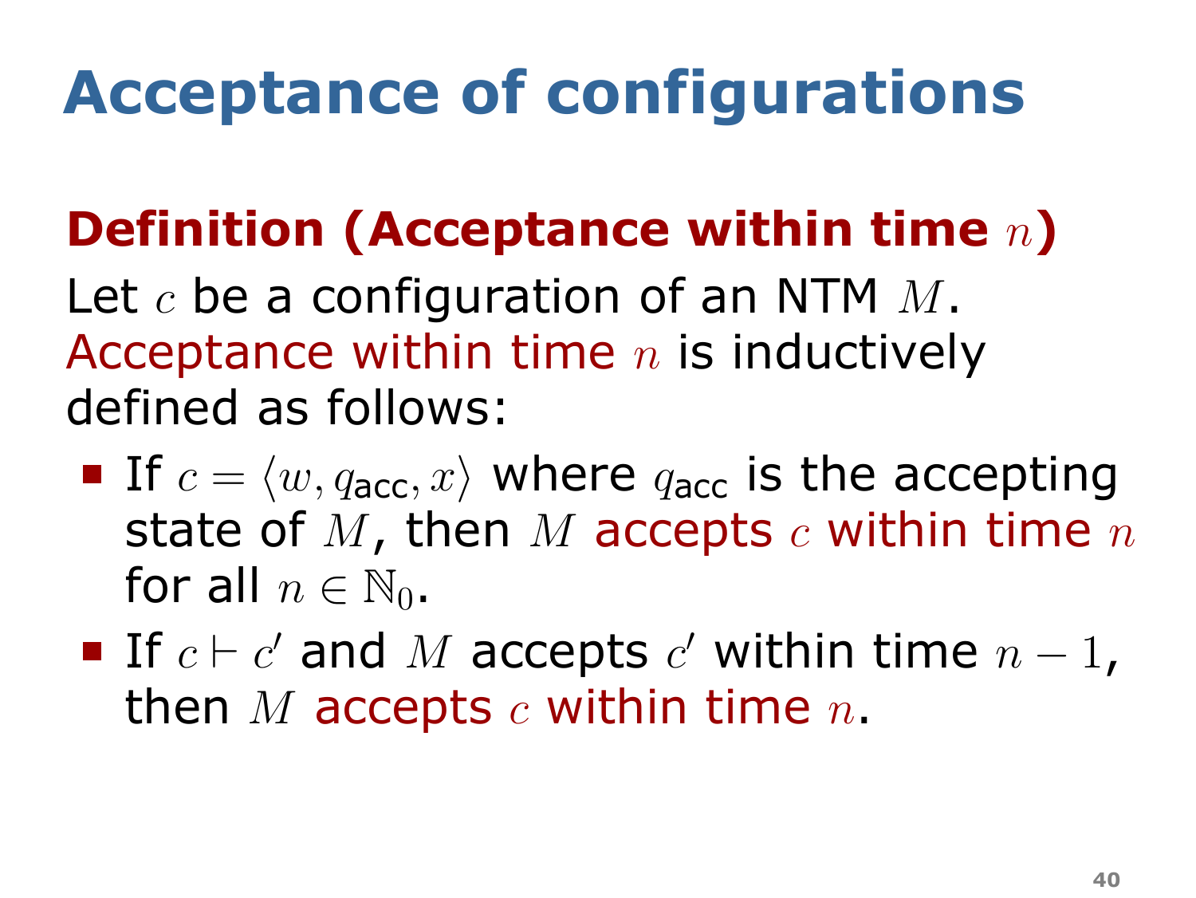# Acceptance of configurations

**Definition (Acceptance within time $n$)**

Let $c$ be a configuration of an NTM $M$. Acceptance within time $n$ is inductively defined as follows:

- If $c = \langle w, q_{\mathsf{acc}}, x \rangle$ where $q_{\mathsf{acc}}$ is the accepting state of $M$, then $M$ accepts $c$ within time $n$ for all $n \in \mathbb{N}_0$.
- If $c \vdash c'$ and $M$ accepts $c'$ within time $n - 1$, then $M$ accepts $c$ within time $n$.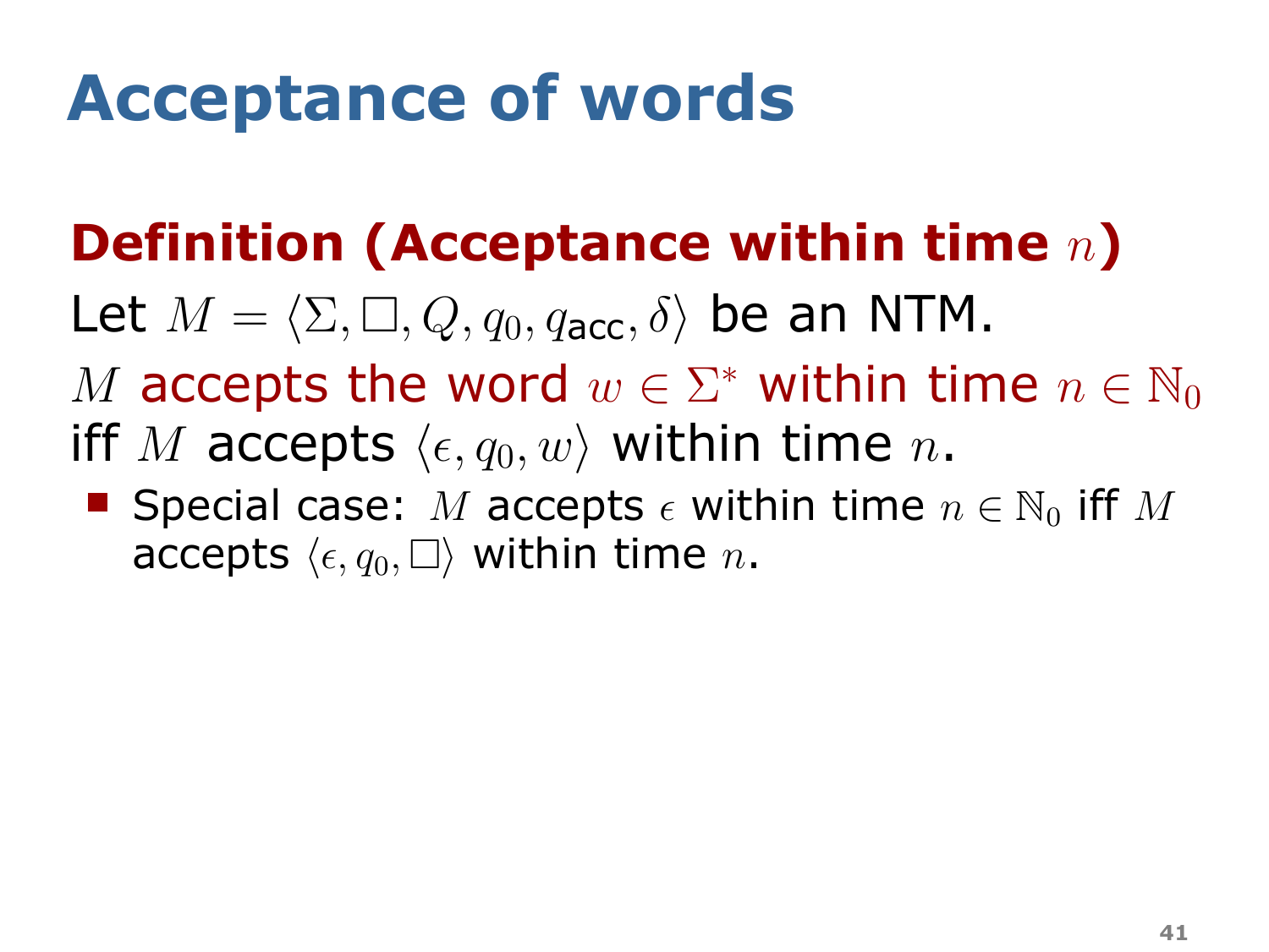# Acceptance of words

## Definition (Acceptance within time $n$)

Let $M = \langle \Sigma, \square, Q, q_0, q_{\mathsf{acc}}, \delta \rangle$ be an NTM.

$M$ accepts the word $w \in \Sigma^*$ within time $n \in \mathbb{N}_0$ iff $M$ accepts $\langle \epsilon, q_0, w \rangle$ within time $n$.

- Special case: $M$ accepts $\epsilon$ within time $n \in \mathbb{N}_0$ iff $M$ accepts $\langle \epsilon, q_0, \square \rangle$ within time $n$.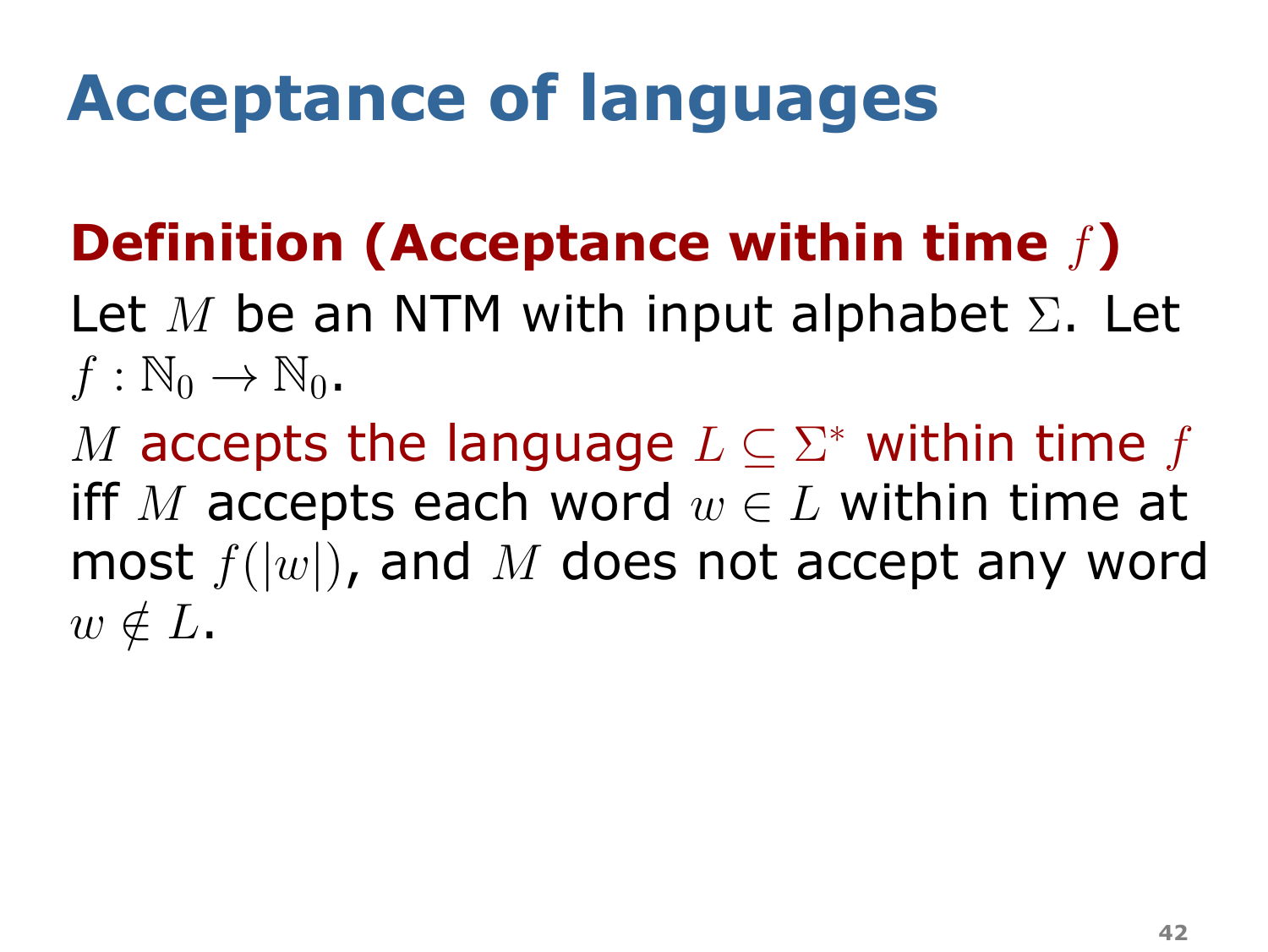# Acceptance of languages

**Definition (Acceptance within time $f$)**

Let $M$ be an NTM with input alphabet $\Sigma$. Let $f : \mathbb{N}_0 \to \mathbb{N}_0$.

$M$ accepts the language $L \subseteq \Sigma^*$ within time $f$ iff $M$ accepts each word $w \in L$ within time at most $f(|w|)$, and $M$ does not accept any word $w \notin L$.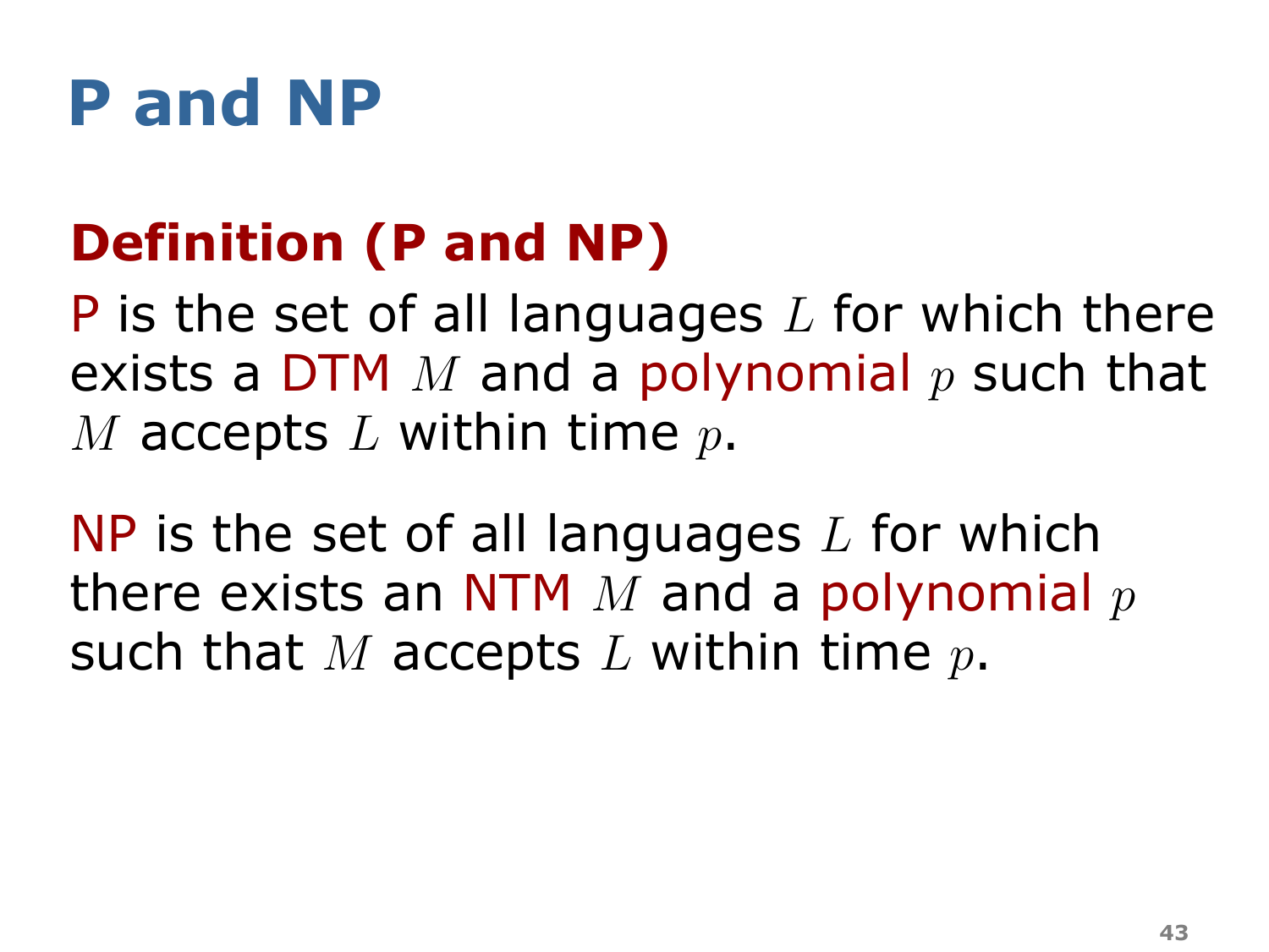# P and NP

## Definition (P and NP)

P is the set of all languages $L$ for which there exists a DTM $M$ and a polynomial $p$ such that $M$ accepts $L$ within time $p$.

NP is the set of all languages $L$ for which there exists an NTM $M$ and a polynomial $p$ such that $M$ accepts $L$ within time $p$.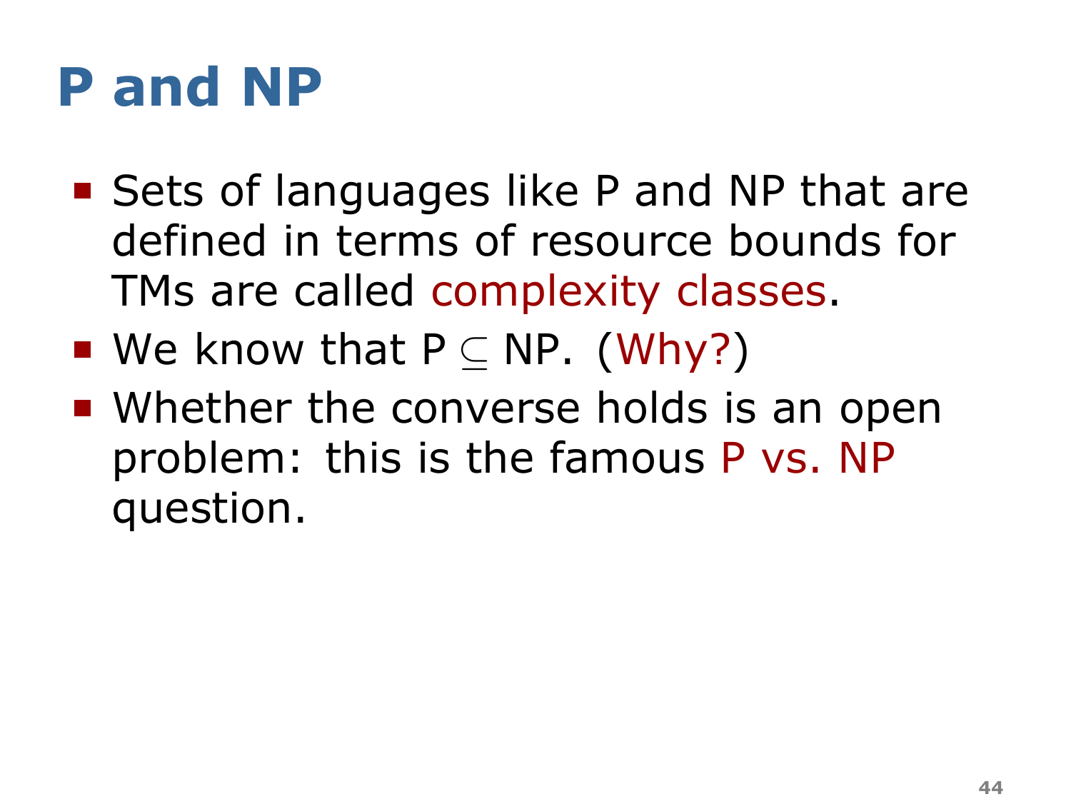# P and NP

- Sets of languages like P and NP that are defined in terms of resource bounds for TMs are called complexity classes.
- We know that P $\subseteq$ NP. (Why?)
- Whether the converse holds is an open problem: this is the famous P vs. NP question.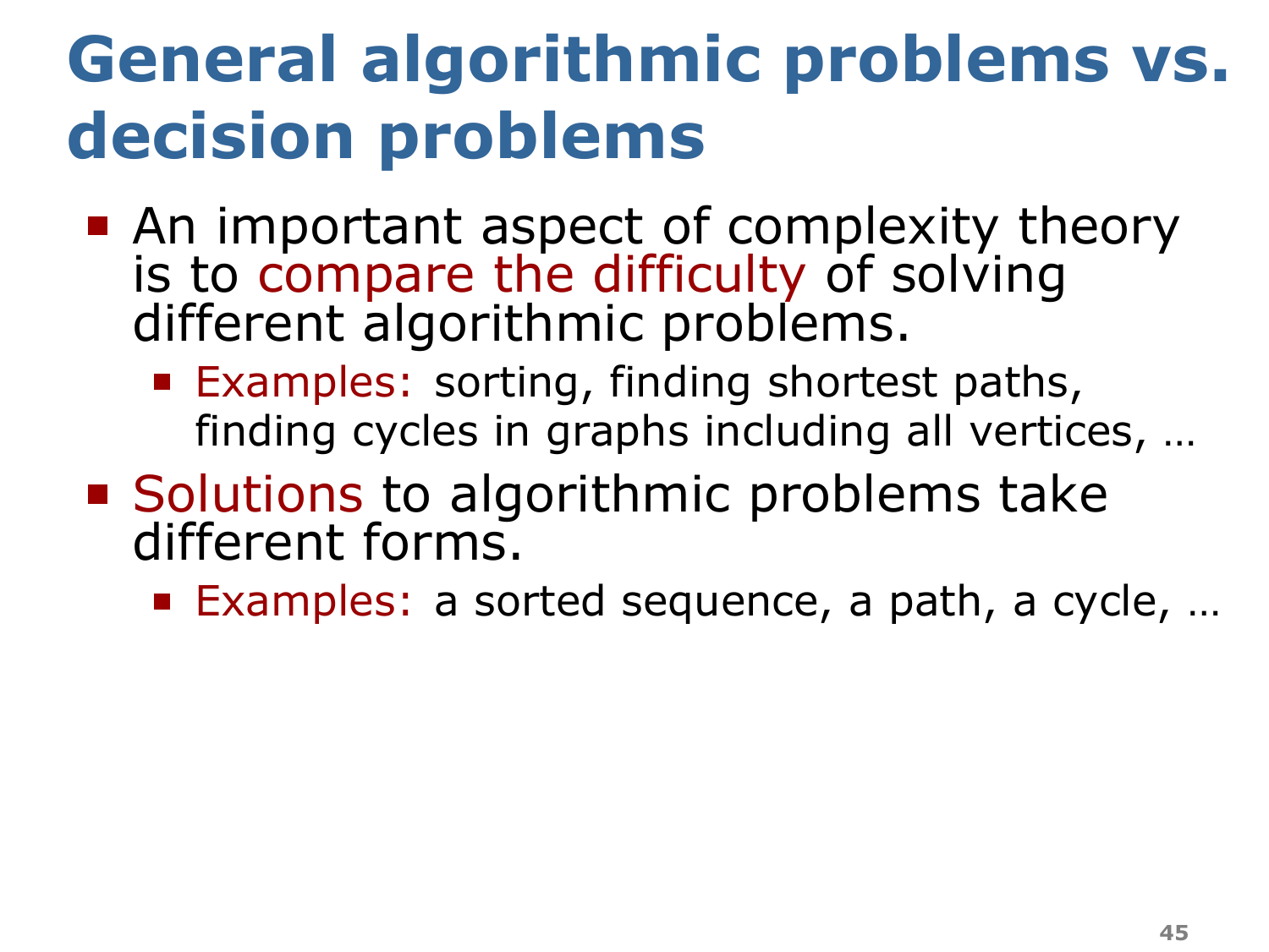# General algorithmic problems vs. decision problems

- An important aspect of complexity theory is to compare the difficulty of solving different algorithmic problems.
  - Examples: sorting, finding shortest paths, finding cycles in graphs including all vertices, …
- Solutions to algorithmic problems take different forms.
  - Examples: a sorted sequence, a path, a cycle, …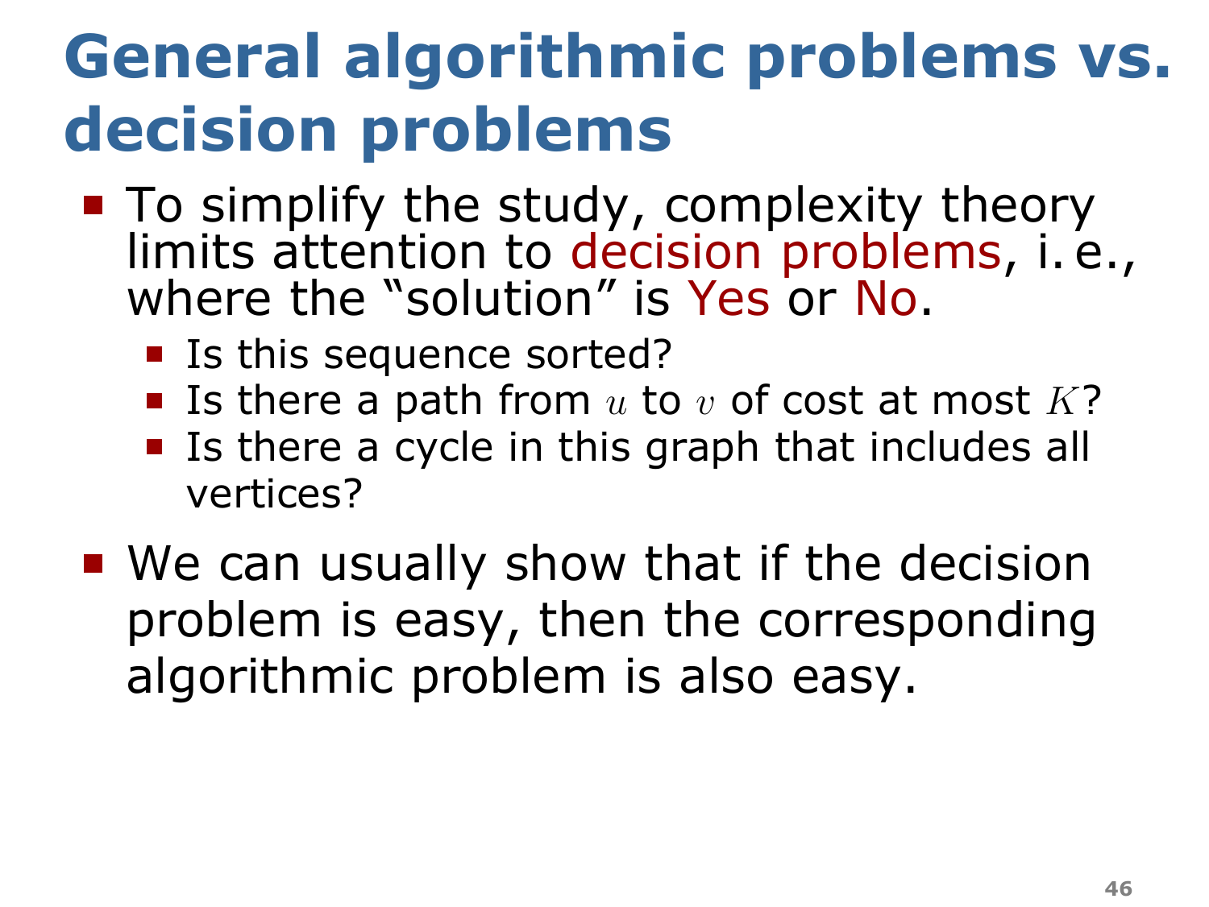# General algorithmic problems vs. decision problems

- To simplify the study, complexity theory limits attention to decision problems, i. e., where the "solution" is Yes or No.
  - Is this sequence sorted?
  - Is there a path from $u$ to $v$ of cost at most $K$?
  - Is there a cycle in this graph that includes all vertices?
- We can usually show that if the decision problem is easy, then the corresponding algorithmic problem is also easy.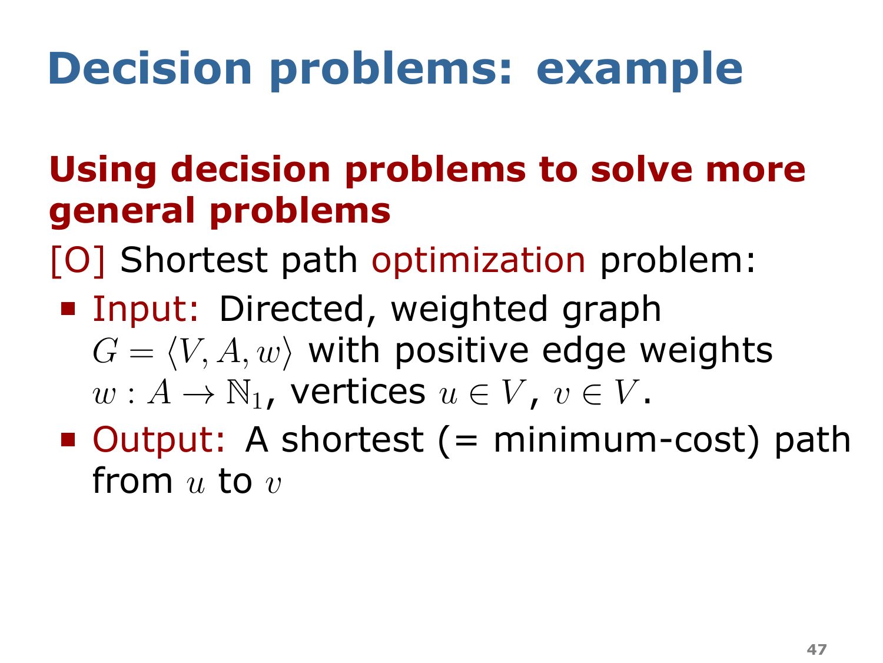# Decision problems: example

## Using decision problems to solve more general problems

[O] Shortest path optimization problem:

- Input: Directed, weighted graph $G = \langle V, A, w \rangle$ with positive edge weights $w : A \to \mathbb{N}_1$, vertices $u \in V$, $v \in V$.
- Output: A shortest (= minimum-cost) path from $u$ to $v$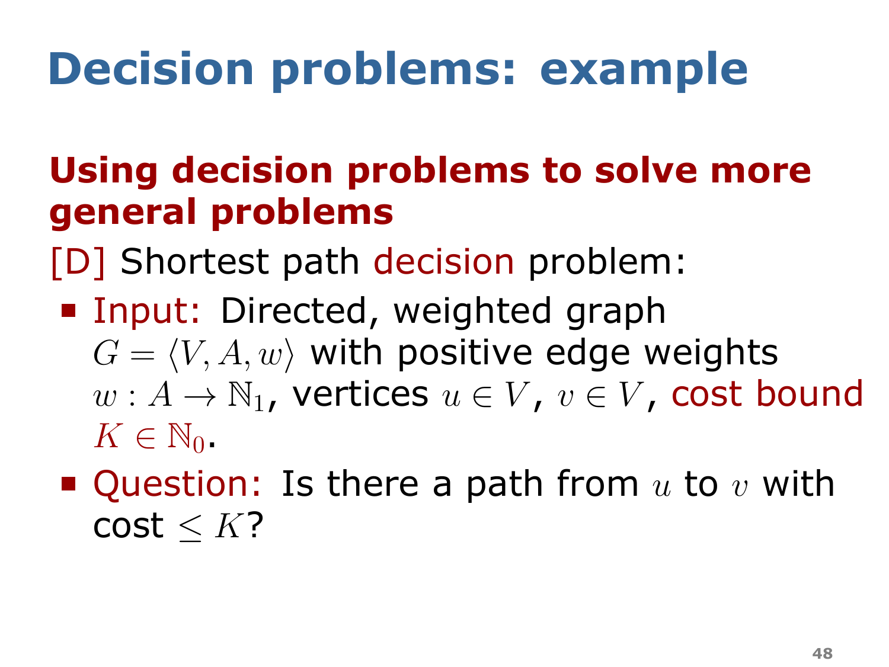# Decision problems: example

## Using decision problems to solve more general problems

[D] Shortest path decision problem:

- Input: Directed, weighted graph $G = \langle V, A, w \rangle$ with positive edge weights $w : A \to \mathbb{N}_1$, vertices $u \in V$, $v \in V$, cost bound $K \in \mathbb{N}_0$.
- Question: Is there a path from $u$ to $v$ with cost $\leq K$?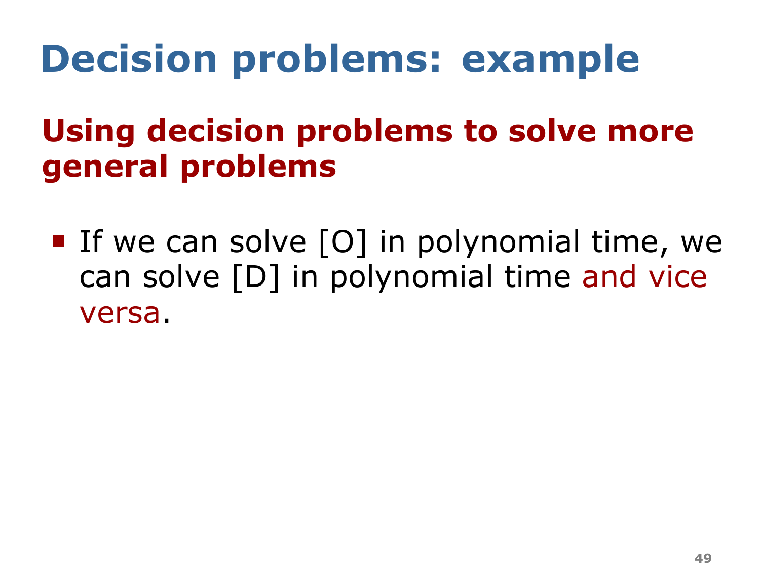# Decision problems: example

## Using decision problems to solve more general problems

- If we can solve [O] in polynomial time, we can solve [D] in polynomial time and vice versa.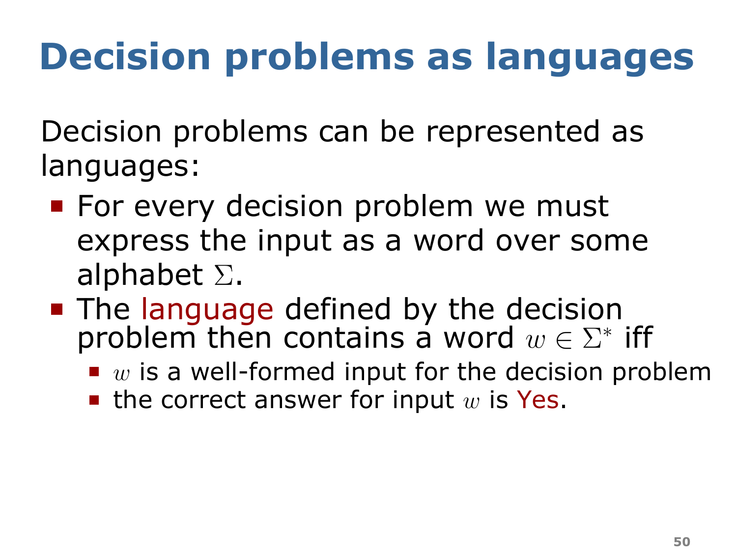# Decision problems as languages

Decision problems can be represented as languages:

- For every decision problem we must express the input as a word over some alphabet $\Sigma$.
- The language defined by the decision problem then contains a word $w \in \Sigma^*$ iff
  - $w$ is a well-formed input for the decision problem
  - the correct answer for input $w$ is Yes.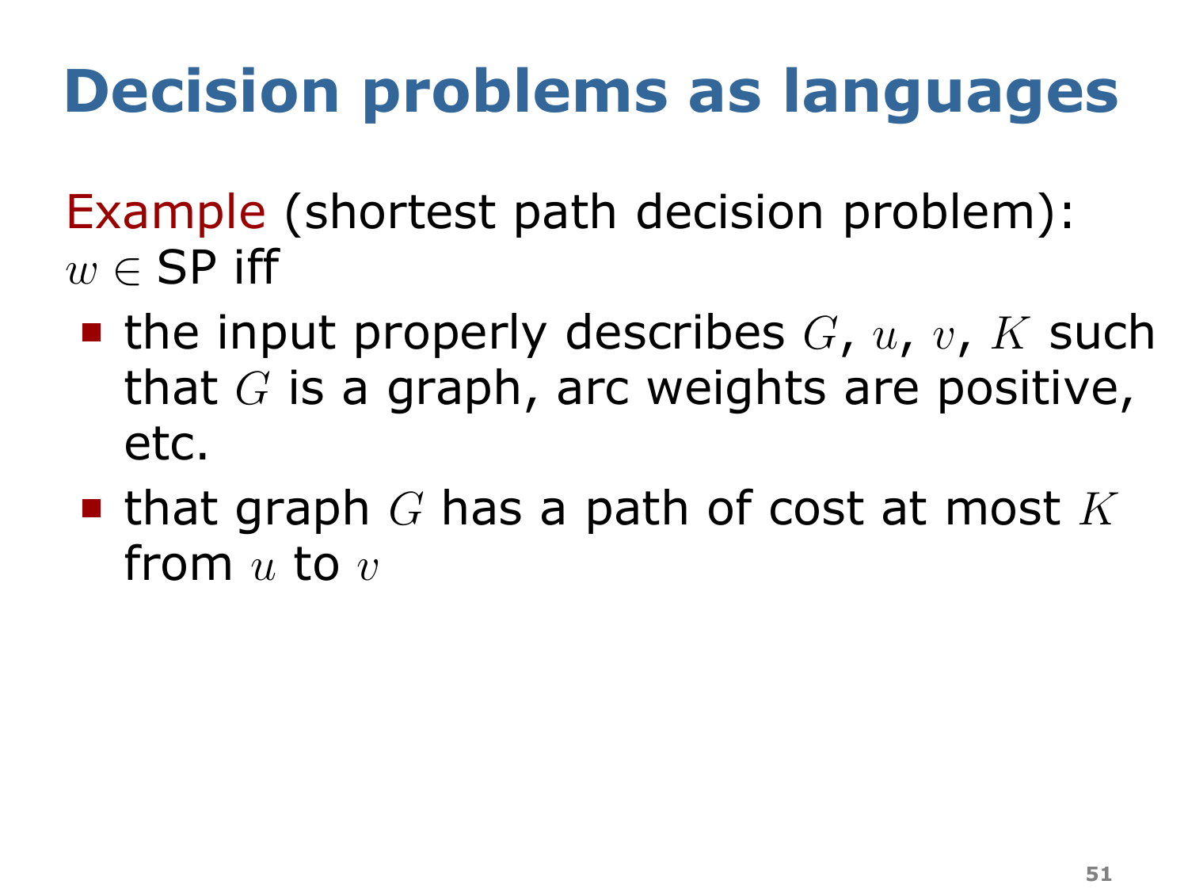# Decision problems as languages

Example (shortest path decision problem):
$w \in$ SP iff

- the input properly describes $G$, $u$, $v$, $K$ such that $G$ is a graph, arc weights are positive, etc.
- that graph $G$ has a path of cost at most $K$ from $u$ to $v$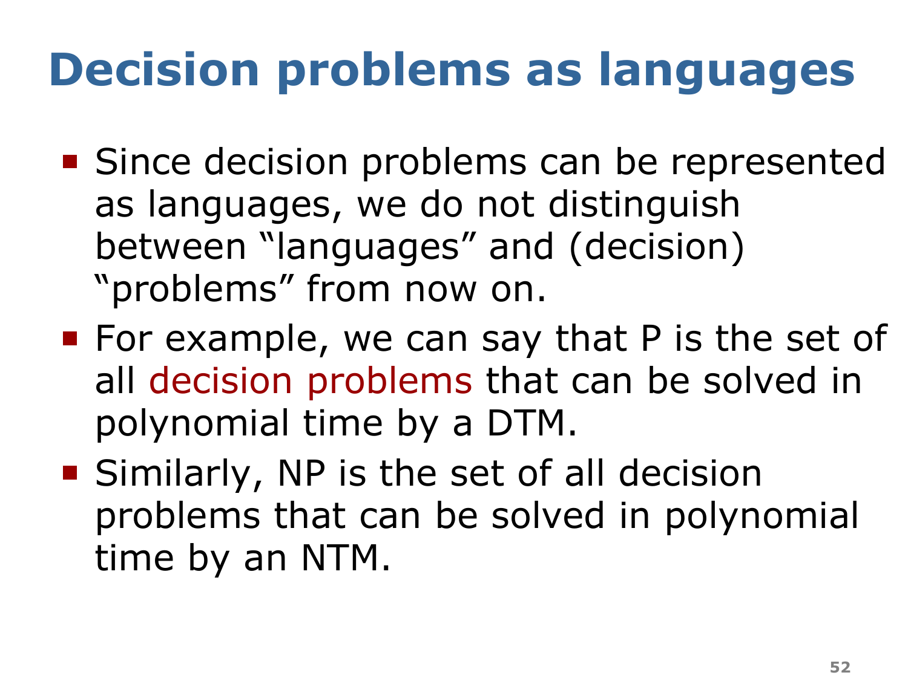# Decision problems as languages

- Since decision problems can be represented as languages, we do not distinguish between "languages" and (decision) "problems" from now on.
- For example, we can say that P is the set of all decision problems that can be solved in polynomial time by a DTM.
- Similarly, NP is the set of all decision problems that can be solved in polynomial time by an NTM.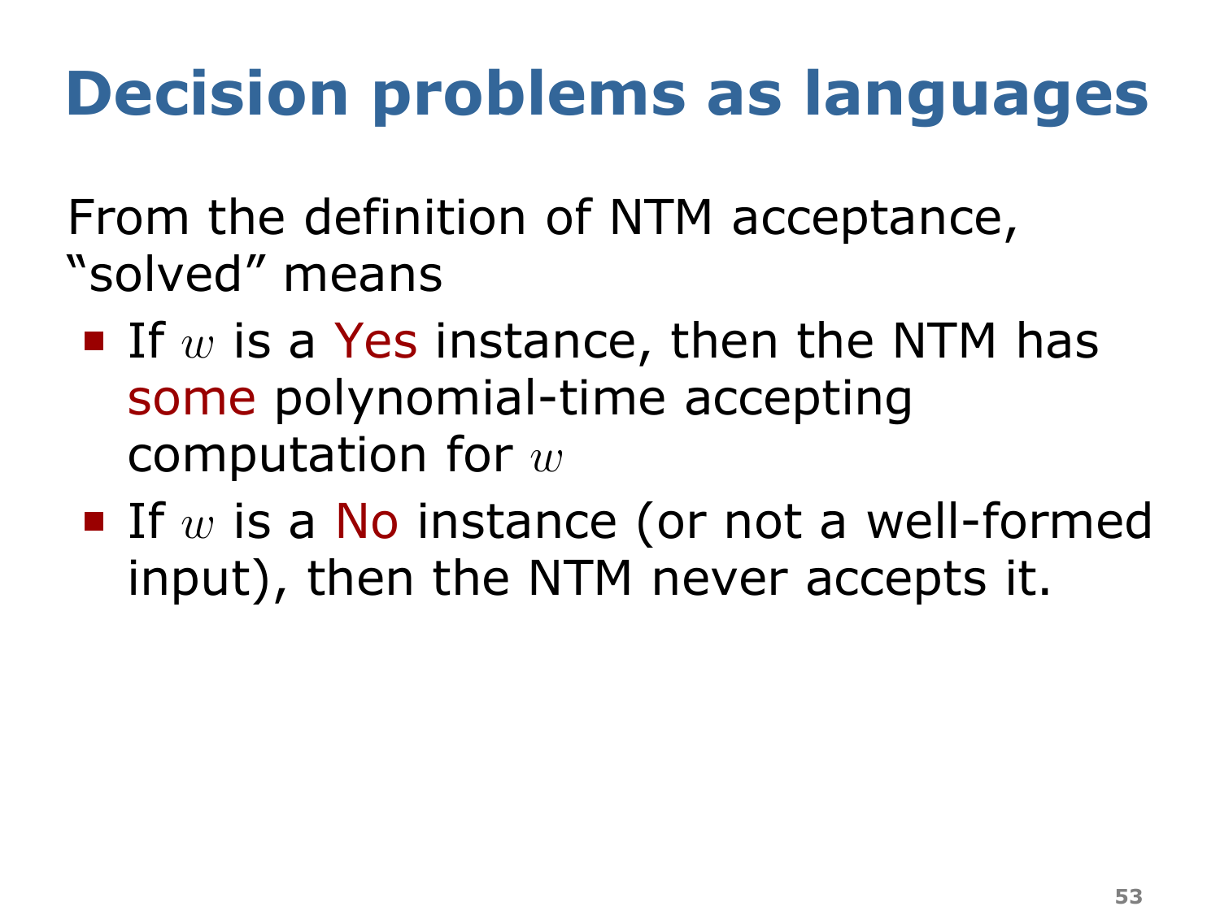# Decision problems as languages

From the definition of NTM acceptance, “solved” means

- If $w$ is a Yes instance, then the NTM has some polynomial-time accepting computation for $w$
- If $w$ is a No instance (or not a well-formed input), then the NTM never accepts it.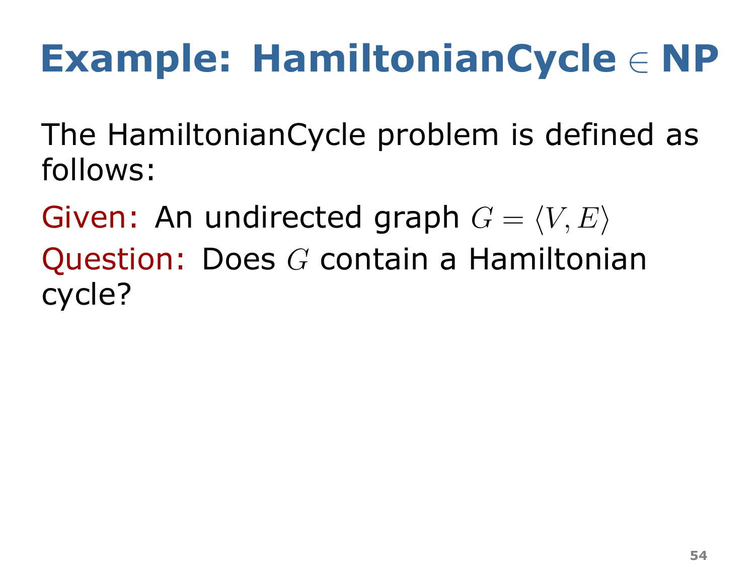# Example: HamiltonianCycle $\in$ NP

The HamiltonianCycle problem is defined as follows:

Given: An undirected graph $G = \langle V, E \rangle$

Question: Does $G$ contain a Hamiltonian cycle?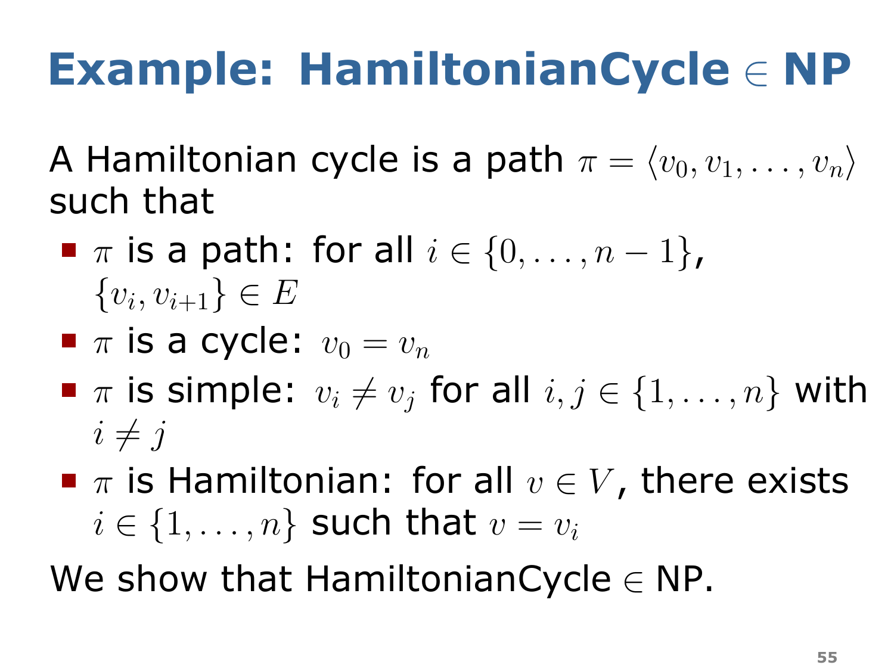# Example: HamiltonianCycle $\in$ NP

A Hamiltonian cycle is a path $\pi = \langle v_0, v_1, \ldots, v_n \rangle$ such that

- $\pi$ is a path: for all $i \in \{0, \ldots, n-1\}$, $\{v_i, v_{i+1}\} \in E$
- $\pi$ is a cycle: $v_0 = v_n$
- $\pi$ is simple: $v_i \neq v_j$ for all $i, j \in \{1, \ldots, n\}$ with $i \neq j$
- $\pi$ is Hamiltonian: for all $v \in V$, there exists $i \in \{1, \ldots, n\}$ such that $v = v_i$

We show that HamiltonianCycle $\in$ NP.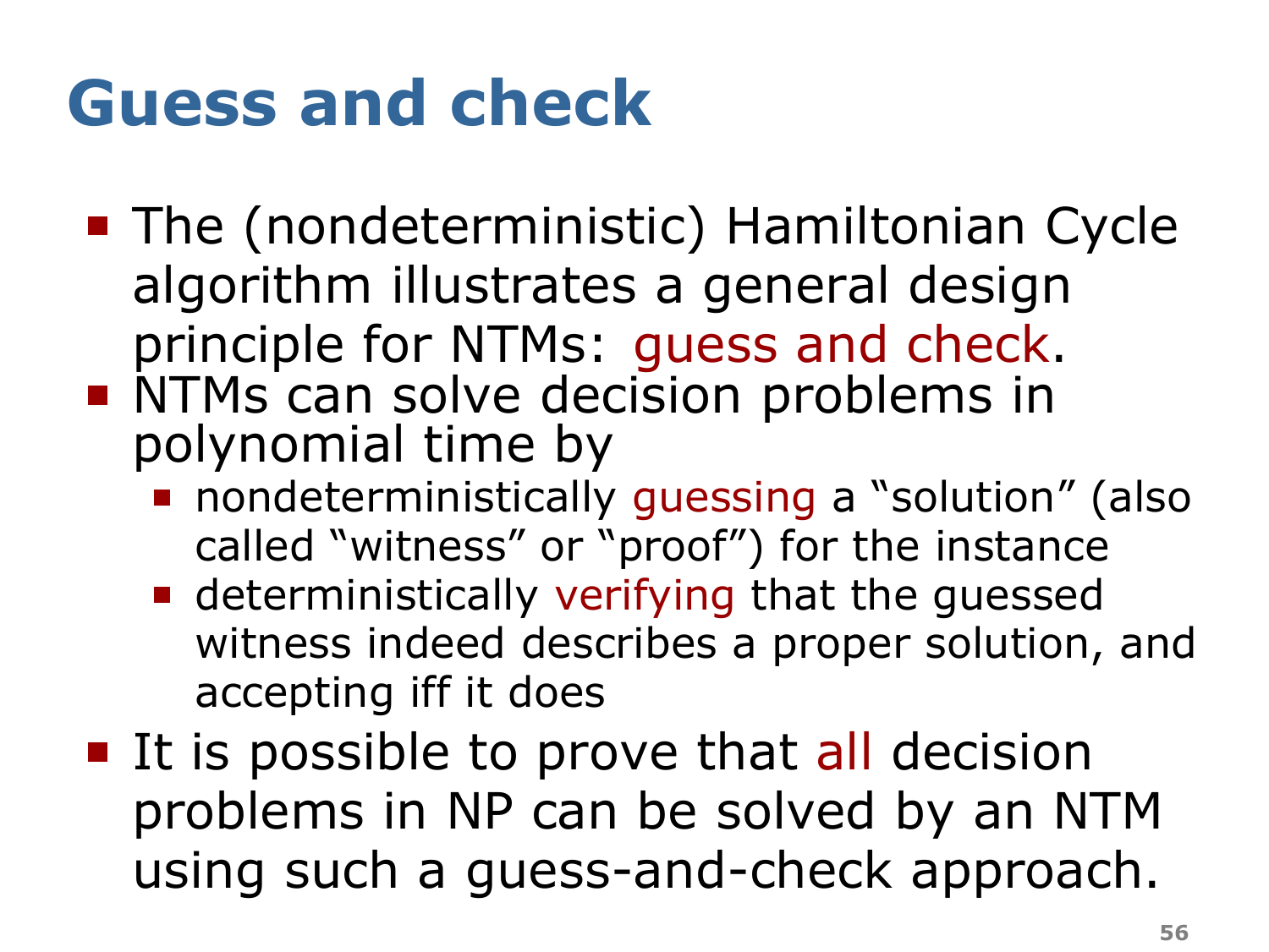# Guess and check

- The (nondeterministic) Hamiltonian Cycle algorithm illustrates a general design principle for NTMs: guess and check.
- NTMs can solve decision problems in polynomial time by
  - nondeterministically guessing a "solution" (also called "witness" or "proof") for the instance
  - deterministically verifying that the guessed witness indeed describes a proper solution, and accepting iff it does
- It is possible to prove that all decision problems in NP can be solved by an NTM using such a guess-and-check approach.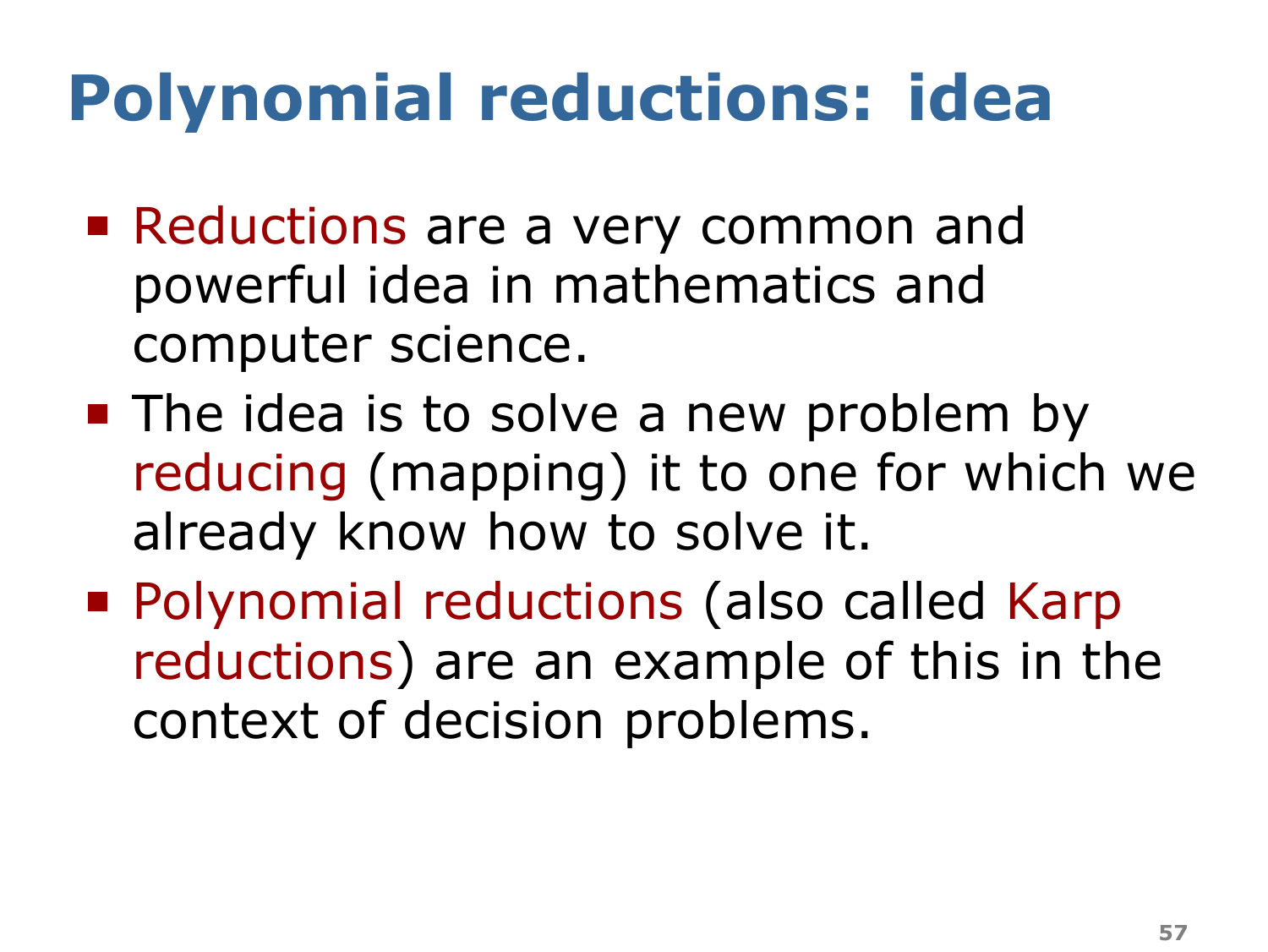# Polynomial reductions: idea

- Reductions are a very common and powerful idea in mathematics and computer science.
- The idea is to solve a new problem by reducing (mapping) it to one for which we already know how to solve it.
- Polynomial reductions (also called Karp reductions) are an example of this in the context of decision problems.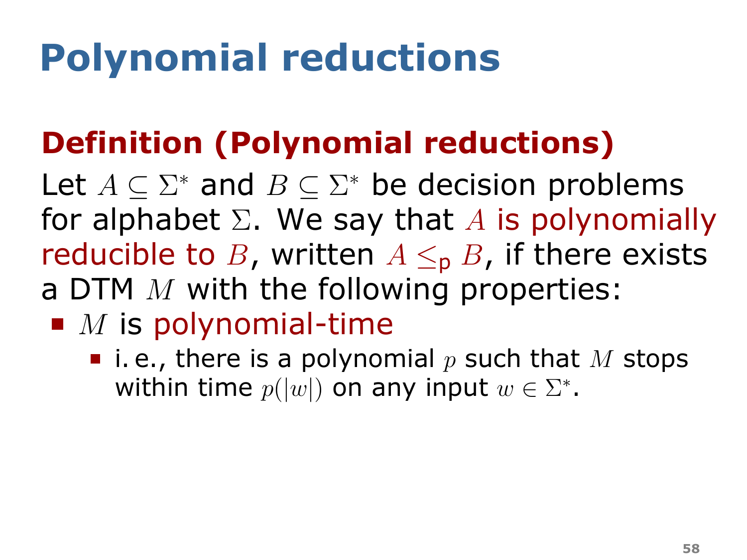# Polynomial reductions

## Definition (Polynomial reductions)

Let $A \subseteq \Sigma^*$ and $B \subseteq \Sigma^*$ be decision problems for alphabet $\Sigma$. We say that $A$ is polynomially reducible to $B$, written $A \leq_{\mathsf{p}} B$, if there exists a DTM $M$ with the following properties:

- $M$ is polynomial-time
  - i. e., there is a polynomial $p$ such that $M$ stops within time $p(|w|)$ on any input $w \in \Sigma^*$.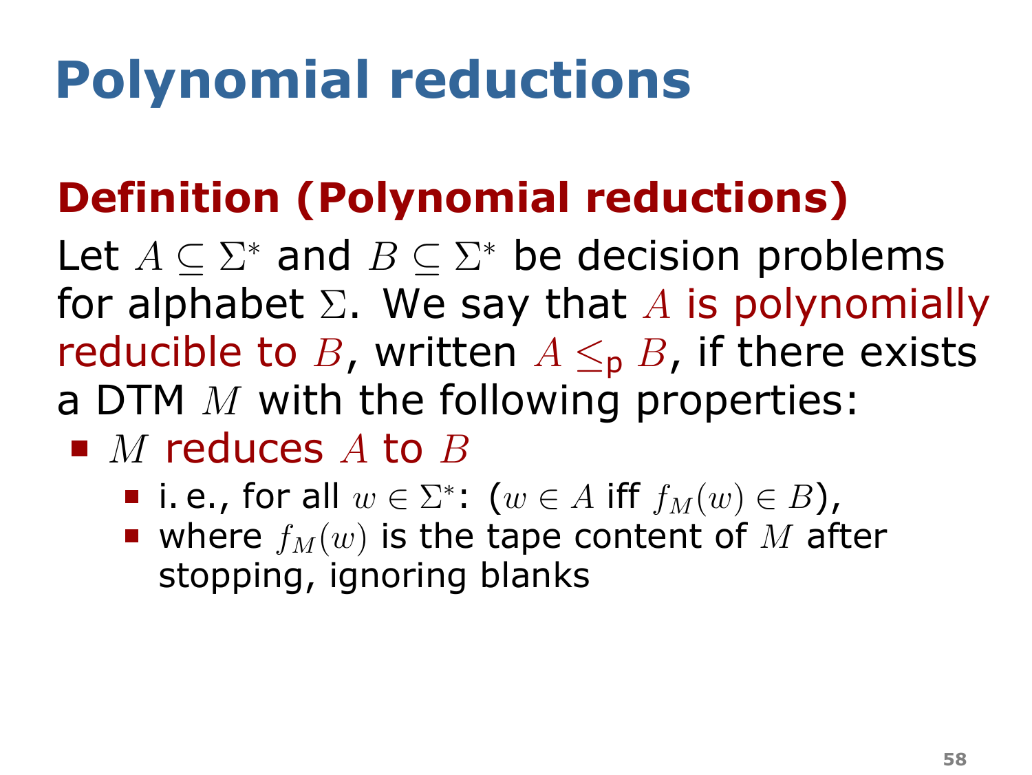# Polynomial reductions

## Definition (Polynomial reductions)

Let $A \subseteq \Sigma^*$ and $B \subseteq \Sigma^*$ be decision problems for alphabet $\Sigma$. We say that $A$ is polynomially reducible to $B$, written $A \leq_{\mathsf{p}} B$, if there exists a DTM $M$ with the following properties:

- $M$ reduces $A$ to $B$
  - i. e., for all $w \in \Sigma^*$: ($w \in A$ iff $f_M(w) \in B$),
  - where $f_M(w)$ is the tape content of $M$ after stopping, ignoring blanks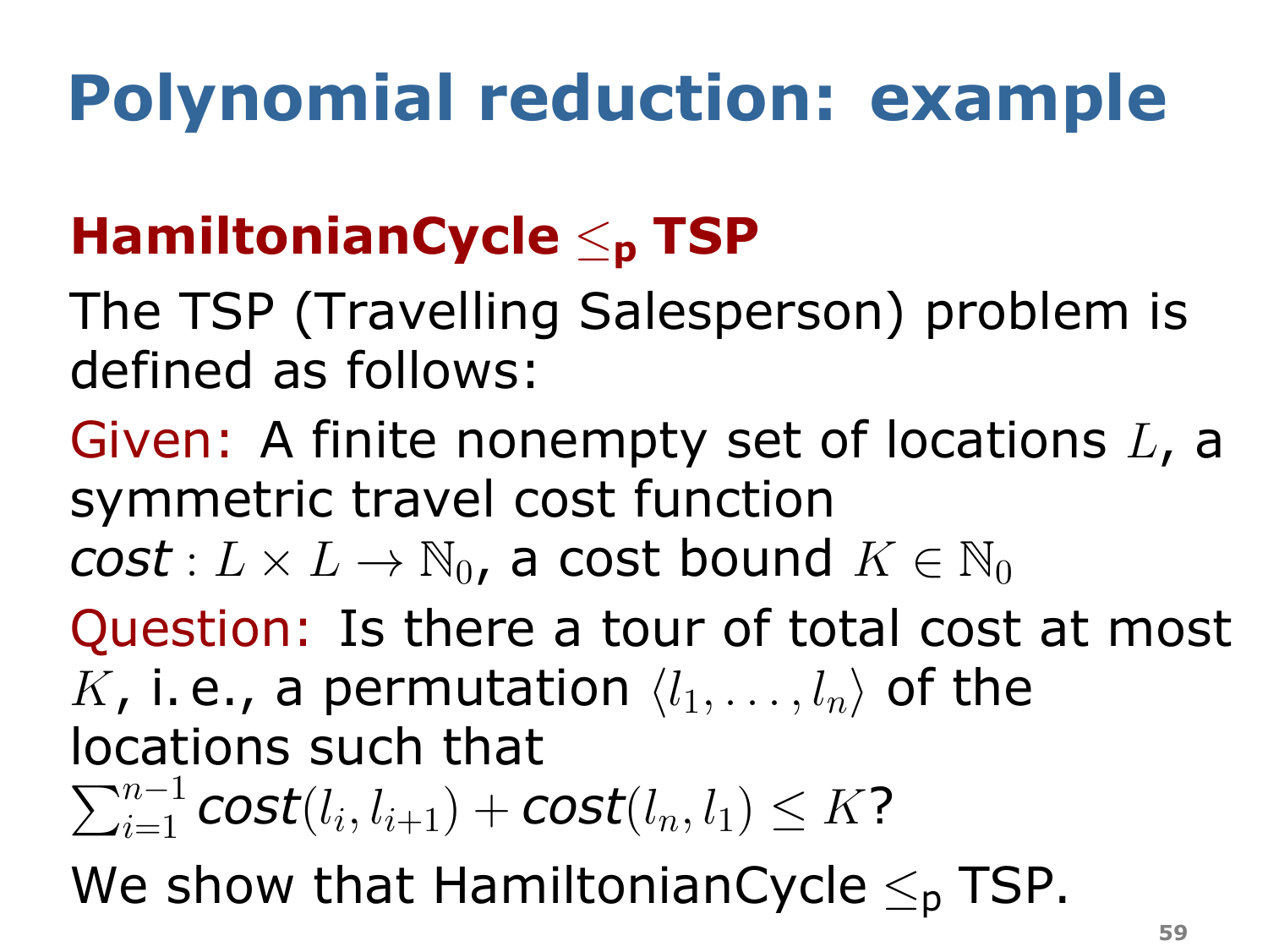# Polynomial reduction: example

## HamiltonianCycle $\leq_\mathsf{p}$ TSP

The TSP (Travelling Salesperson) problem is defined as follows:

Given: A finite nonempty set of locations $L$, a symmetric travel cost function *cost* $: L \times L \to \mathbb{N}_0$, a cost bound $K \in \mathbb{N}_0$

Question: Is there a tour of total cost at most $K$, i. e., a permutation $\langle l_1, \ldots, l_n \rangle$ of the locations such that $\sum_{i=1}^{n-1} \mathit{cost}(l_i, l_{i+1}) + \mathit{cost}(l_n, l_1) \leq K$?

We show that HamiltonianCycle $\leq_\mathsf{p}$ TSP.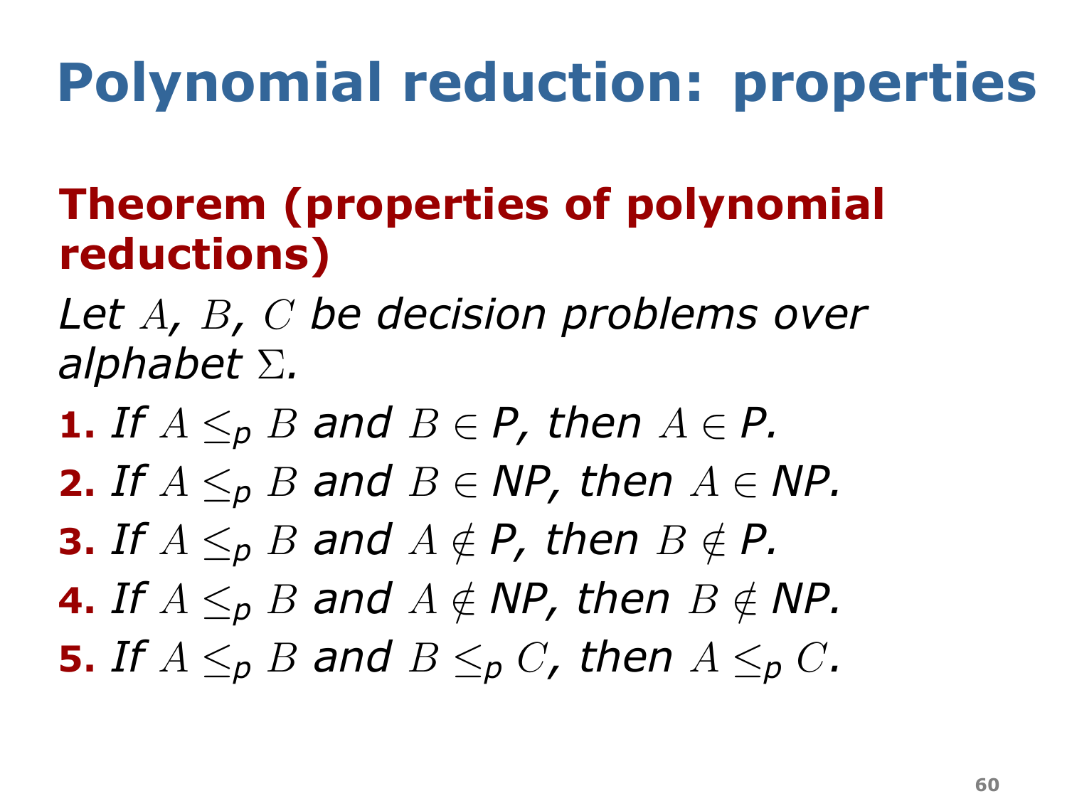# Polynomial reduction: properties

**Theorem (properties of polynomial reductions)**

*Let $A$, $B$, $C$ be decision problems over alphabet $\Sigma$.*

1. *If $A \leq_p B$ and $B \in$ P, then $A \in$ P.*
2. *If $A \leq_p B$ and $B \in$ NP, then $A \in$ NP.*
3. *If $A \leq_p B$ and $A \notin$ P, then $B \notin$ P.*
4. *If $A \leq_p B$ and $A \notin$ NP, then $B \notin$ NP.*
5. *If $A \leq_p B$ and $B \leq_p C$, then $A \leq_p C$.*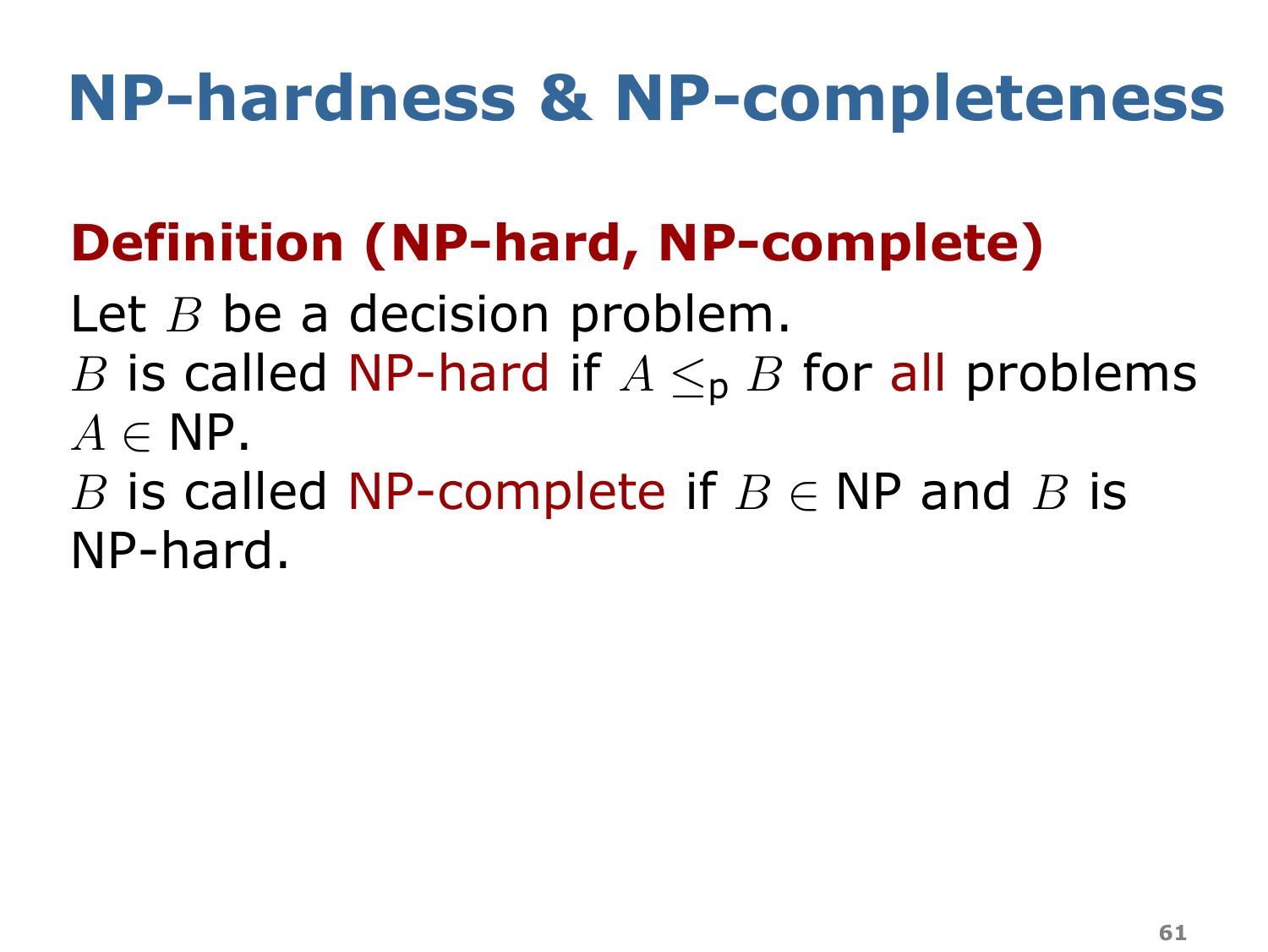# NP-hardness & NP-completeness

## Definition (NP-hard, NP-complete)

Let $B$ be a decision problem.
$B$ is called NP-hard if $A \leq_{\mathsf{p}} B$ for all problems $A \in \mathsf{NP}$.
$B$ is called NP-complete if $B \in \mathsf{NP}$ and $B$ is NP-hard.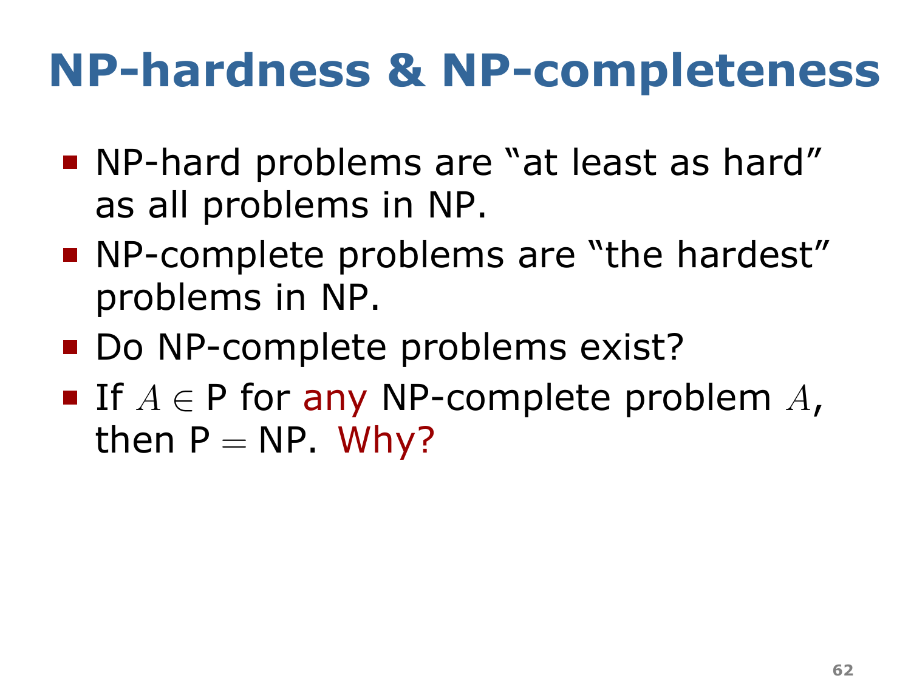# NP-hardness & NP-completeness

- NP-hard problems are "at least as hard" as all problems in NP.
- NP-complete problems are "the hardest" problems in NP.
- Do NP-complete problems exist?
- If $A \in$ P for any NP-complete problem $A$, then P $=$ NP. Why?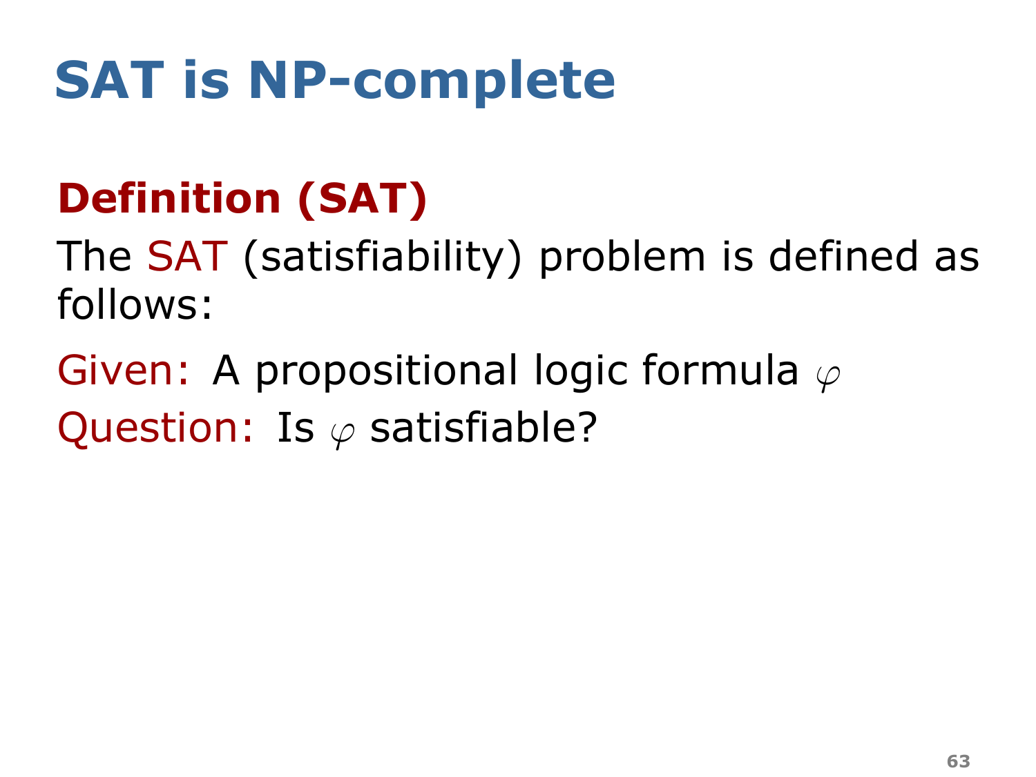# SAT is NP-complete

## Definition (SAT)

The SAT (satisfiability) problem is defined as follows:

Given: A propositional logic formula $\varphi$

Question: Is $\varphi$ satisfiable?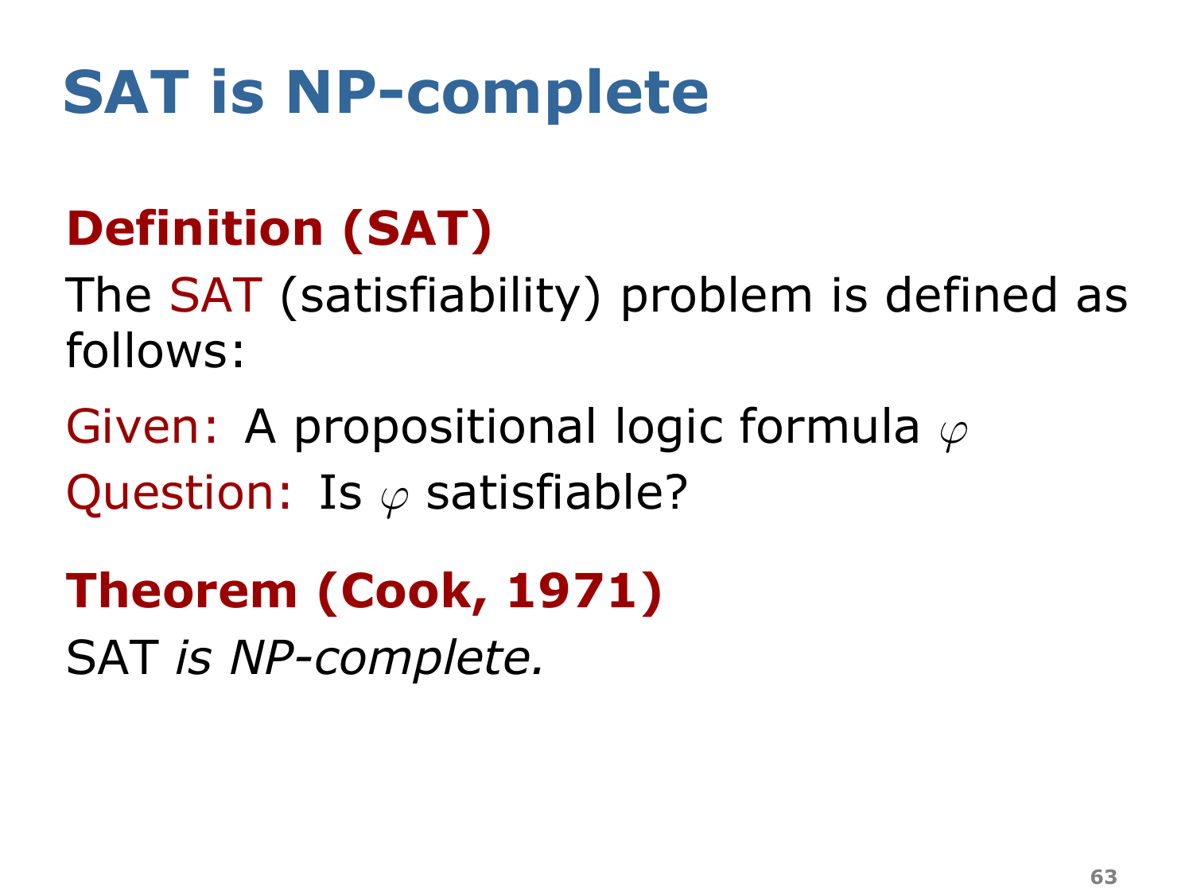# SAT is NP-complete

**Definition (SAT)**

The SAT (satisfiability) problem is defined as follows:

Given: A propositional logic formula $\varphi$

Question: Is $\varphi$ satisfiable?

**Theorem (Cook, 1971)**

SAT *is NP-complete.*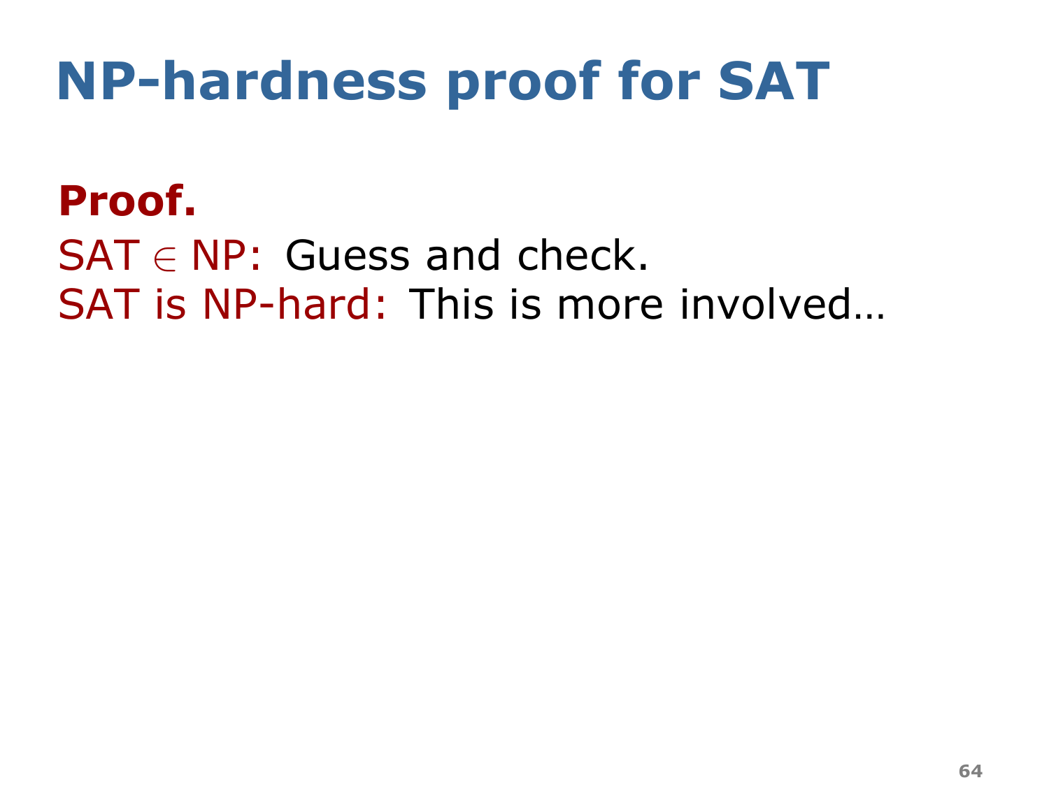# NP-hardness proof for SAT

**Proof.**

SAT $\in$ NP: Guess and check.
SAT is NP-hard: This is more involved…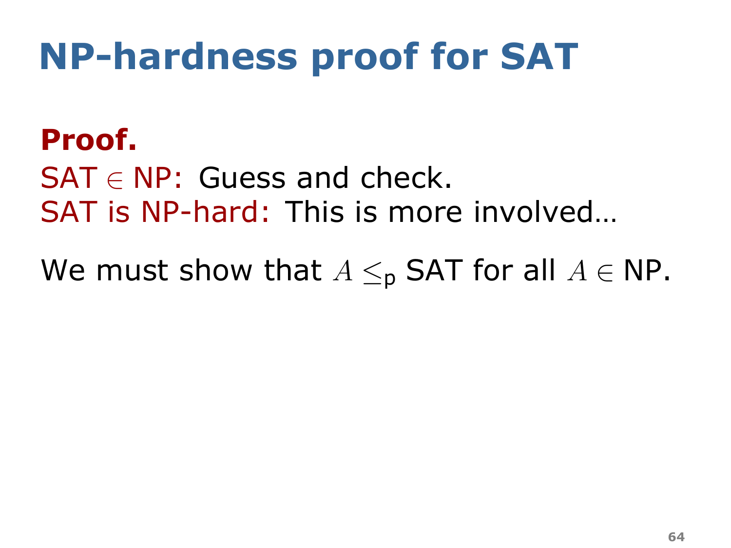# NP-hardness proof for SAT

**Proof.**

SAT $\in$ NP: Guess and check.
SAT is NP-hard: This is more involved…

We must show that $A \leq_{\mathsf{p}}$ SAT for all $A \in$ NP.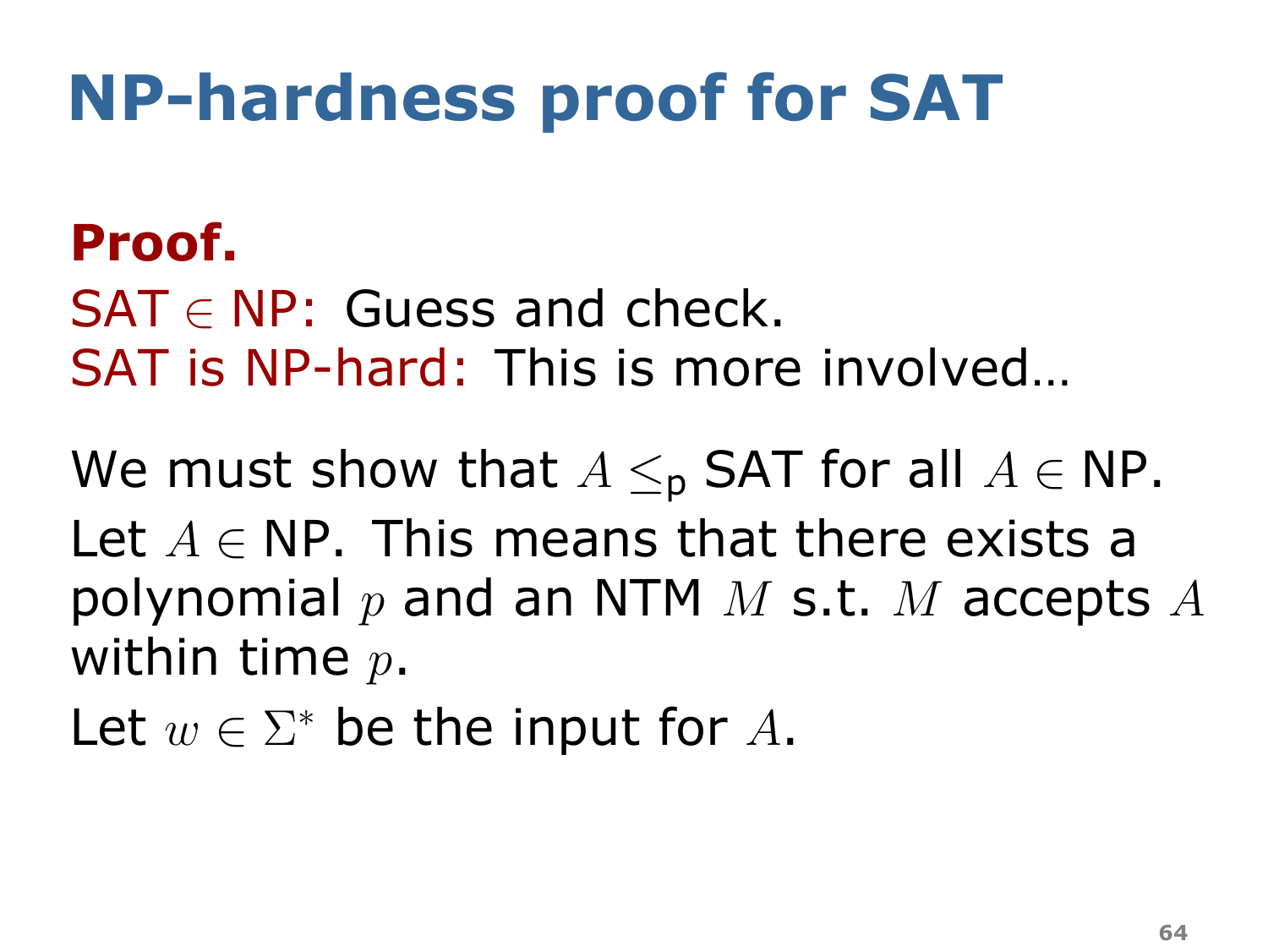# NP-hardness proof for SAT

**Proof.**

SAT $\in$ NP: Guess and check.
SAT is NP-hard: This is more involved...

We must show that $A \leq_{\mathsf{p}}$ SAT for all $A \in$ NP.

Let $A \in$ NP. This means that there exists a polynomial $p$ and an NTM $M$ s.t. $M$ accepts $A$ within time $p$.

Let $w \in \Sigma^*$ be the input for $A$.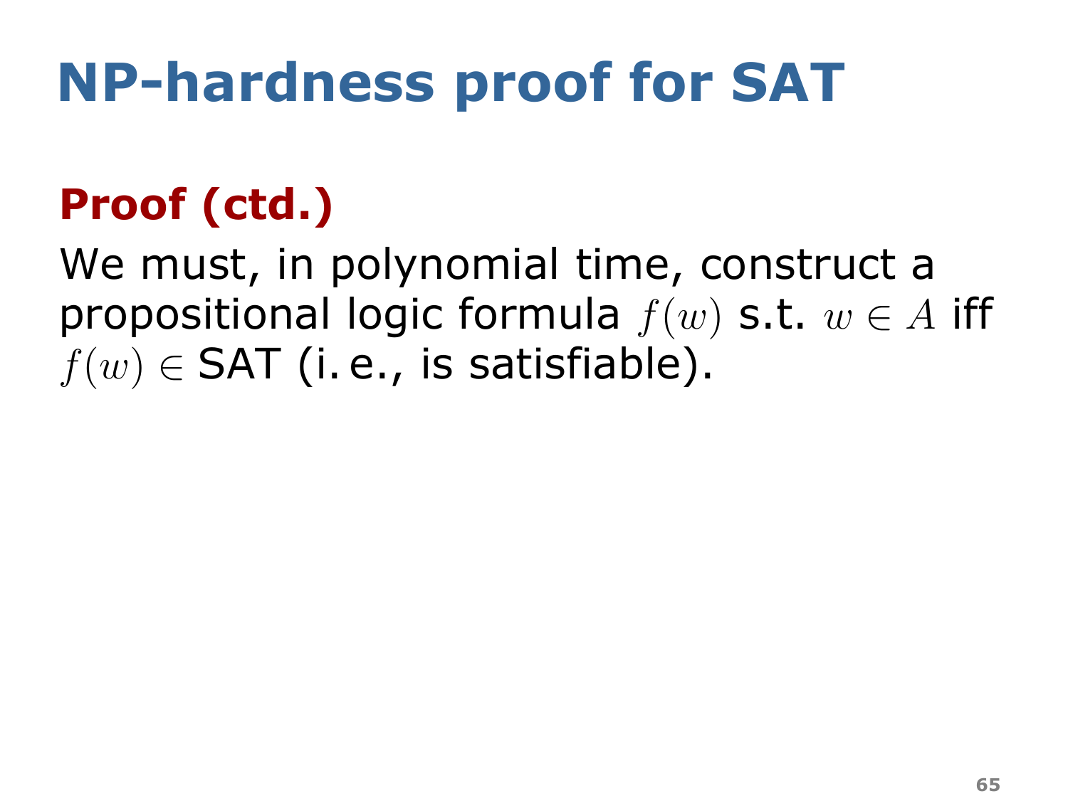# NP-hardness proof for SAT

**Proof (ctd.)**

We must, in polynomial time, construct a propositional logic formula $f(w)$ s.t. $w \in A$ iff $f(w) \in$ SAT (i. e., is satisfiable).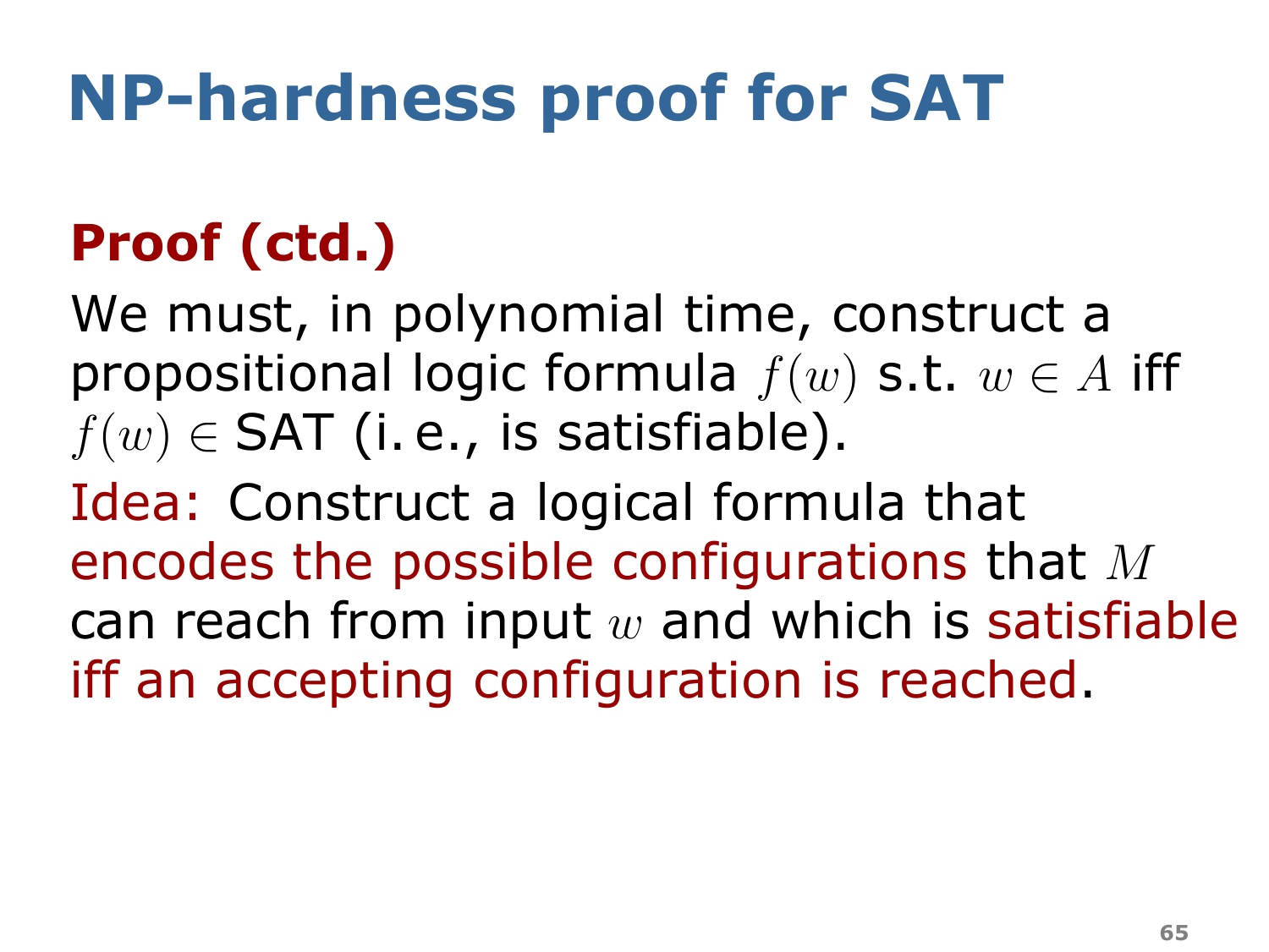# NP-hardness proof for SAT

**Proof (ctd.)**

We must, in polynomial time, construct a propositional logic formula $f(w)$ s.t. $w \in A$ iff $f(w) \in$ SAT (i. e., is satisfiable).

Idea: Construct a logical formula that encodes the possible configurations that $M$ can reach from input $w$ and which is satisfiable iff an accepting configuration is reached.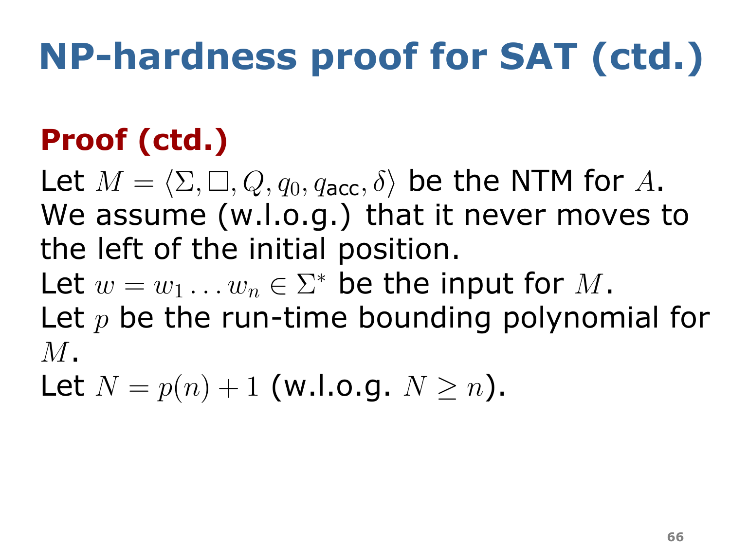# NP-hardness proof for SAT (ctd.)

**Proof (ctd.)**

Let $M = \langle \Sigma, \Box, Q, q_0, q_{\mathsf{acc}}, \delta \rangle$ be the NTM for $A$.
We assume (w.l.o.g.) that it never moves to the left of the initial position.
Let $w = w_1 \dots w_n \in \Sigma^*$ be the input for $M$.
Let $p$ be the run-time bounding polynomial for $M$.
Let $N = p(n) + 1$ (w.l.o.g. $N \geq n$).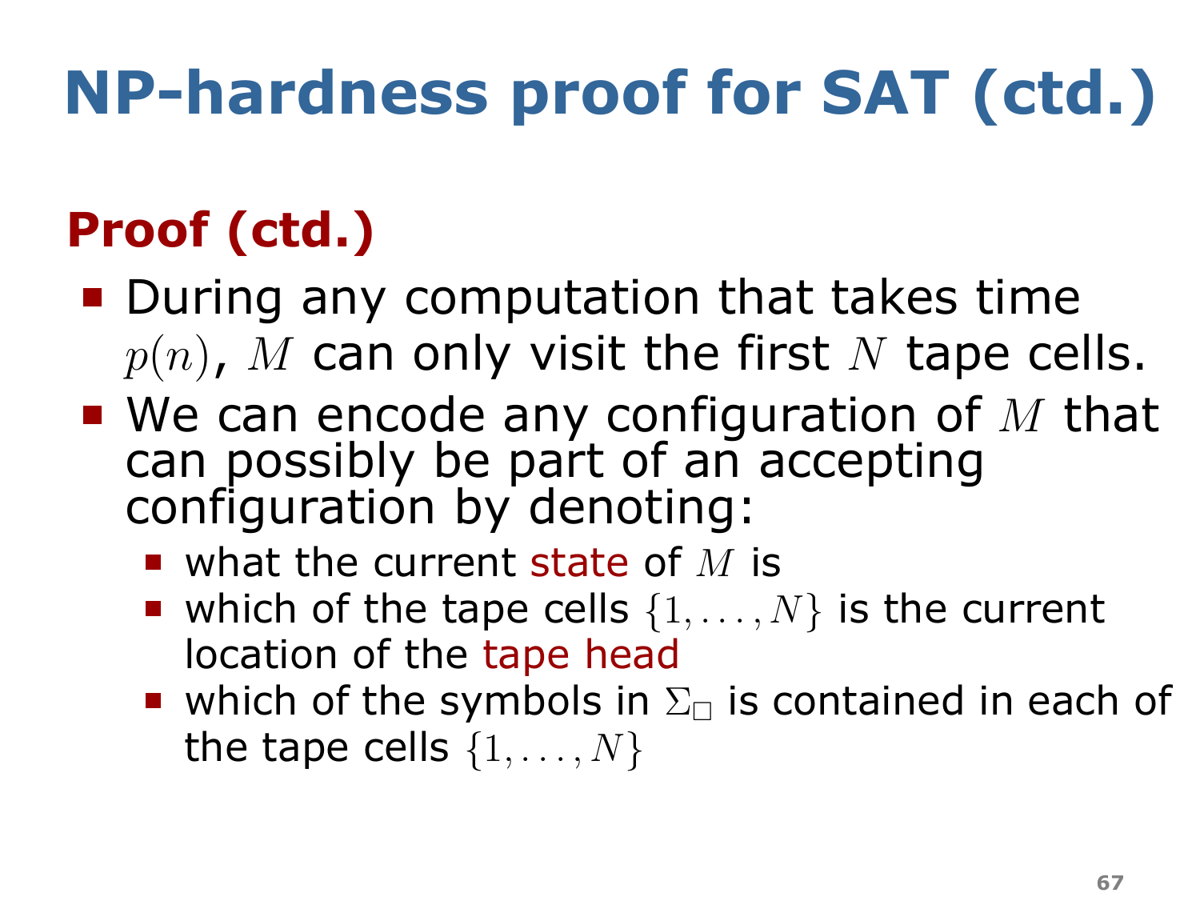# NP-hardness proof for SAT (ctd.)

## Proof (ctd.)

- During any computation that takes time $p(n)$, $M$ can only visit the first $N$ tape cells.
- We can encode any configuration of $M$ that can possibly be part of an accepting configuration by denoting:
  - what the current state of $M$ is
  - which of the tape cells $\{1, \ldots, N\}$ is the current location of the tape head
  - which of the symbols in $\Sigma_\Box$ is contained in each of the tape cells $\{1, \ldots, N\}$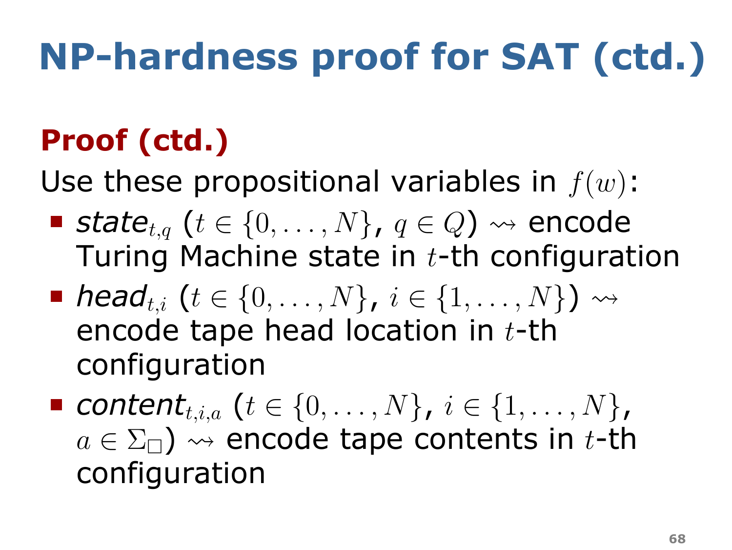# NP-hardness proof for SAT (ctd.)

**Proof (ctd.)**

Use these propositional variables in $f(w)$:

- *state*$_{t,q}$ ($t \in \{0, \dots, N\}$, $q \in Q$) $\rightsquigarrow$ encode Turing Machine state in $t$-th configuration
- *head*$_{t,i}$ ($t \in \{0, \dots, N\}$, $i \in \{1, \dots, N\}$) $\rightsquigarrow$ encode tape head location in $t$-th configuration
- *content*$_{t,i,a}$ ($t \in \{0, \dots, N\}$, $i \in \{1, \dots, N\}$, $a \in \Sigma_\square$) $\rightsquigarrow$ encode tape contents in $t$-th configuration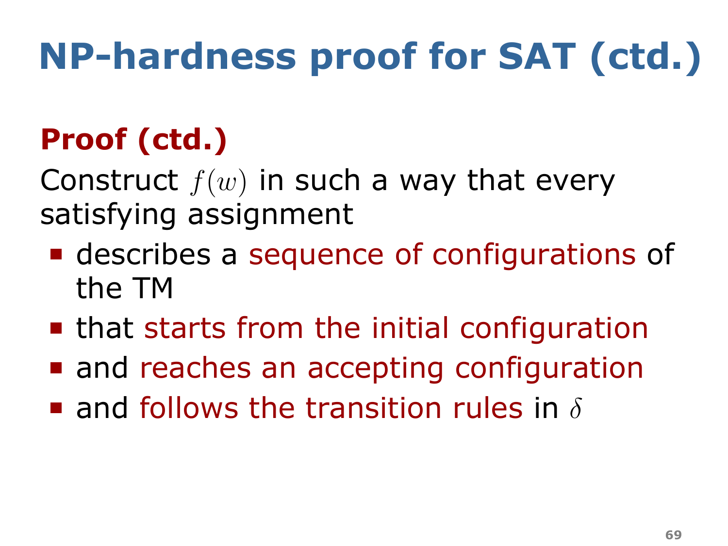# NP-hardness proof for SAT (ctd.)

## Proof (ctd.)

Construct $f(w)$ in such a way that every satisfying assignment

- describes a sequence of configurations of the TM
- that starts from the initial configuration
- and reaches an accepting configuration
- and follows the transition rules in $\delta$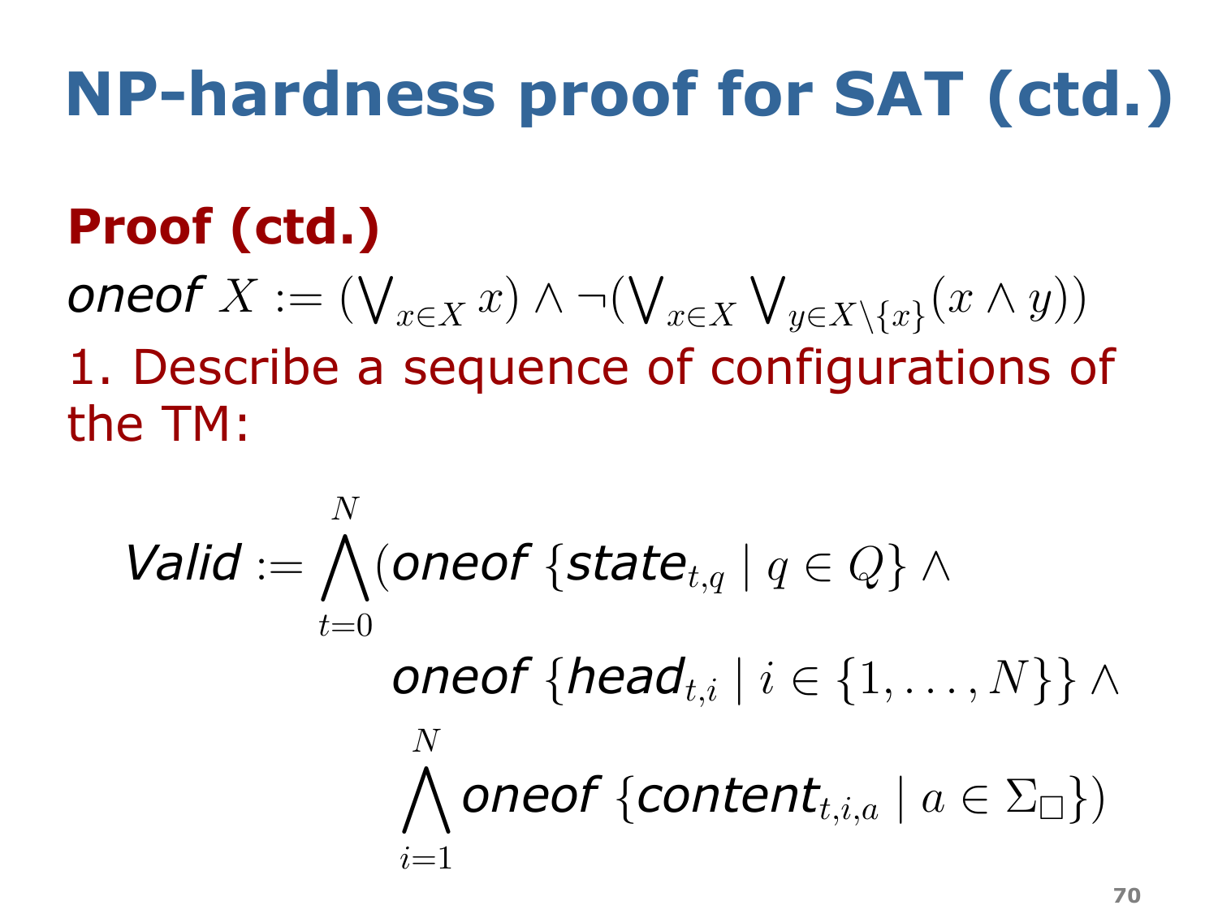# NP-hardness proof for SAT (ctd.)

**Proof (ctd.)**

*oneof* $X := (\bigvee_{x \in X} x) \wedge \neg(\bigvee_{x \in X} \bigvee_{y \in X \setminus \{x\}} (x \wedge y))$

1. Describe a sequence of configurations of the TM:

$$
\textit{Valid} := \bigwedge_{t=0}^{N} (\textit{oneof } \{\textit{state}_{t,q} \mid q \in Q\} \wedge \\
\textit{oneof } \{\textit{head}_{t,i} \mid i \in \{1, \ldots, N\}\} \wedge \\
\bigwedge_{i=1}^{N} \textit{oneof } \{\textit{content}_{t,i,a} \mid a \in \Sigma_{\square}\})
$$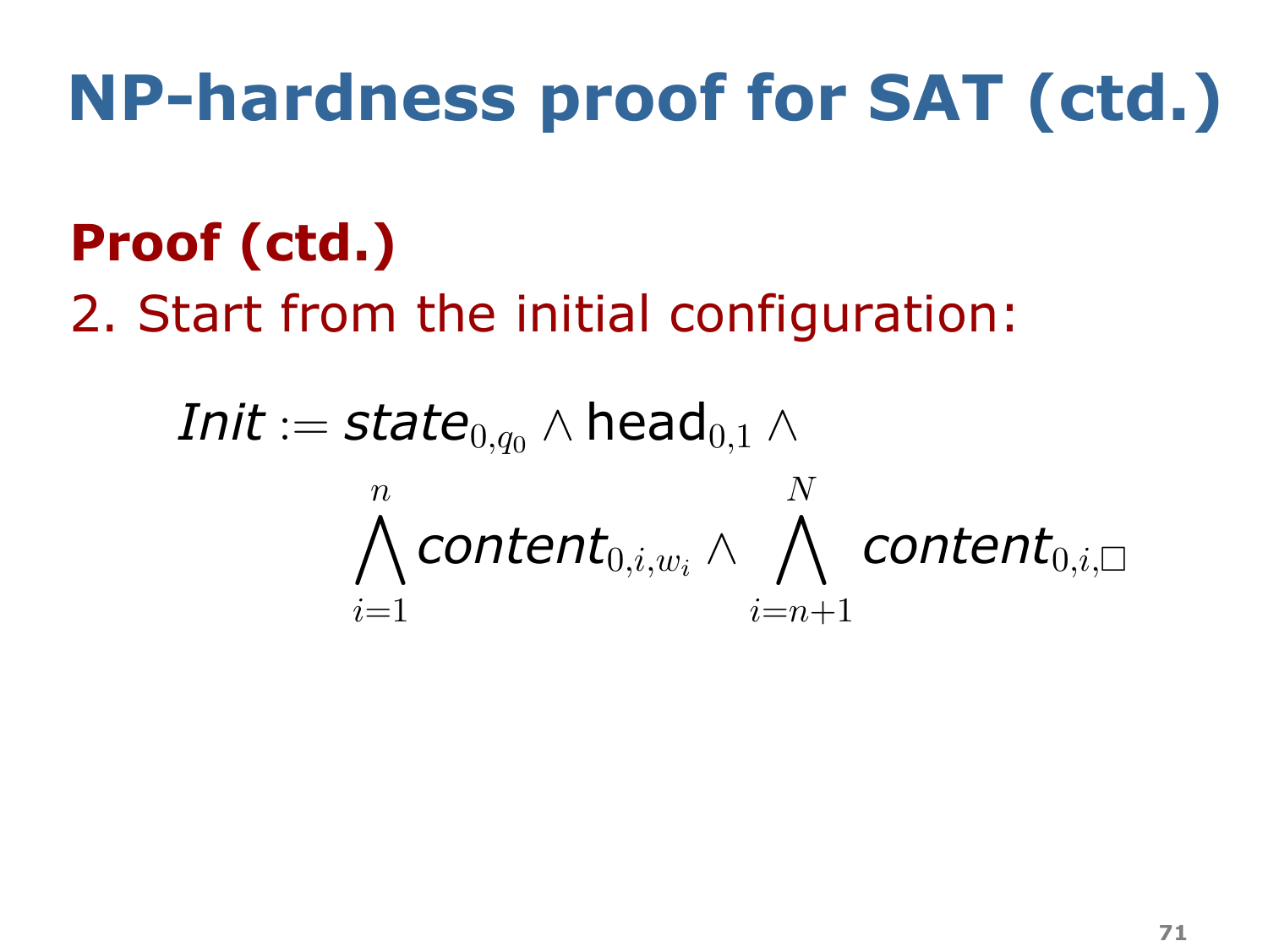# NP-hardness proof for SAT (ctd.)

**Proof (ctd.)**

2. Start from the initial configuration:

$$\mathit{Init} := \mathit{state}_{0,q_0} \wedge \mathsf{head}_{0,1} \wedge \bigwedge_{i=1}^{n} \mathit{content}_{0,i,w_i} \wedge \bigwedge_{i=n+1}^{N} \mathit{content}_{0,i,\square}$$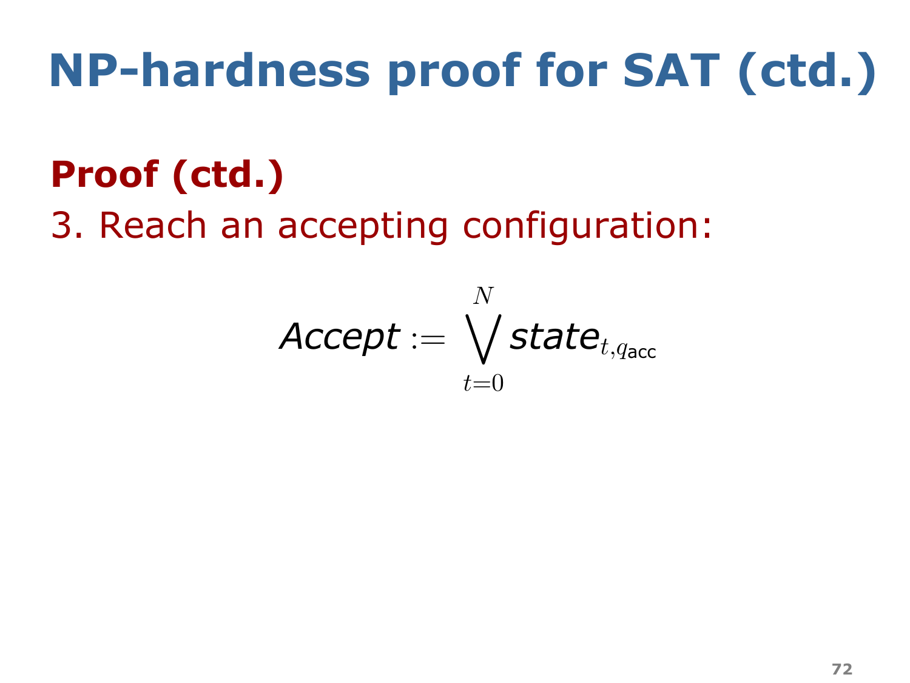# NP-hardness proof for SAT (ctd.)

**Proof (ctd.)**

3. Reach an accepting configuration:

$$\mathit{Accept} := \bigvee_{t=0}^{N} \mathit{state}_{t,q_{\mathsf{acc}}}$$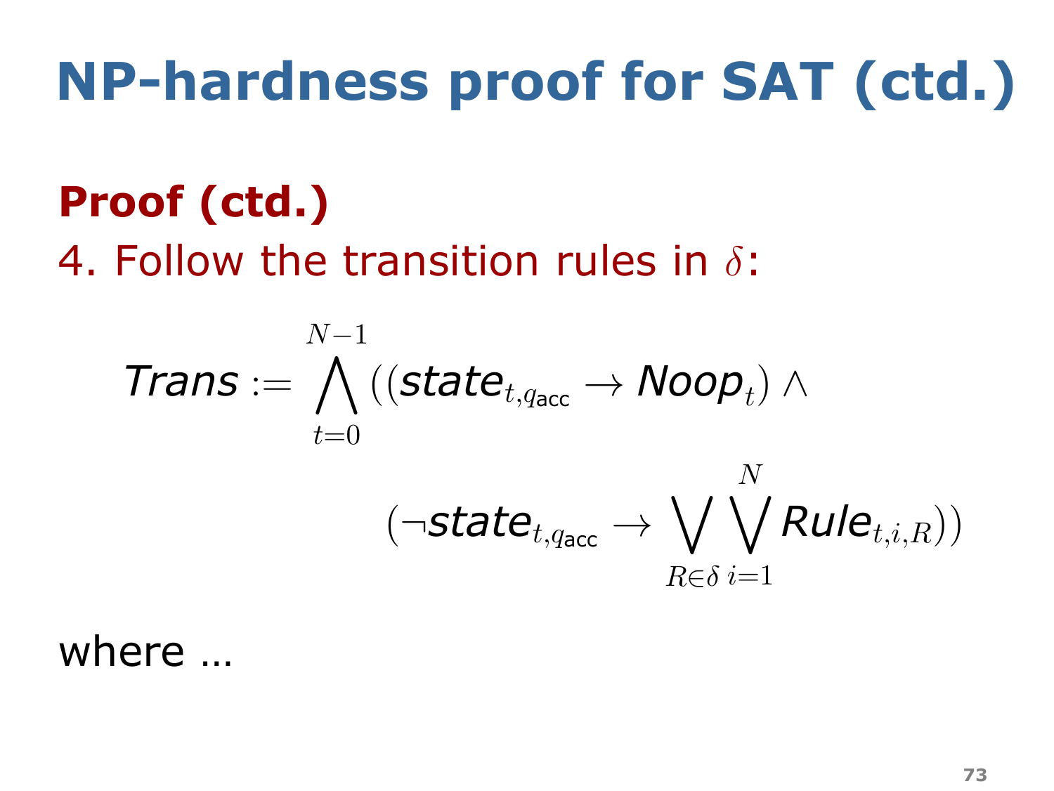# NP-hardness proof for SAT (ctd.)

**Proof (ctd.)**

4. Follow the transition rules in $\delta$:

$$\mathit{Trans} := \bigwedge_{t=0}^{N-1} \Big( (\mathit{state}_{t,q_{\mathsf{acc}}} \rightarrow \mathit{Noop}_t) \wedge \\ (\neg \mathit{state}_{t,q_{\mathsf{acc}}} \rightarrow \bigvee_{R \in \delta} \bigvee_{i=1}^{N} \mathit{Rule}_{t,i,R}) \Big)$$

where …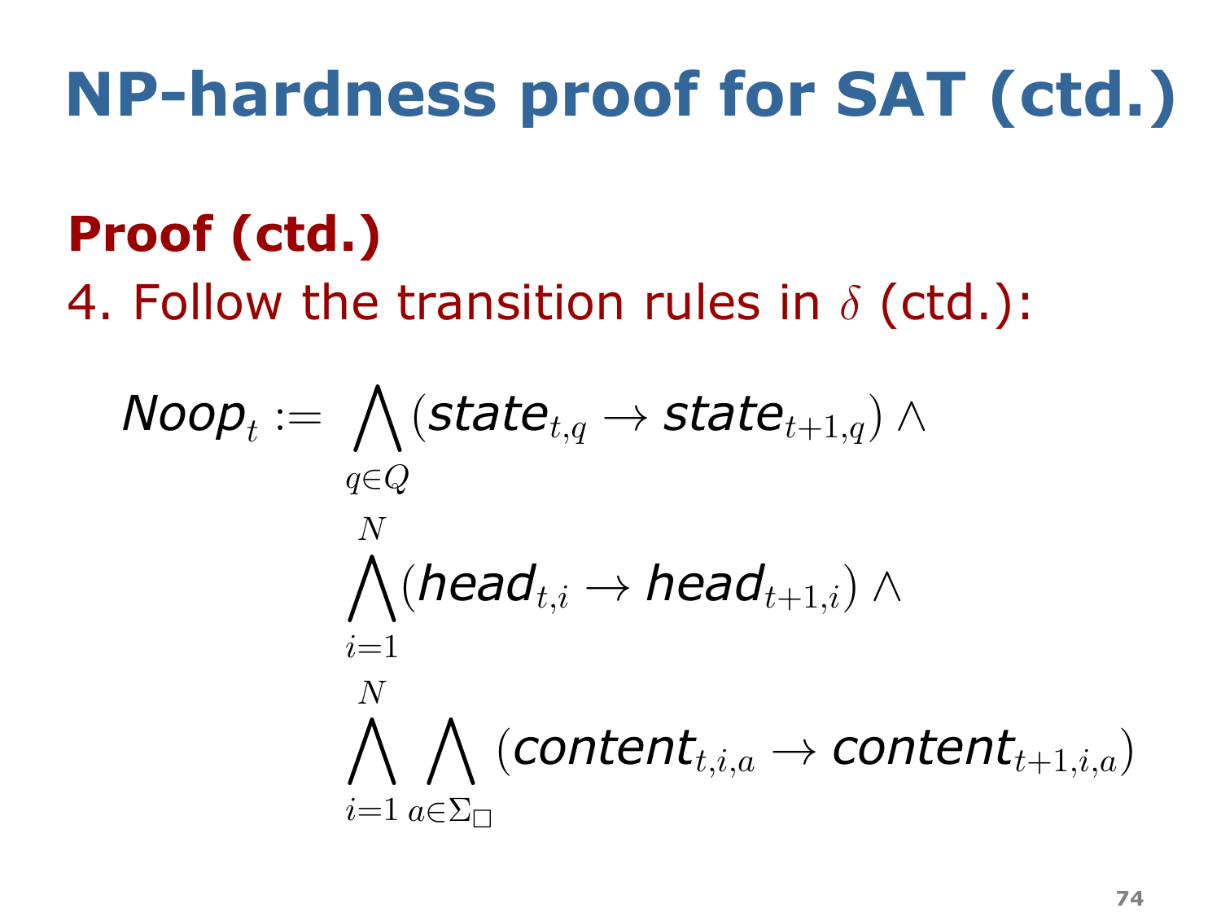# NP-hardness proof for SAT (ctd.)

## Proof (ctd.)

4. Follow the transition rules in $\delta$ (ctd.):

$$
\begin{aligned}
\mathit{Noop}_t := & \bigwedge_{q \in Q} (\mathit{state}_{t,q} \rightarrow \mathit{state}_{t+1,q}) \land \\
& \bigwedge_{i=1}^{N} (\mathit{head}_{t,i} \rightarrow \mathit{head}_{t+1,i}) \land \\
& \bigwedge_{i=1}^{N} \bigwedge_{a \in \Sigma_{\square}} (\mathit{content}_{t,i,a} \rightarrow \mathit{content}_{t+1,i,a})
\end{aligned}
$$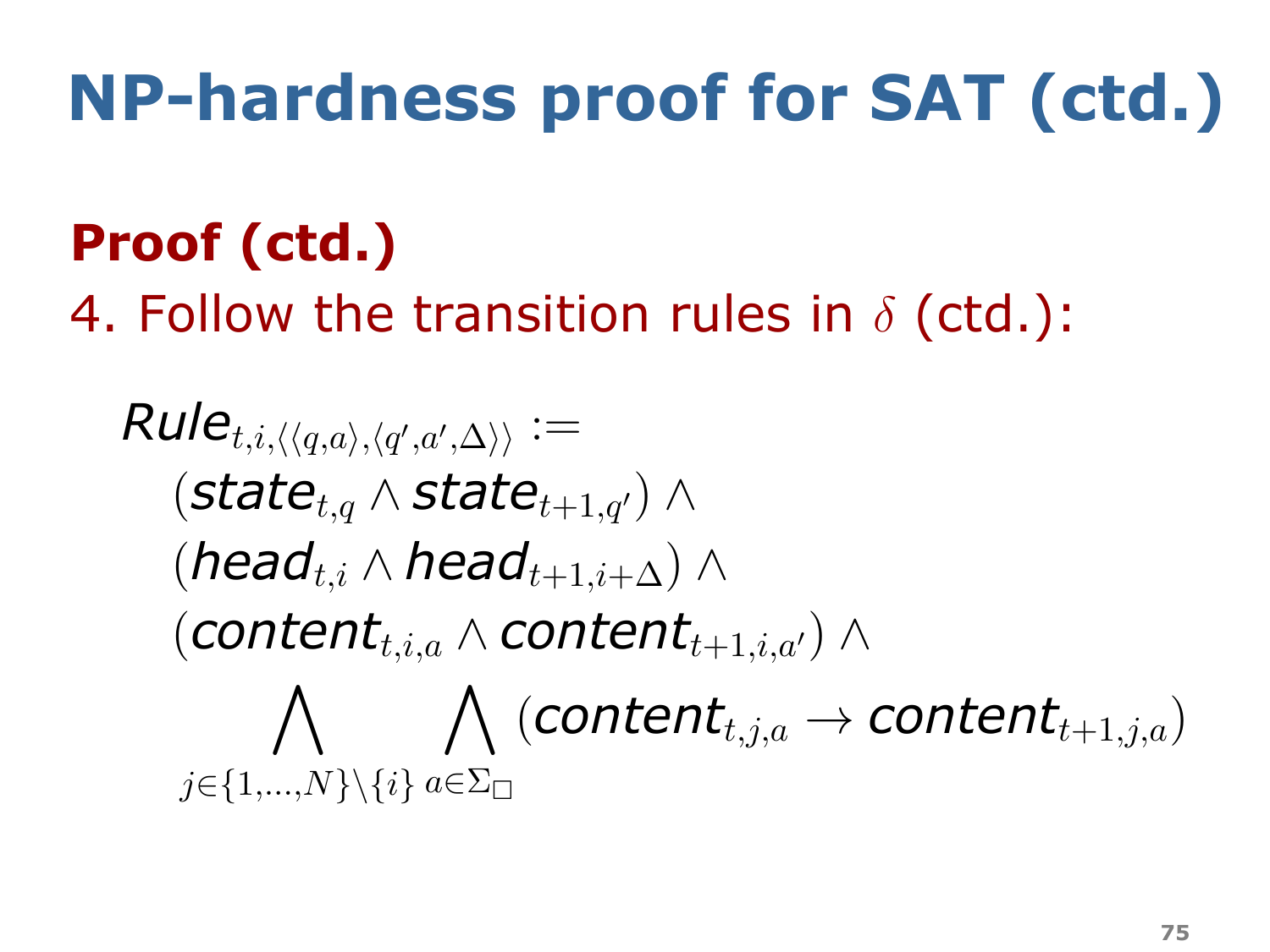# NP-hardness proof for SAT (ctd.)

## Proof (ctd.)

4. Follow the transition rules in $\delta$ (ctd.):

$$
\mathit{Rule}_{t,i,\langle\langle q,a\rangle,\langle q',a',\Delta\rangle\rangle} :=
(\mathit{state}_{t,q} \wedge \mathit{state}_{t+1,q'}) \wedge
(\mathit{head}_{t,i} \wedge \mathit{head}_{t+1,i+\Delta}) \wedge
(\mathit{content}_{t,i,a} \wedge \mathit{content}_{t+1,i,a'}) \wedge
\bigwedge_{j \in \{1,\dots,N\} \setminus \{i\}} \; \bigwedge_{a \in \Sigma_{\Box}} (\mathit{content}_{t,j,a} \rightarrow \mathit{content}_{t+1,j,a})
$$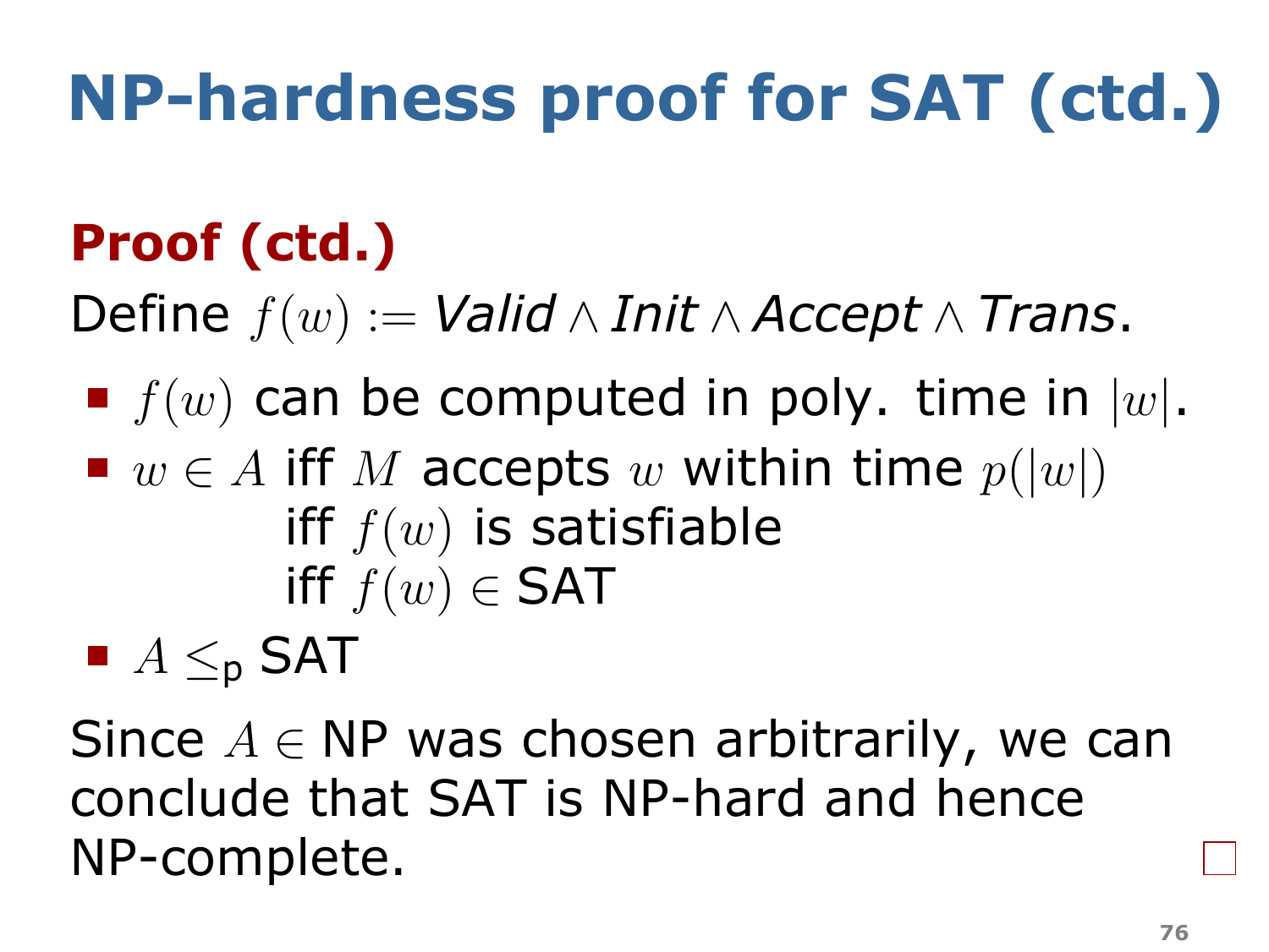# NP-hardness proof for SAT (ctd.)

## Proof (ctd.)

Define $f(w) := \mathit{Valid} \wedge \mathit{Init} \wedge \mathit{Accept} \wedge \mathit{Trans}$.

- $f(w)$ can be computed in poly. time in $|w|$.
- $w \in A$ iff $M$ accepts $w$ within time $p(|w|)$
  iff $f(w)$ is satisfiable
  iff $f(w) \in$ SAT
- $A \leq_\text{p}$ SAT

Since $A \in$ NP was chosen arbitrarily, we can conclude that SAT is NP-hard and hence NP-complete. □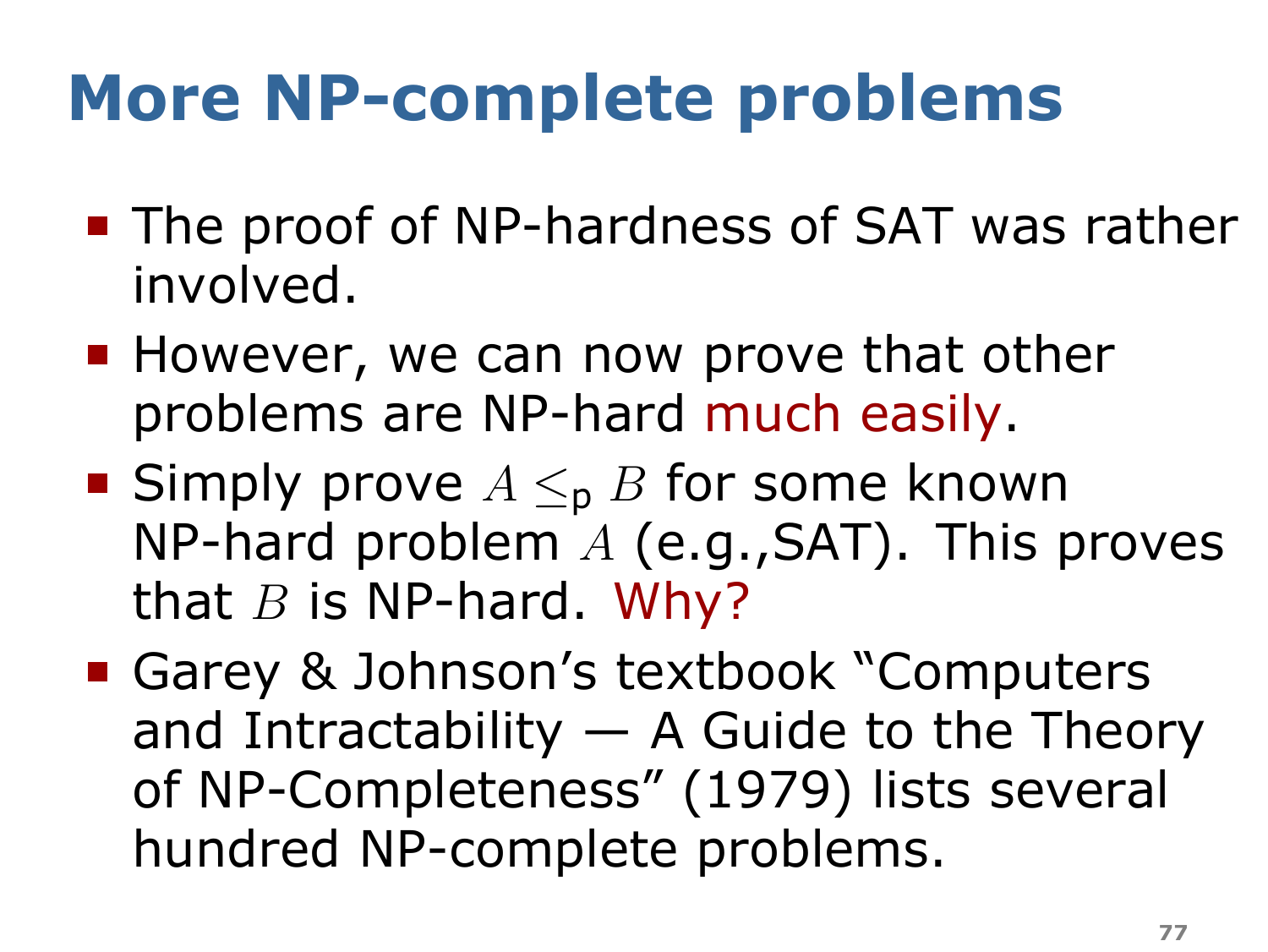# More NP-complete problems

- The proof of NP-hardness of SAT was rather involved.
- However, we can now prove that other problems are NP-hard much easily.
- Simply prove $A \leq_{\mathsf{p}} B$ for some known NP-hard problem $A$ (e.g.,SAT). This proves that $B$ is NP-hard. Why?
- Garey & Johnson's textbook "Computers and Intractability — A Guide to the Theory of NP-Completeness" (1979) lists several hundred NP-complete problems.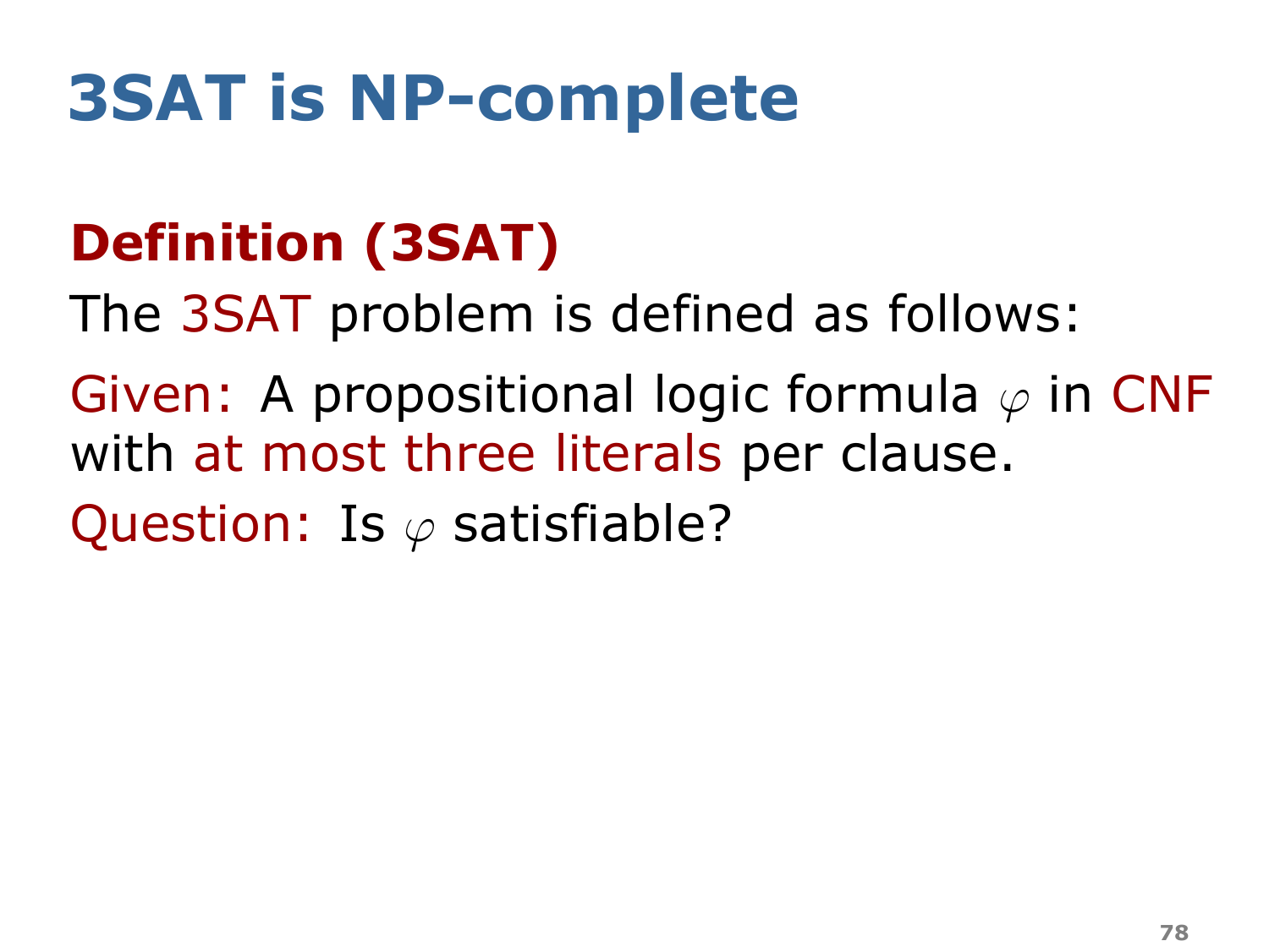# 3SAT is NP-complete

## Definition (3SAT)

The 3SAT problem is defined as follows:

Given: A propositional logic formula $\varphi$ in CNF with at most three literals per clause.

Question: Is $\varphi$ satisfiable?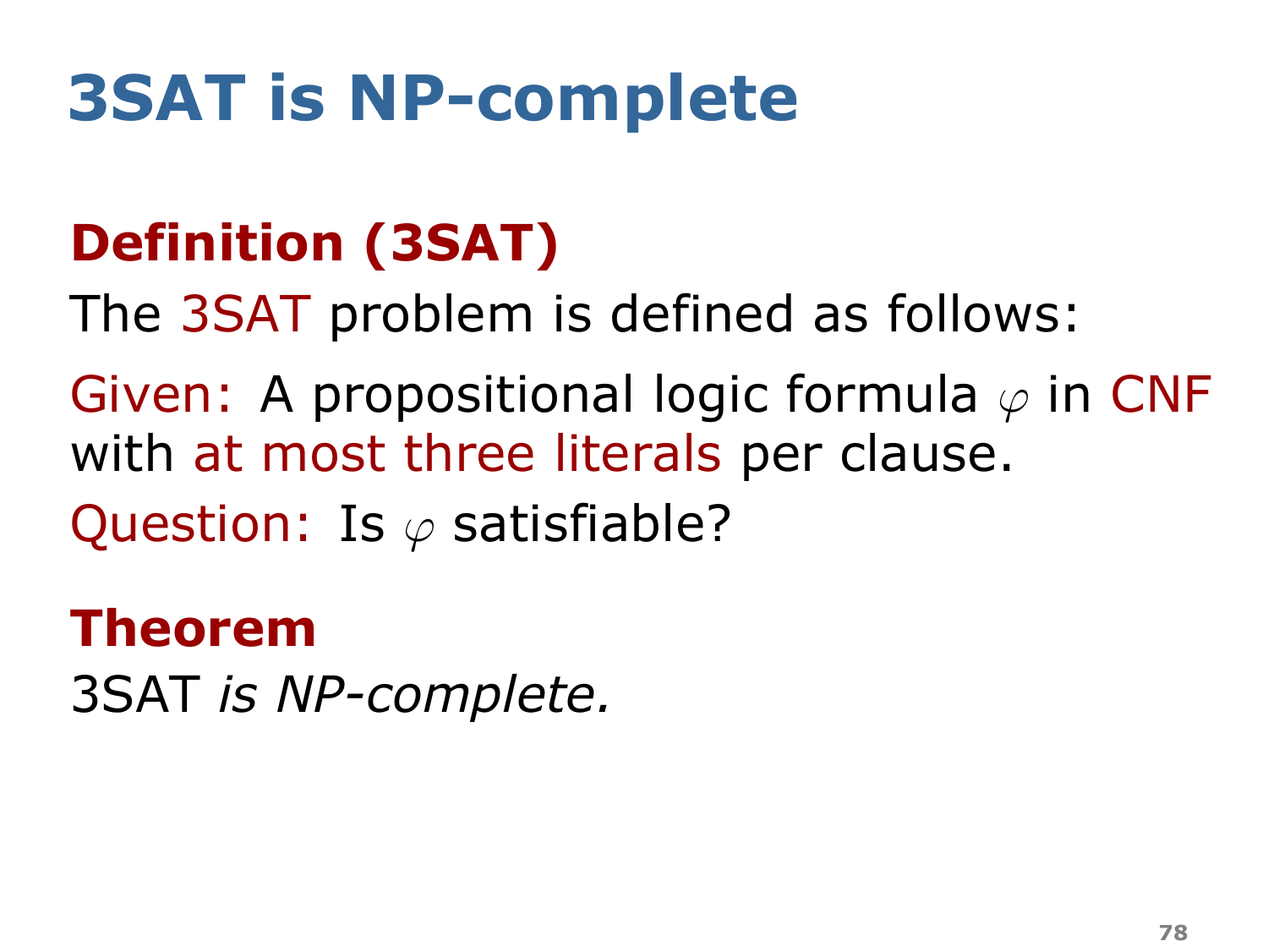# 3SAT is NP-complete

### Definition (3SAT)

The 3SAT problem is defined as follows:

Given: A propositional logic formula $\varphi$ in CNF with at most three literals per clause.

Question: Is $\varphi$ satisfiable?

### Theorem

3SAT *is NP-complete.*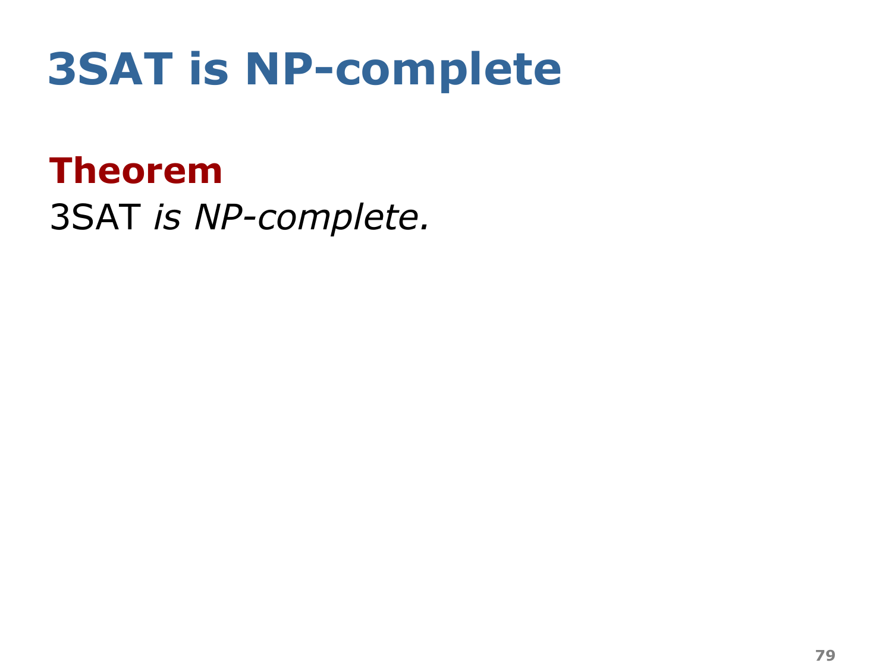# 3SAT is NP-complete

**Theorem**
3SAT *is NP-complete.*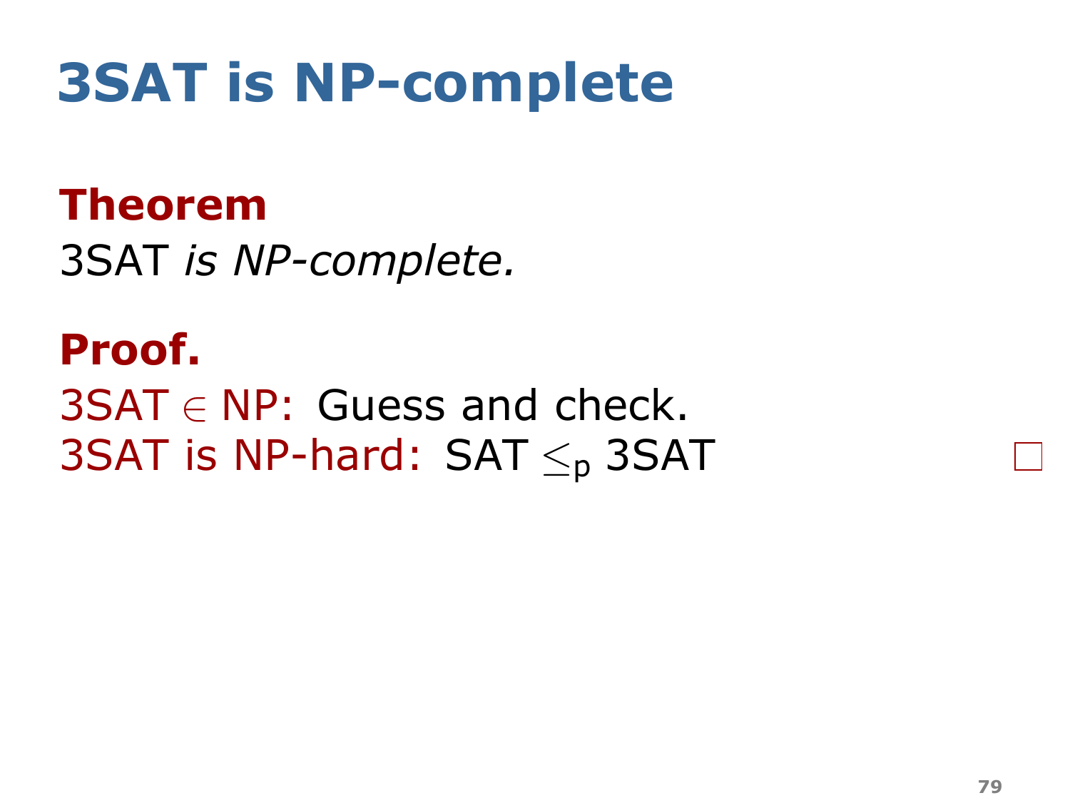# 3SAT is NP-complete

**Theorem**

3SAT *is NP-complete.*

**Proof.**

3SAT $\in$ NP: Guess and check.

3SAT is NP-hard: SAT $\leq_p$ 3SAT □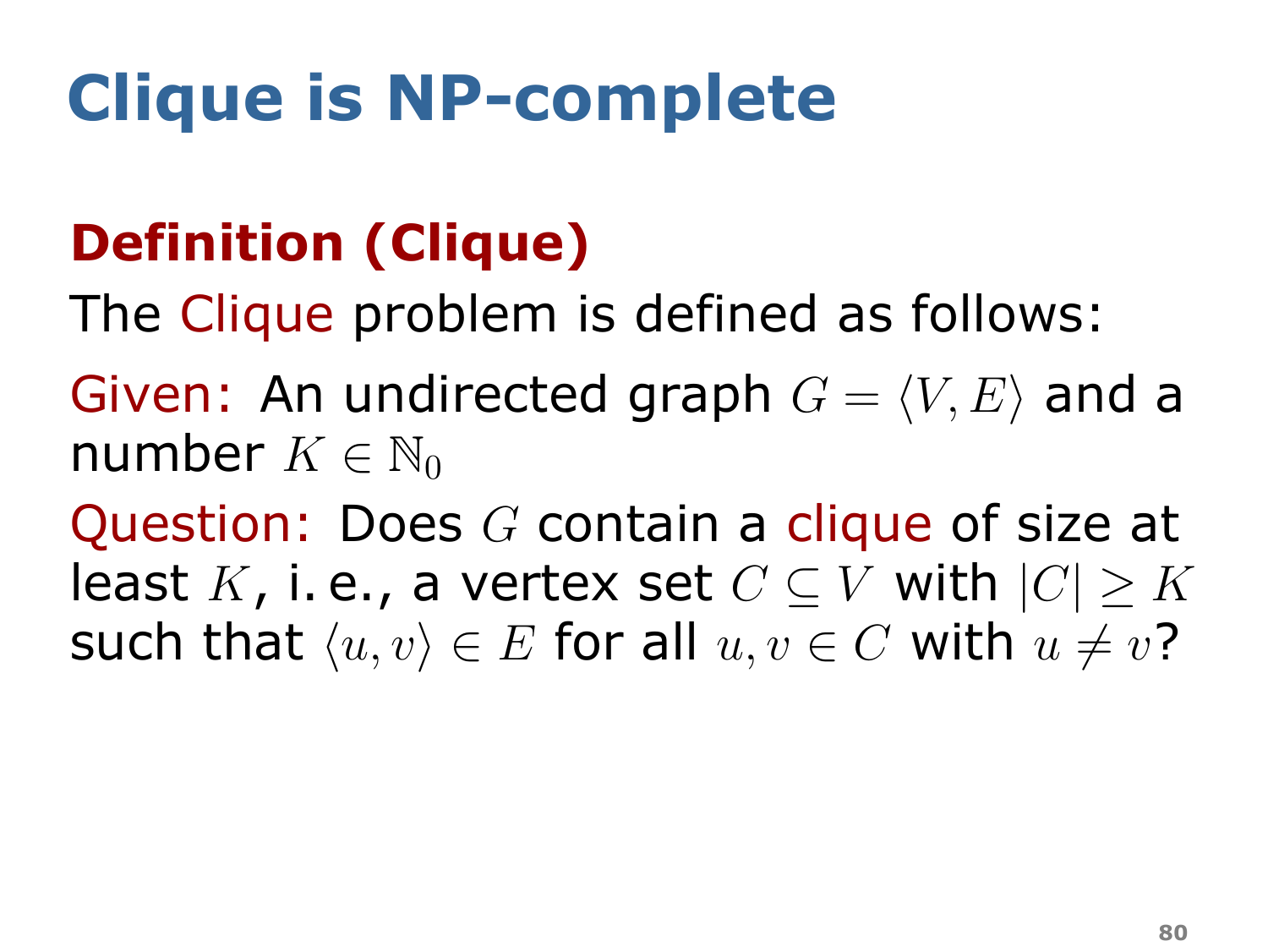# Clique is NP-complete

## Definition (Clique)

The Clique problem is defined as follows:

Given: An undirected graph $G = \langle V, E \rangle$ and a number $K \in \mathbb{N}_0$

Question: Does $G$ contain a clique of size at least $K$, i. e., a vertex set $C \subseteq V$ with $|C| \geq K$ such that $\langle u, v \rangle \in E$ for all $u, v \in C$ with $u \neq v$?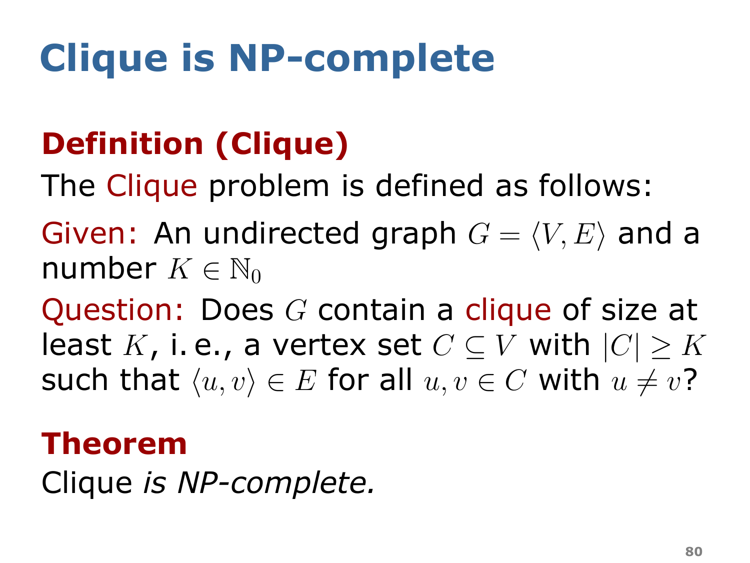# Clique is NP-complete

**Definition (Clique)**

The Clique problem is defined as follows:

Given: An undirected graph $G = \langle V, E \rangle$ and a number $K \in \mathbb{N}_0$

Question: Does $G$ contain a clique of size at least $K$, i. e., a vertex set $C \subseteq V$ with $|C| \geq K$ such that $\langle u, v \rangle \in E$ for all $u, v \in C$ with $u \neq v$?

**Theorem**

Clique *is NP-complete.*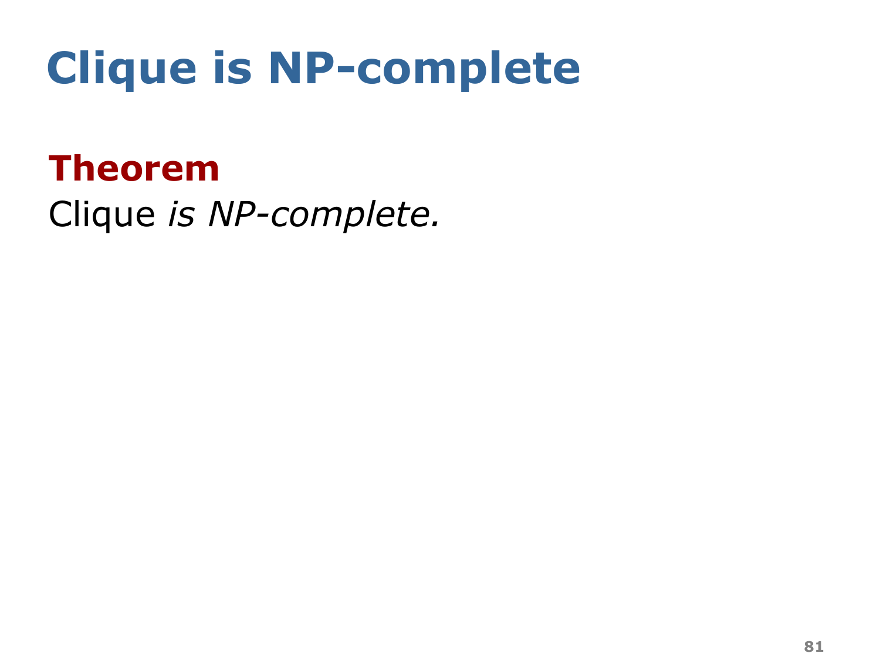# Clique is NP-complete

**Theorem**

Clique *is NP-complete.*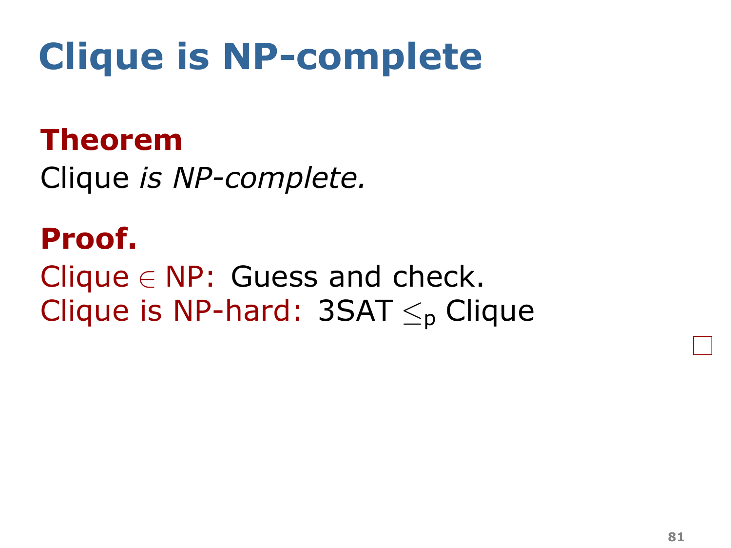# Clique is NP-complete

**Theorem**

Clique *is NP-complete.*

**Proof.**

Clique $\in$ NP: Guess and check.

Clique is NP-hard: 3SAT $\leq_p$ Clique

□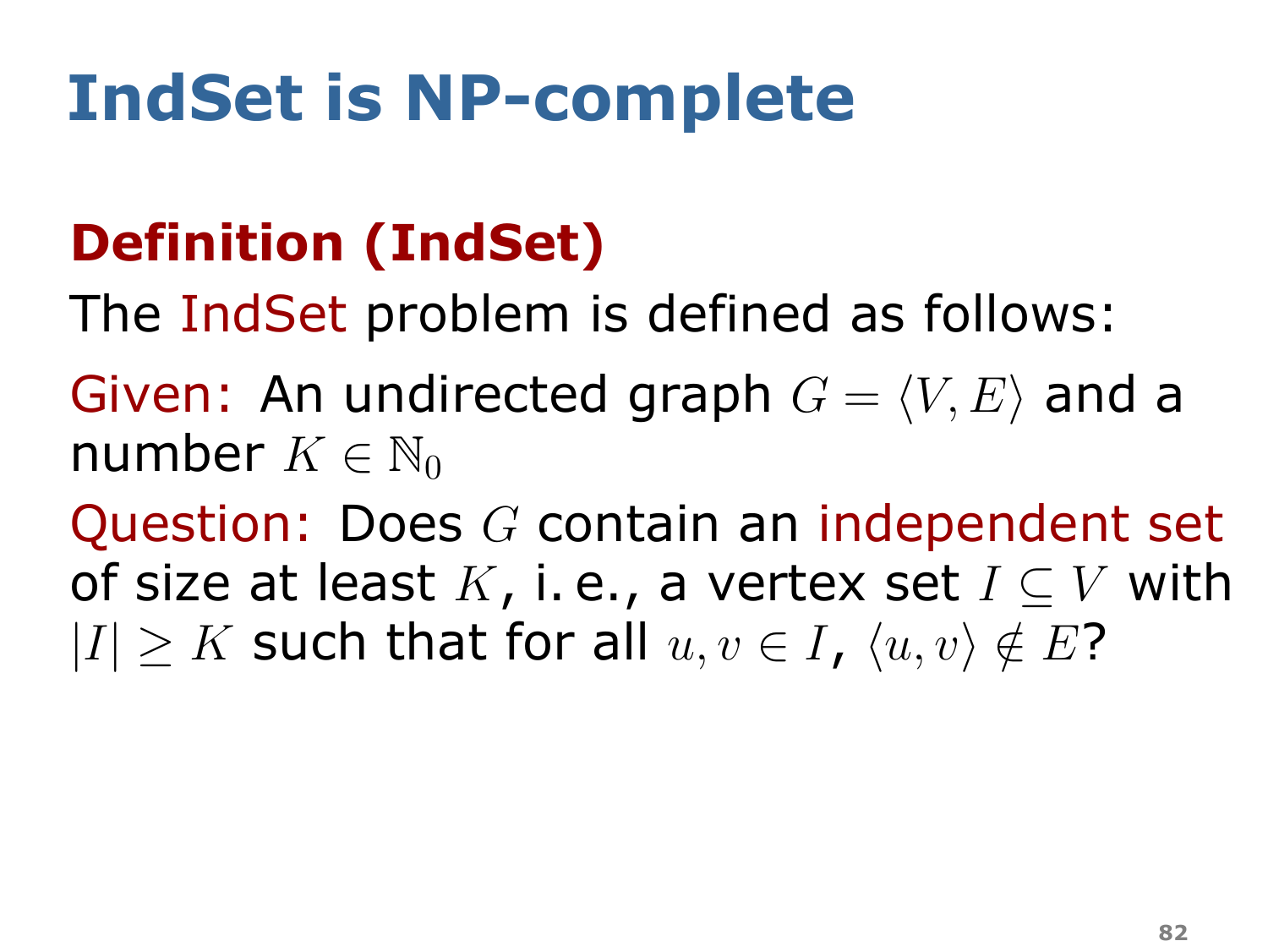# IndSet is NP-complete

## Definition (IndSet)

The IndSet problem is defined as follows:

Given: An undirected graph $G = \langle V, E \rangle$ and a number $K \in \mathbb{N}_0$

Question: Does $G$ contain an independent set of size at least $K$, i. e., a vertex set $I \subseteq V$ with $|I| \geq K$ such that for all $u, v \in I$, $\langle u, v \rangle \notin E$?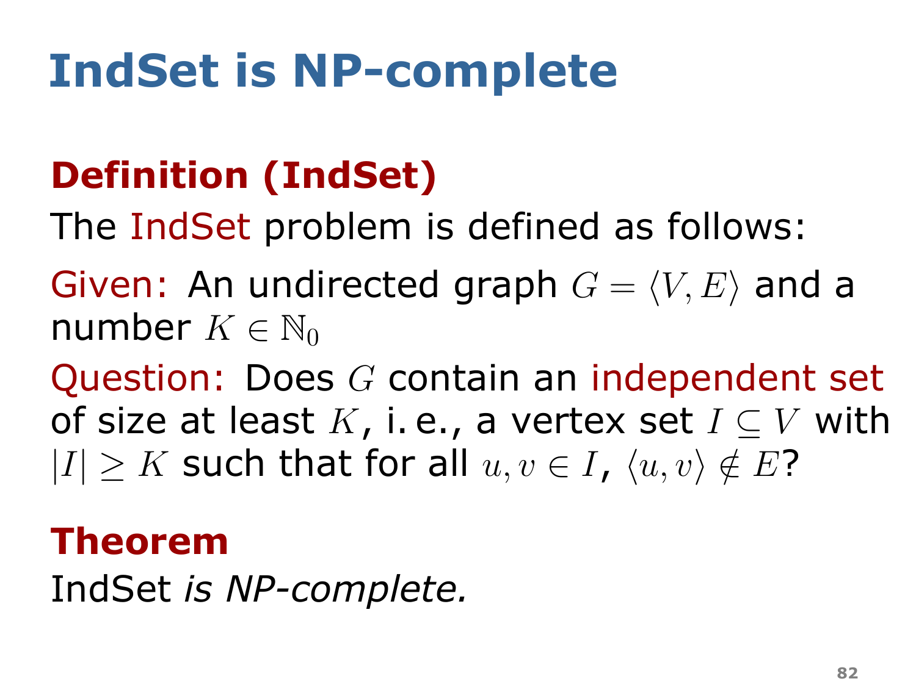# IndSet is NP-complete

**Definition (IndSet)**

The IndSet problem is defined as follows:

Given: An undirected graph $G = \langle V, E \rangle$ and a number $K \in \mathbb{N}_0$

Question: Does $G$ contain an independent set of size at least $K$, i. e., a vertex set $I \subseteq V$ with $|I| \geq K$ such that for all $u, v \in I$, $\langle u, v \rangle \notin E$?

**Theorem**

IndSet *is NP-complete.*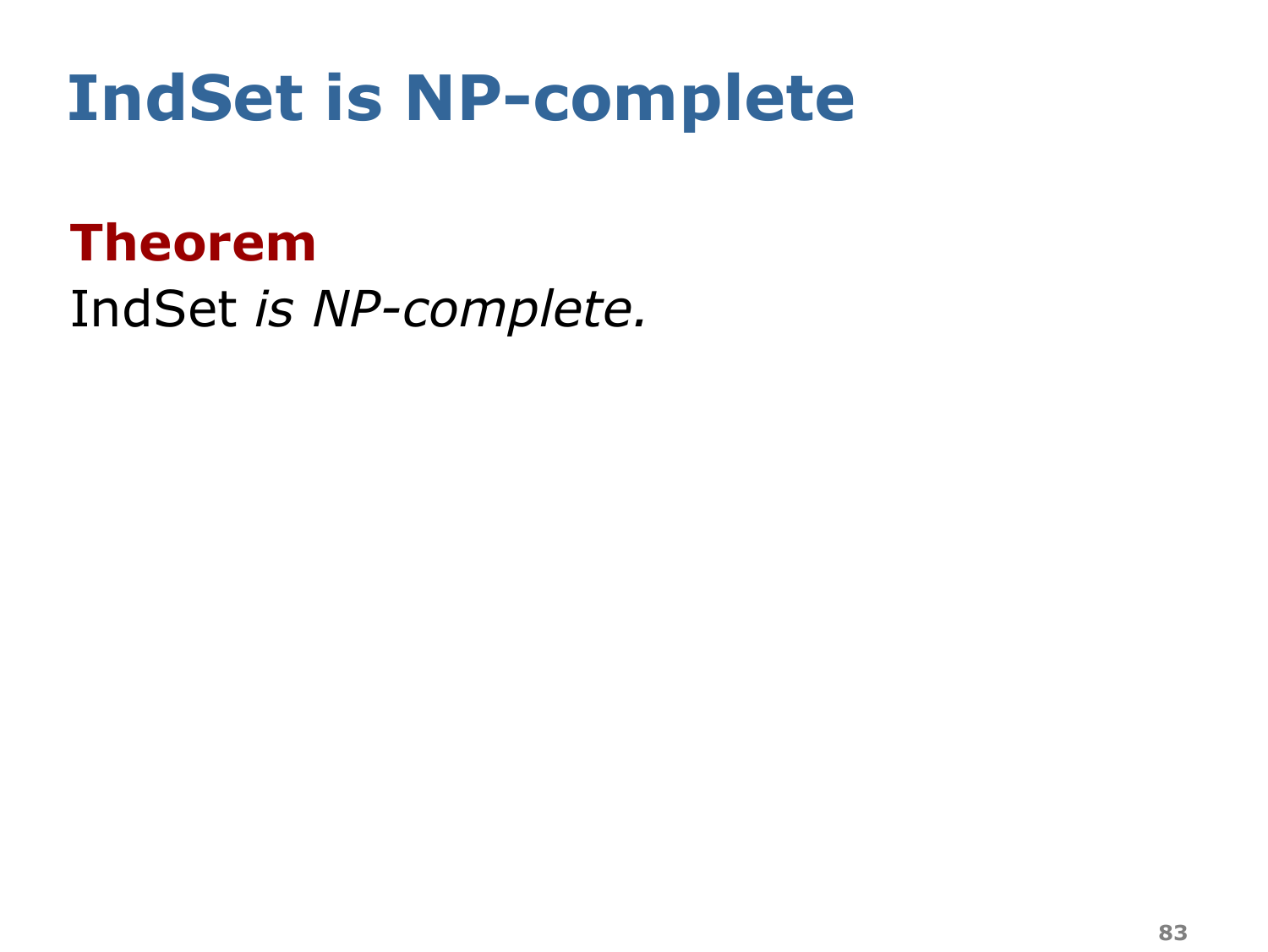# IndSet is NP-complete

**Theorem**

IndSet *is NP-complete.*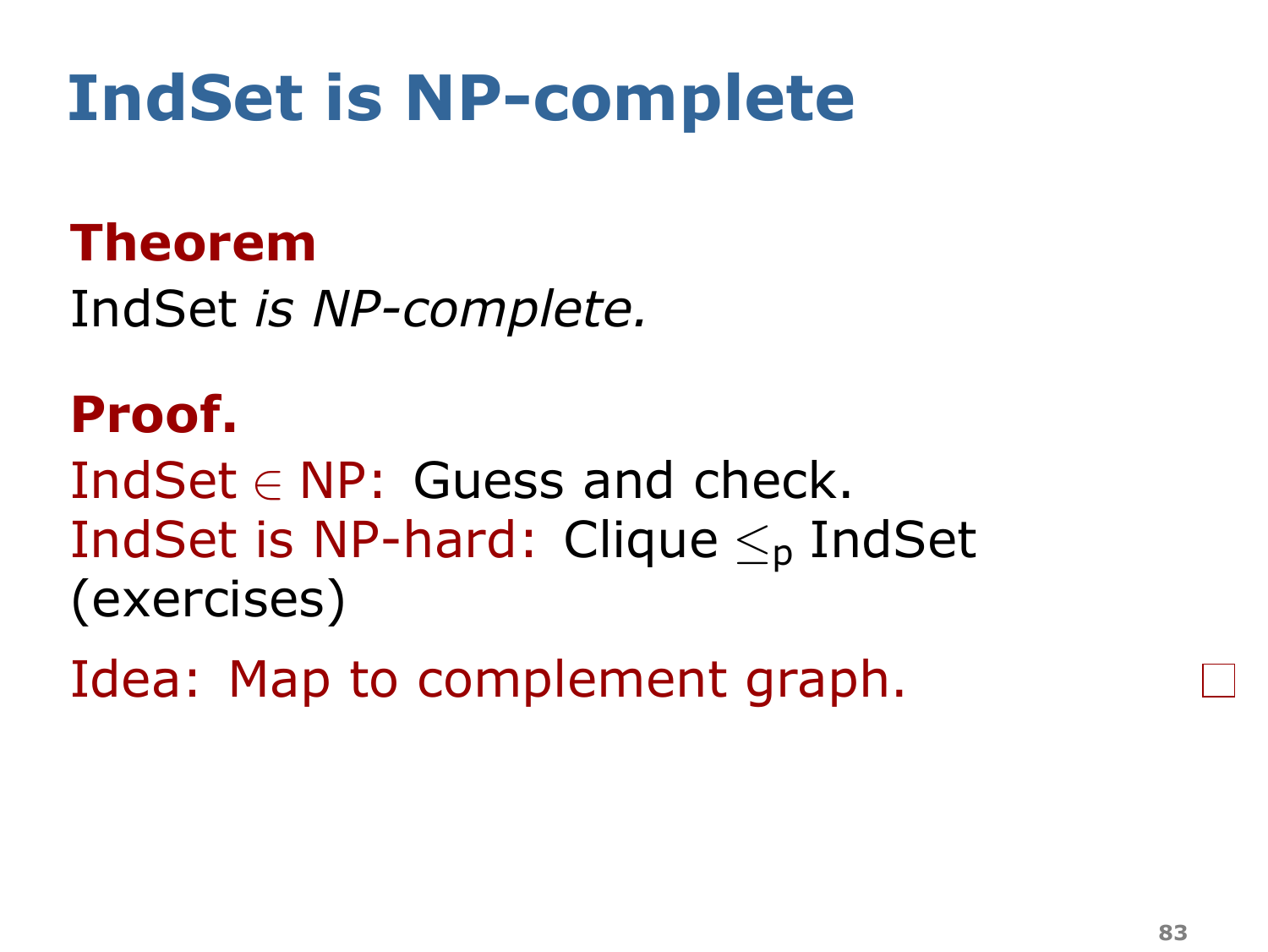# IndSet is NP-complete

**Theorem**

IndSet *is NP-complete.*

**Proof.**

IndSet $\in$ NP: Guess and check.

IndSet is NP-hard: Clique $\leq_p$ IndSet (exercises)

Idea: Map to complement graph. □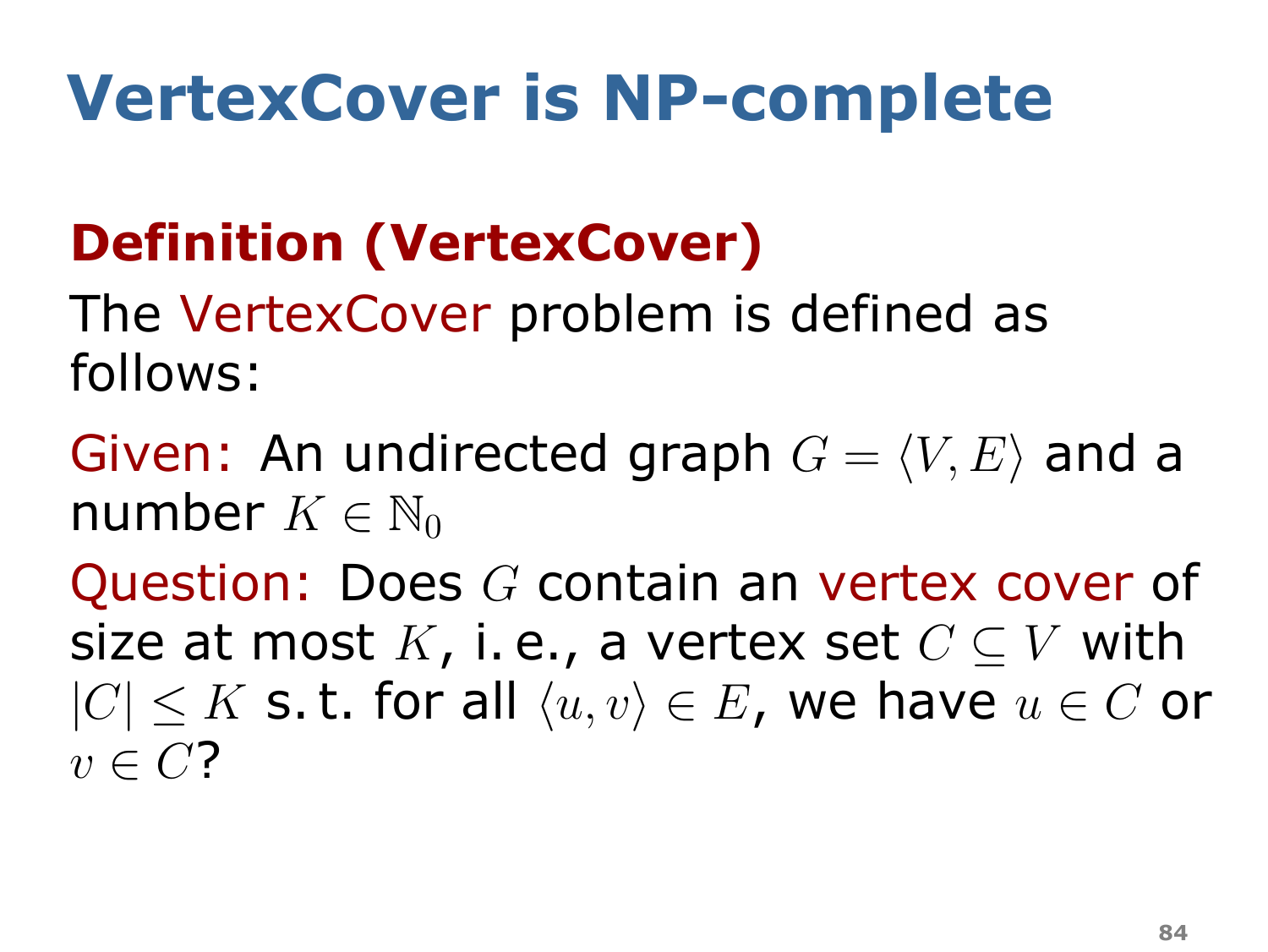# VertexCover is NP-complete

## Definition (VertexCover)

The VertexCover problem is defined as follows:

Given: An undirected graph $G = \langle V, E \rangle$ and a number $K \in \mathbb{N}_0$

Question: Does $G$ contain an vertex cover of size at most $K$, i. e., a vertex set $C \subseteq V$ with $|C| \leq K$ s. t. for all $\langle u, v \rangle \in E$, we have $u \in C$ or $v \in C$?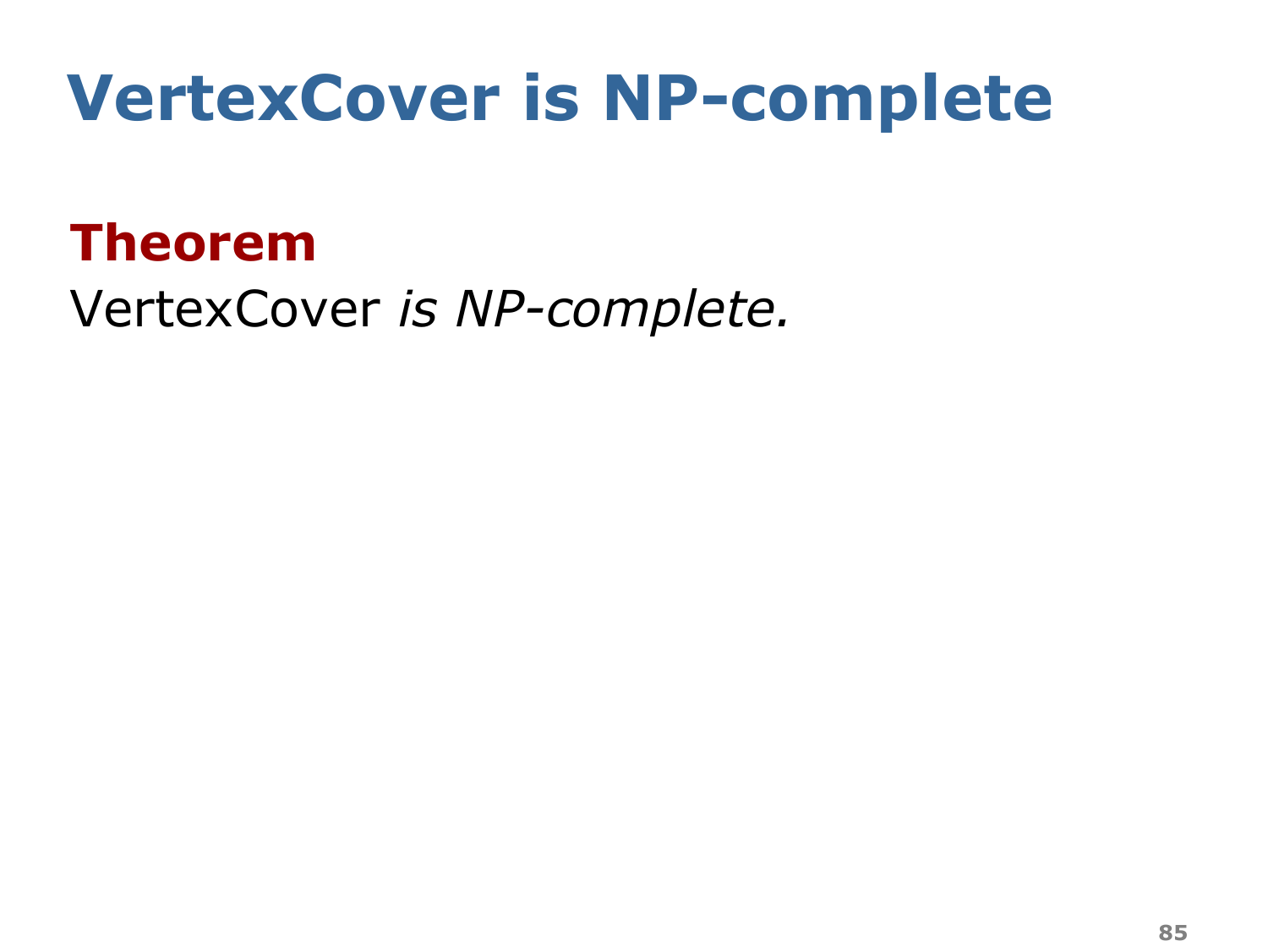# VertexCover is NP-complete

**Theorem**

VertexCover *is NP-complete.*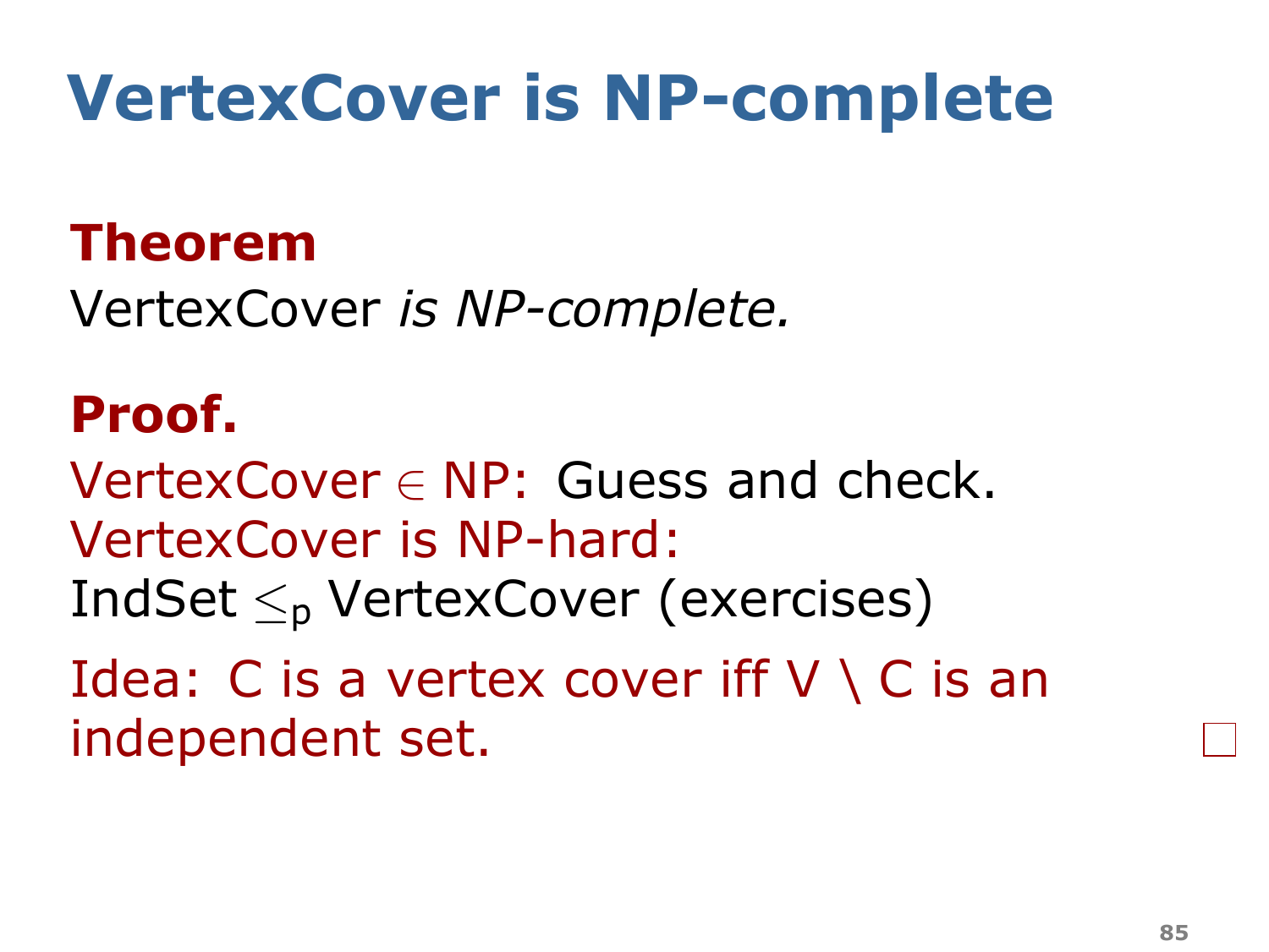# VertexCover is NP-complete

**Theorem**

VertexCover *is NP-complete.*

**Proof.**

VertexCover $\in$ NP: Guess and check.

VertexCover is NP-hard:

IndSet $\leq_p$ VertexCover (exercises)

Idea: C is a vertex cover iff V \ C is an independent set. □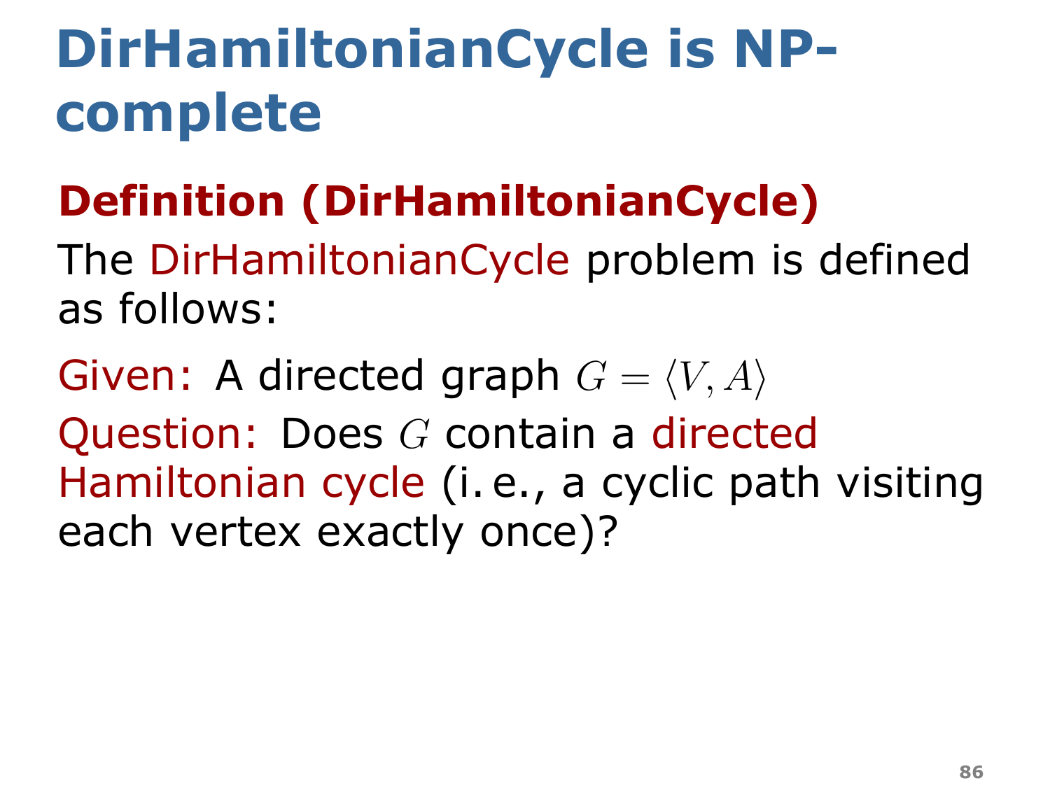# DirHamiltonianCycle is NP-complete

## Definition (DirHamiltonianCycle)

The DirHamiltonianCycle problem is defined as follows:

Given: A directed graph $G = \langle V, A \rangle$

Question: Does $G$ contain a directed Hamiltonian cycle (i. e., a cyclic path visiting each vertex exactly once)?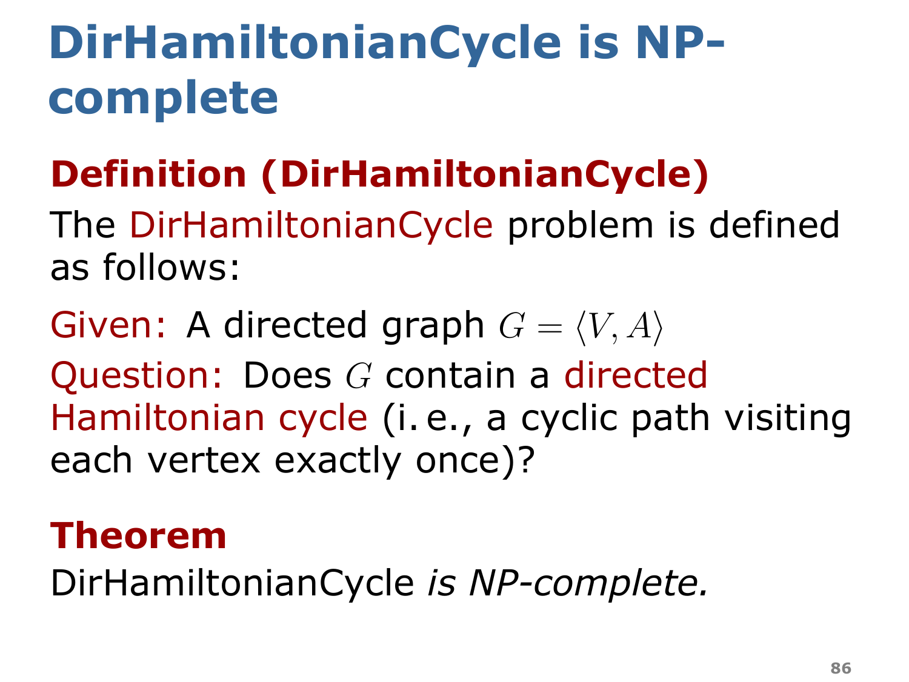# DirHamiltonianCycle is NP-complete

## Definition (DirHamiltonianCycle)

The DirHamiltonianCycle problem is defined as follows:

Given: A directed graph $G = \langle V, A \rangle$

Question: Does $G$ contain a directed Hamiltonian cycle (i. e., a cyclic path visiting each vertex exactly once)?

## Theorem

DirHamiltonianCycle *is NP-complete.*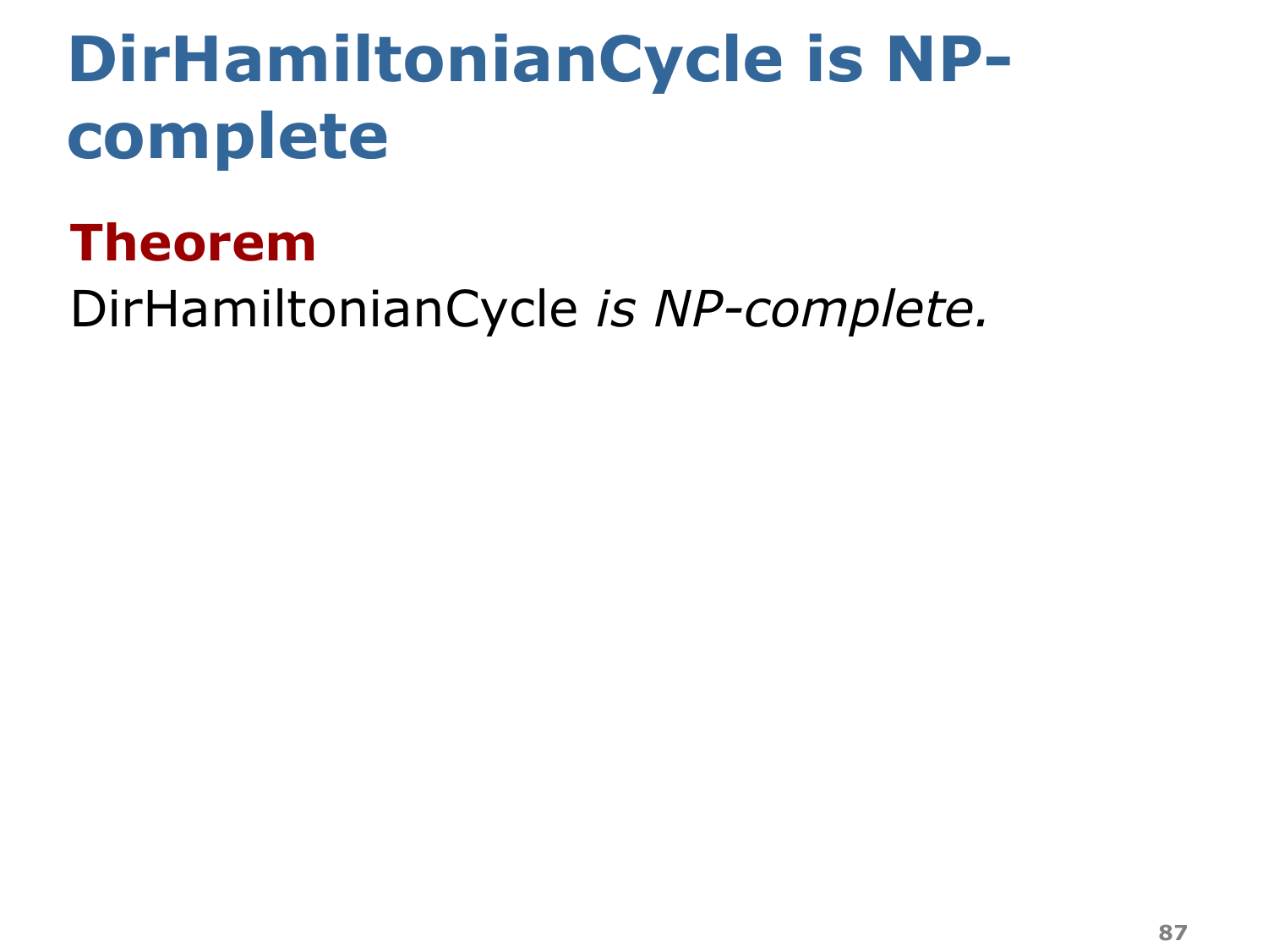# DirHamiltonianCycle is NP-complete

**Theorem**

DirHamiltonianCycle *is NP-complete.*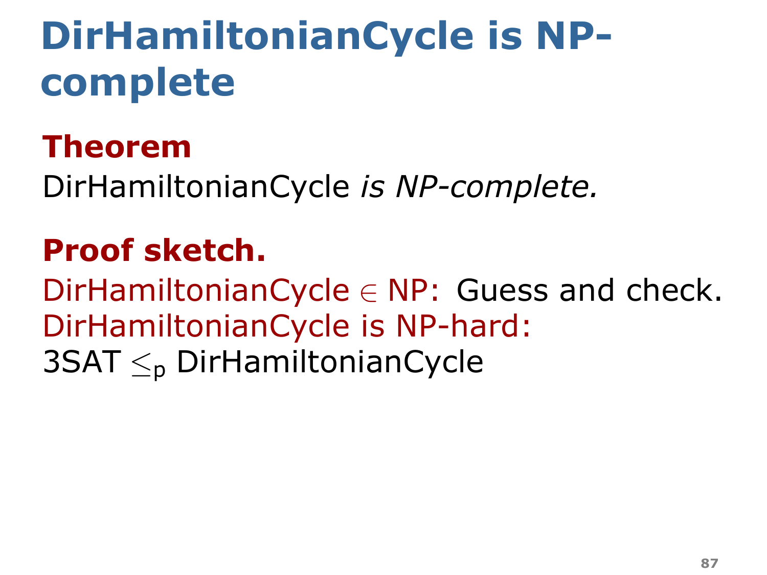# DirHamiltonianCycle is NP-complete

**Theorem**

DirHamiltonianCycle *is NP-complete.*

**Proof sketch.**

DirHamiltonianCycle $\in$ NP: Guess and check.

DirHamiltonianCycle is NP-hard:

3SAT $\leq_p$ DirHamiltonianCycle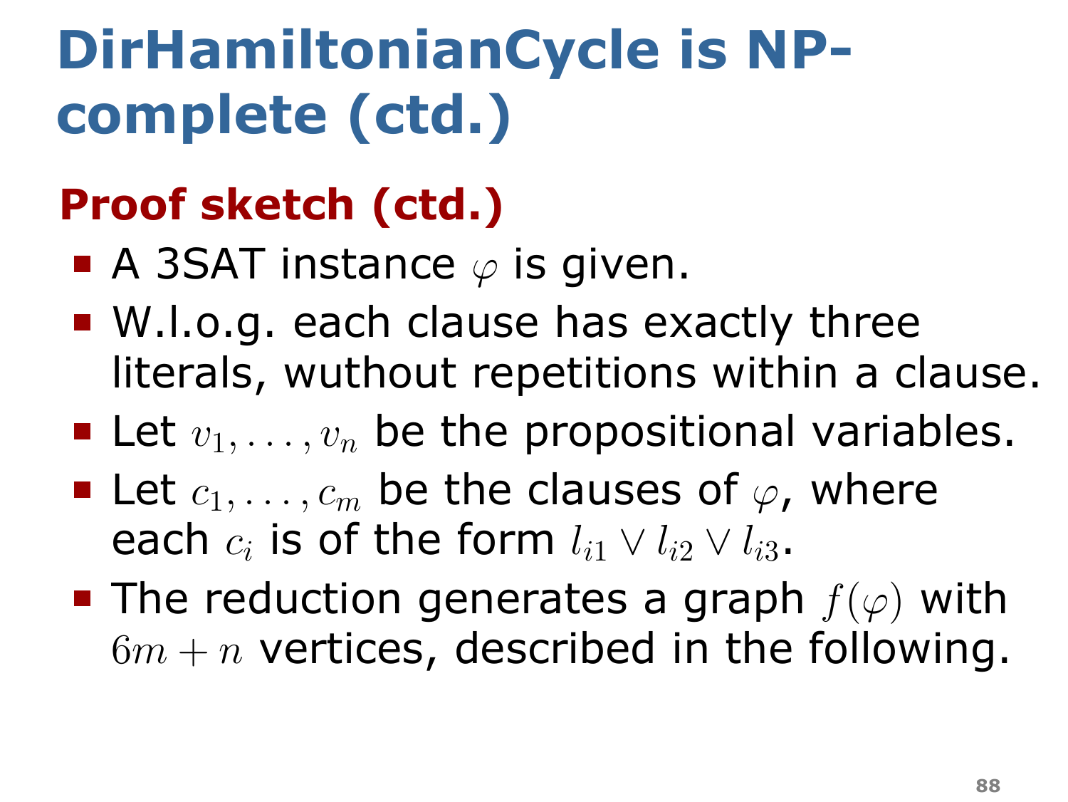# DirHamiltonianCycle is NP-complete (ctd.)

## Proof sketch (ctd.)

- A 3SAT instance $\varphi$ is given.
- W.l.o.g. each clause has exactly three literals, wuthout repetitions within a clause.
- Let $v_1, \ldots, v_n$ be the propositional variables.
- Let $c_1, \ldots, c_m$ be the clauses of $\varphi$, where each $c_i$ is of the form $l_{i1} \vee l_{i2} \vee l_{i3}$.
- The reduction generates a graph $f(\varphi)$ with $6m + n$ vertices, described in the following.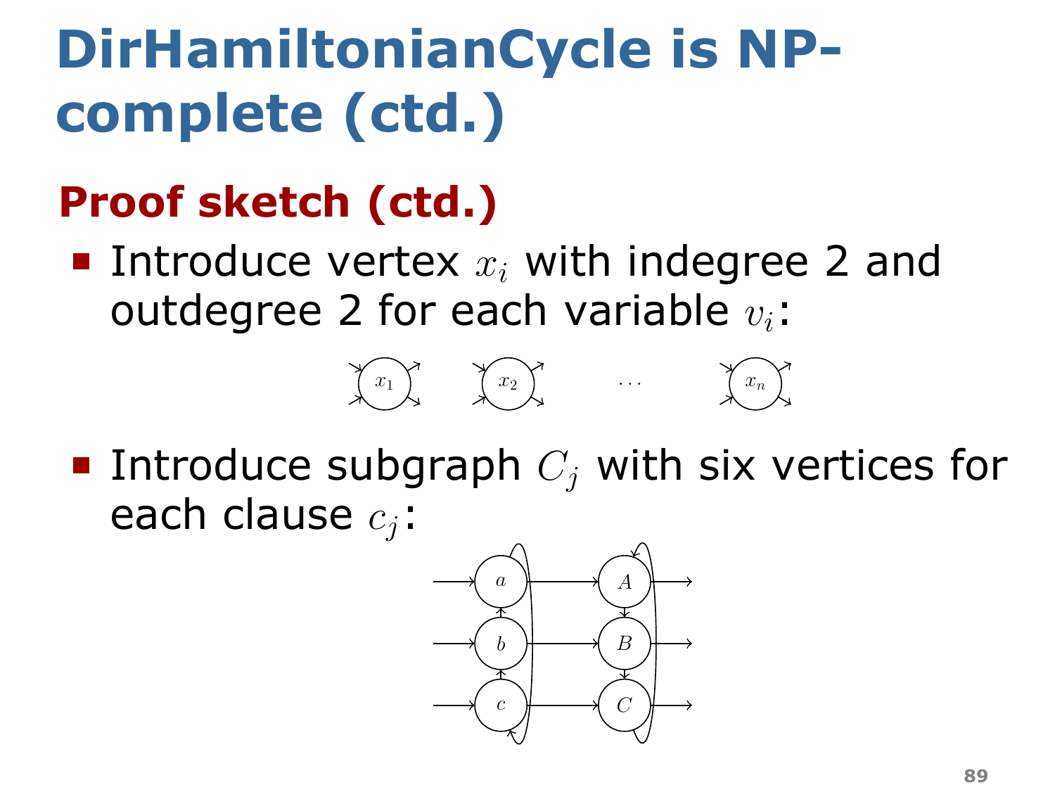# DirHamiltonianCycle is NP-complete (ctd.)

## Proof sketch (ctd.)

- Introduce vertex $x_i$ with indegree 2 and outdegree 2 for each variable $v_i$:
- Introduce subgraph $C_j$ with six vertices for each clause $c_j$: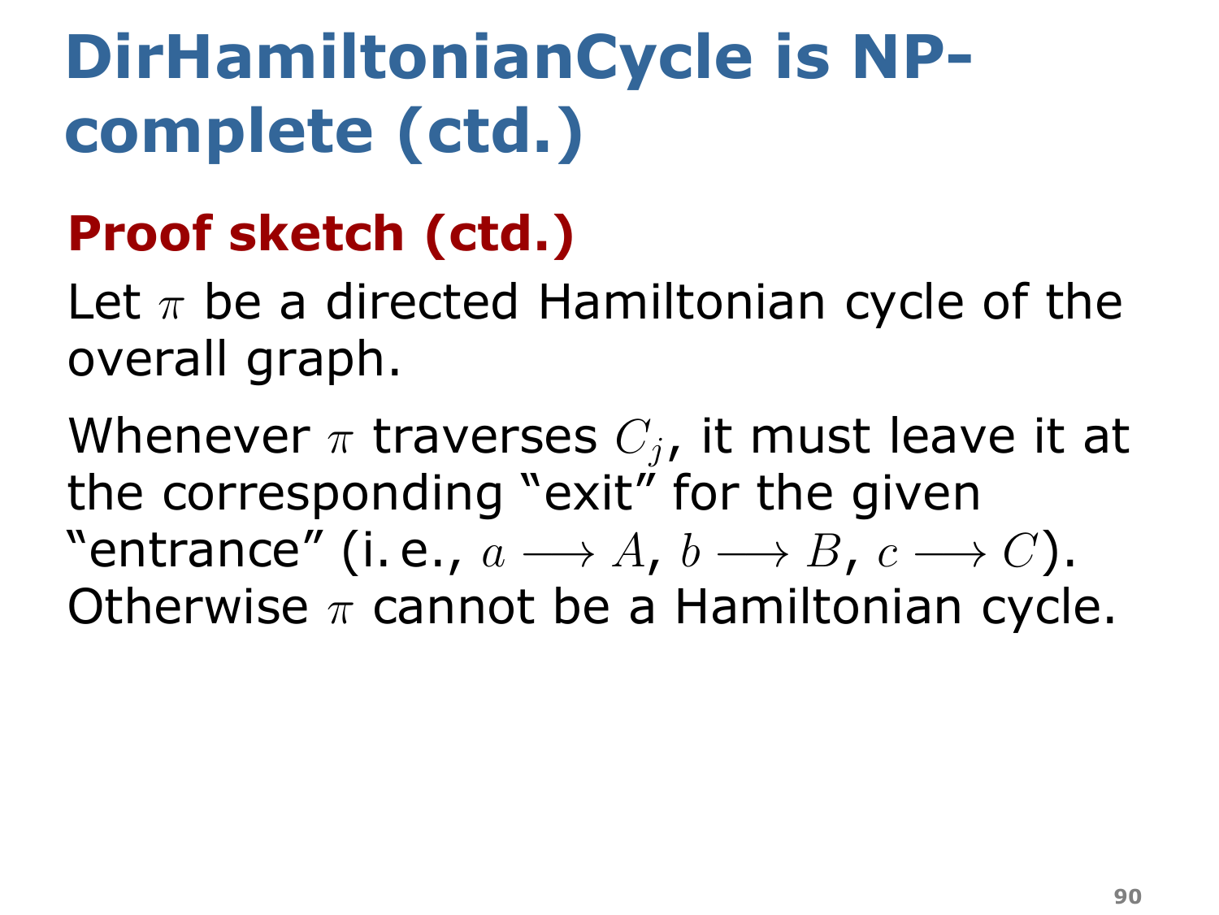# DirHamiltonianCycle is NP-complete (ctd.)

## Proof sketch (ctd.)

Let $\pi$ be a directed Hamiltonian cycle of the overall graph.

Whenever $\pi$ traverses $C_j$, it must leave it at the corresponding “exit” for the given “entrance” (i. e., $a \longrightarrow A$, $b \longrightarrow B$, $c \longrightarrow C$). Otherwise $\pi$ cannot be a Hamiltonian cycle.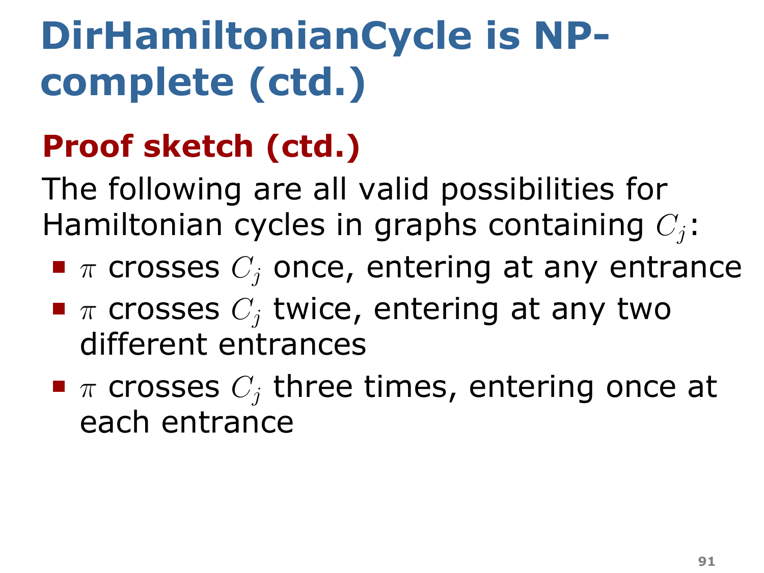# DirHamiltonianCycle is NP-complete (ctd.)

## Proof sketch (ctd.)

The following are all valid possibilities for Hamiltonian cycles in graphs containing $C_j$:

- $\pi$ crosses $C_j$ once, entering at any entrance
- $\pi$ crosses $C_j$ twice, entering at any two different entrances
- $\pi$ crosses $C_j$ three times, entering once at each entrance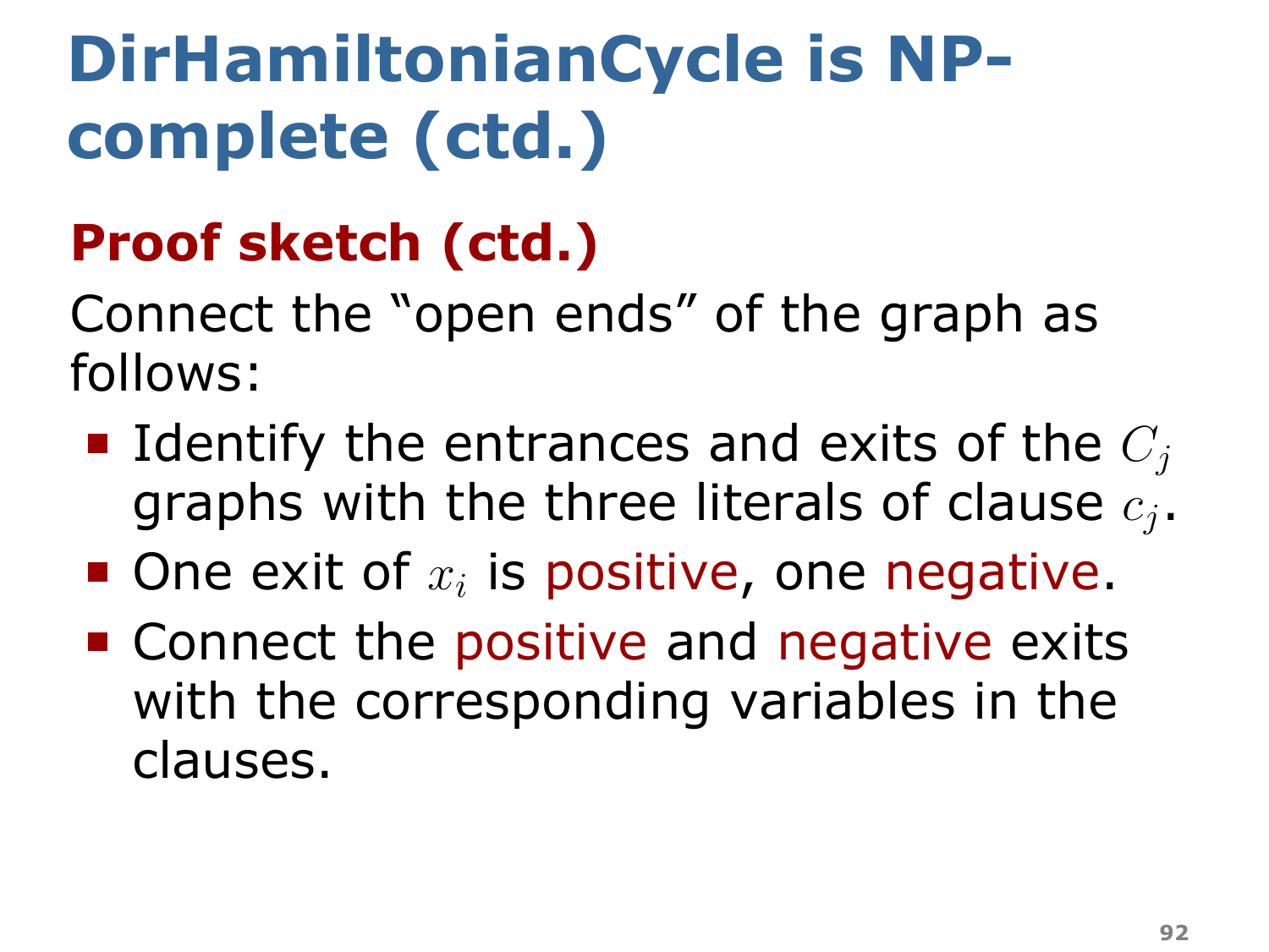# DirHamiltonianCycle is NP-complete (ctd.)

## Proof sketch (ctd.)

Connect the "open ends" of the graph as follows:

- Identify the entrances and exits of the $C_j$ graphs with the three literals of clause $c_j$.
- One exit of $x_i$ is positive, one negative.
- Connect the positive and negative exits with the corresponding variables in the clauses.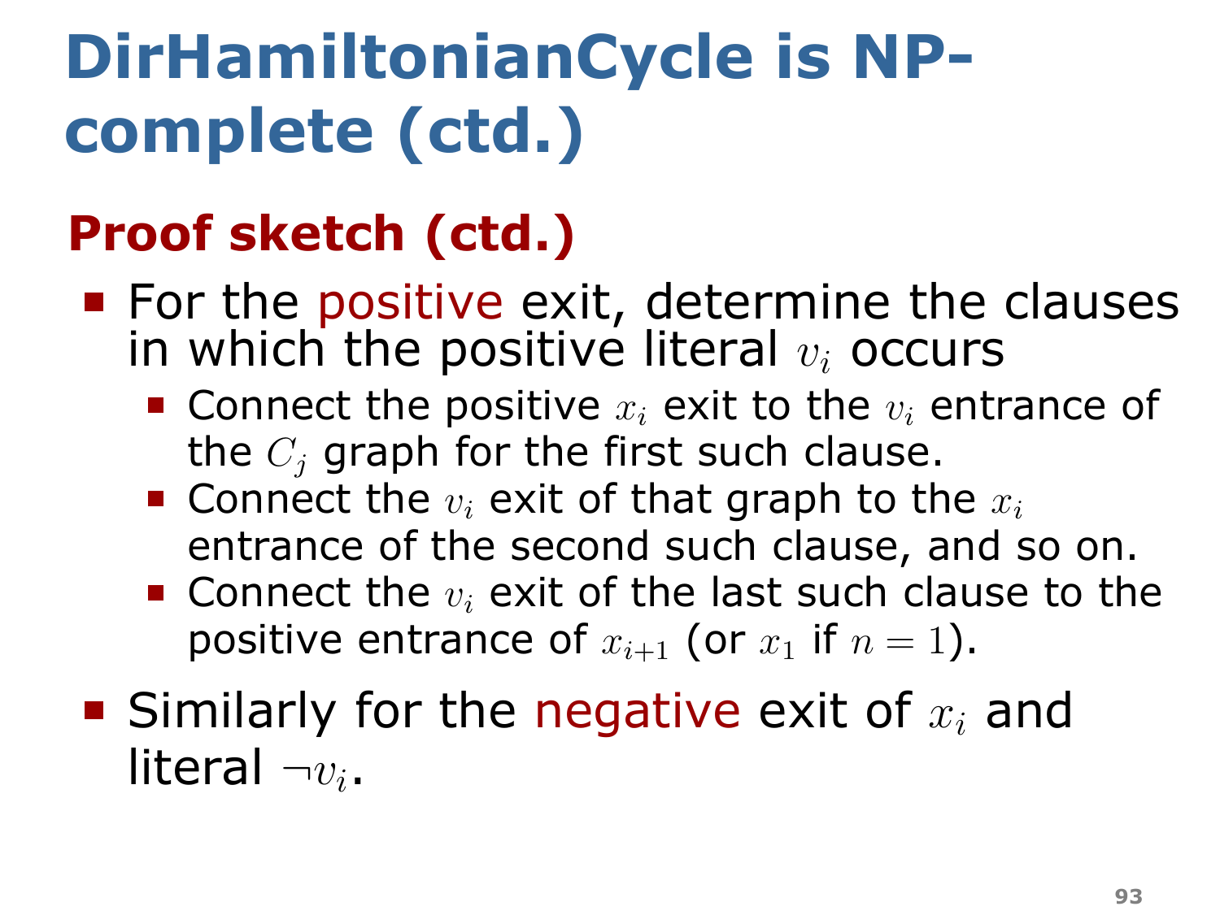# DirHamiltonianCycle is NP-complete (ctd.)

## Proof sketch (ctd.)

- For the positive exit, determine the clauses in which the positive literal $v_i$ occurs
  - Connect the positive $x_i$ exit to the $v_i$ entrance of the $C_j$ graph for the first such clause.
  - Connect the $v_i$ exit of that graph to the $x_i$ entrance of the second such clause, and so on.
  - Connect the $v_i$ exit of the last such clause to the positive entrance of $x_{i+1}$ (or $x_1$ if $n = 1$).
- Similarly for the negative exit of $x_i$ and literal $\neg v_i$.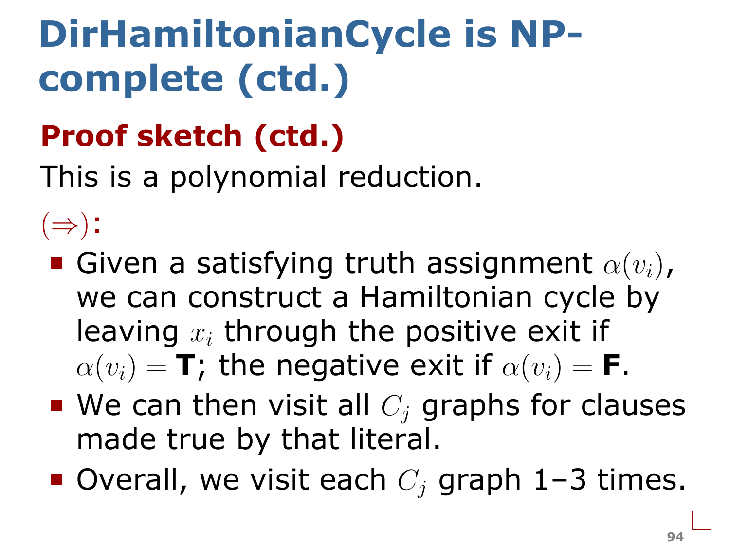# DirHamiltonianCycle is NP-complete (ctd.)

## Proof sketch (ctd.)

This is a polynomial reduction.

$(\Rightarrow)$:

- Given a satisfying truth assignment $\alpha(v_i)$, we can construct a Hamiltonian cycle by leaving $x_i$ through the positive exit if $\alpha(v_i) =$ **T**; the negative exit if $\alpha(v_i) =$ **F**.
- We can then visit all $C_j$ graphs for clauses made true by that literal.
- Overall, we visit each $C_j$ graph 1–3 times.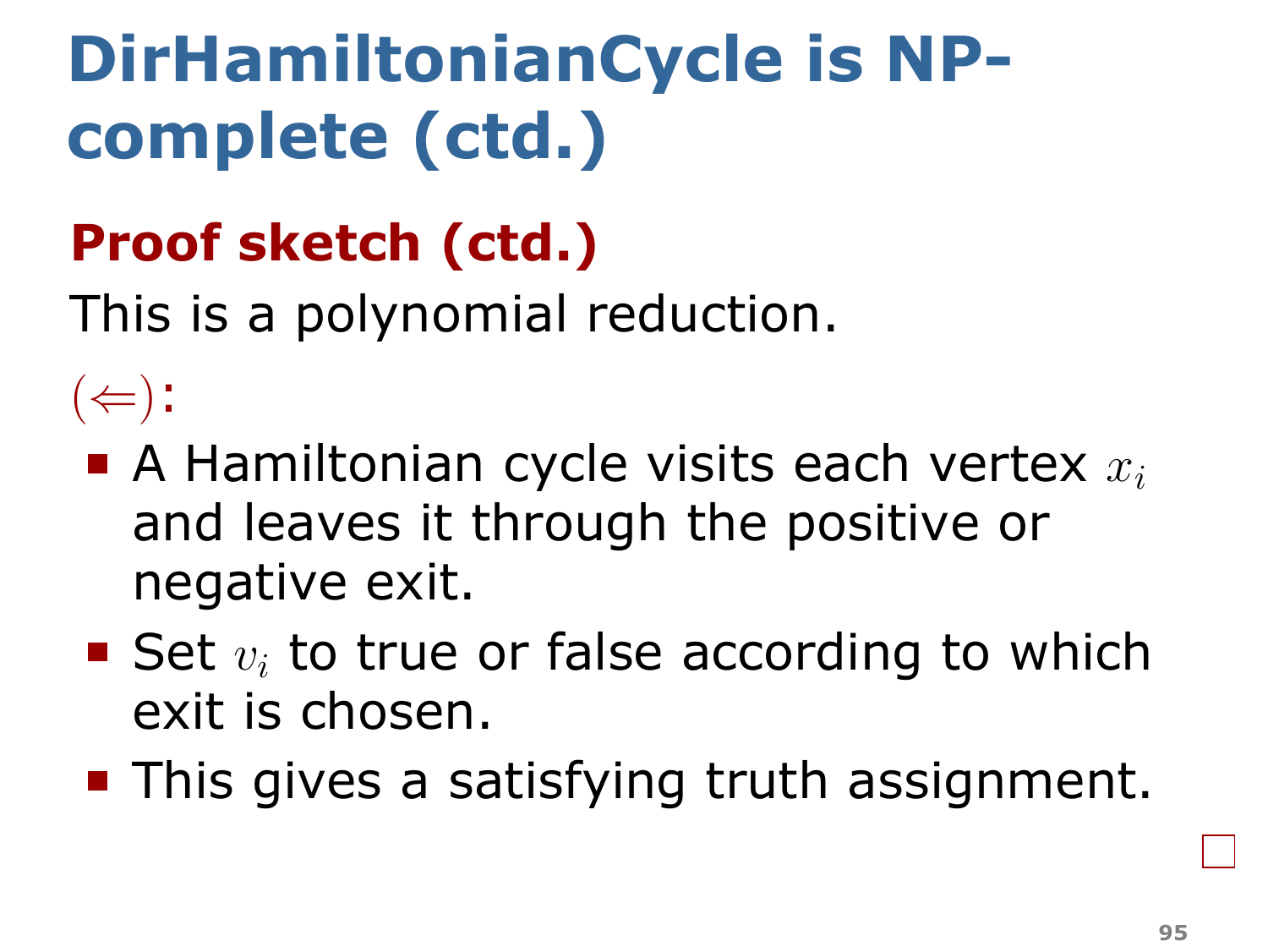# DirHamiltonianCycle is NP-complete (ctd.)

## Proof sketch (ctd.)

This is a polynomial reduction.

$(\Leftarrow)$:

- A Hamiltonian cycle visits each vertex $x_i$ and leaves it through the positive or negative exit.
- Set $v_i$ to true or false according to which exit is chosen.
- This gives a satisfying truth assignment.

□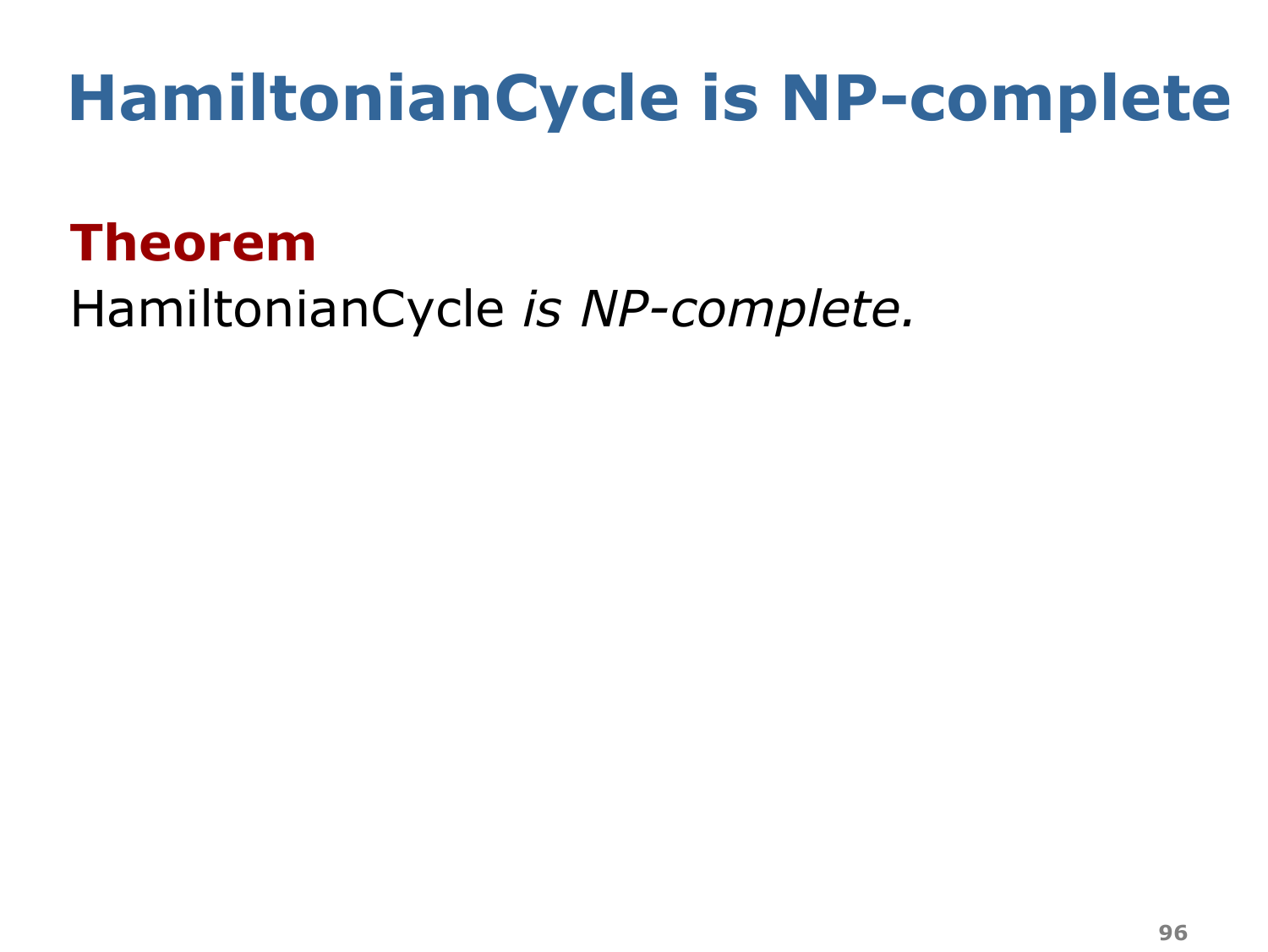# HamiltonianCycle is NP-complete

**Theorem**

HamiltonianCycle *is NP-complete.*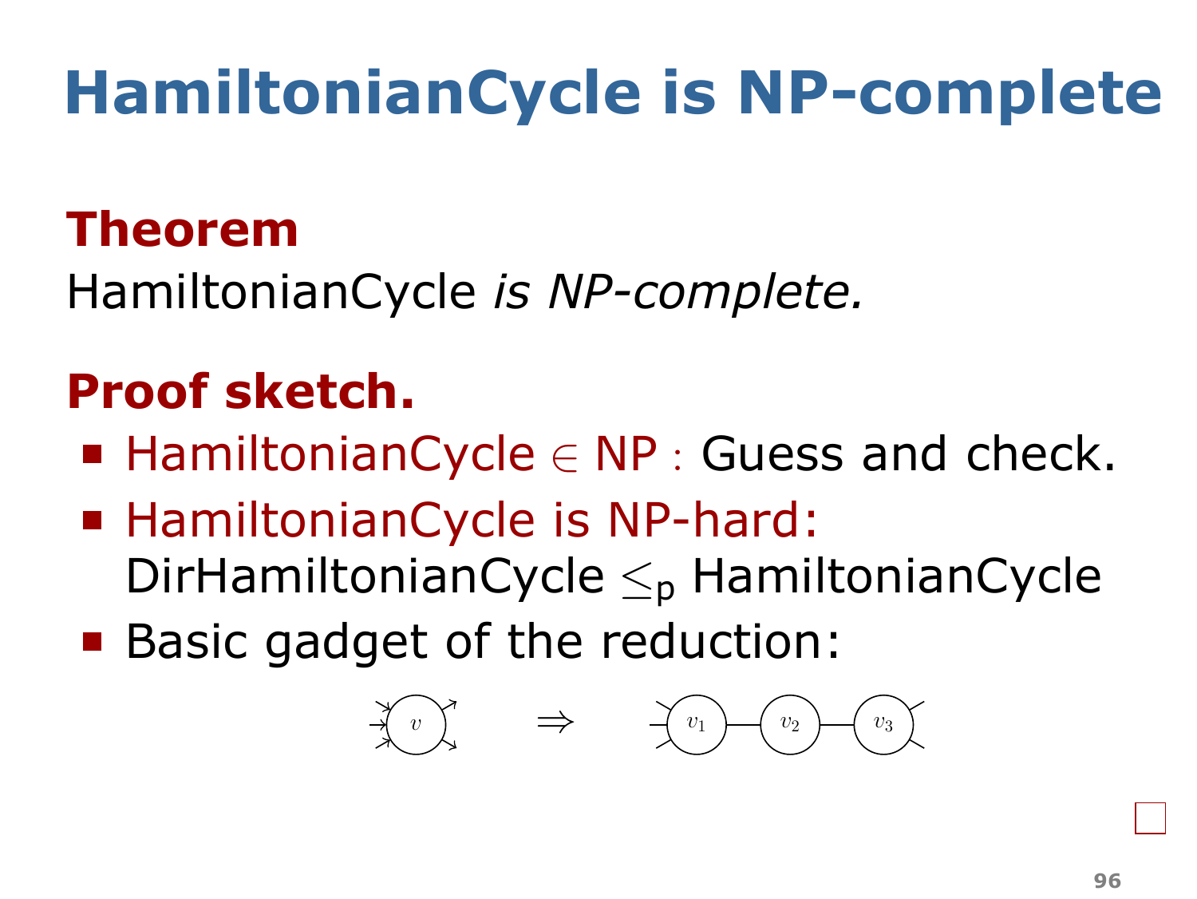# HamiltonianCycle is NP-complete

**Theorem**

HamiltonianCycle *is NP-complete.*

**Proof sketch.**

- HamiltonianCycle $\in$ NP : Guess and check.
- HamiltonianCycle is NP-hard:
  DirHamiltonianCycle $\leq_p$ HamiltonianCycle
- Basic gadget of the reduction: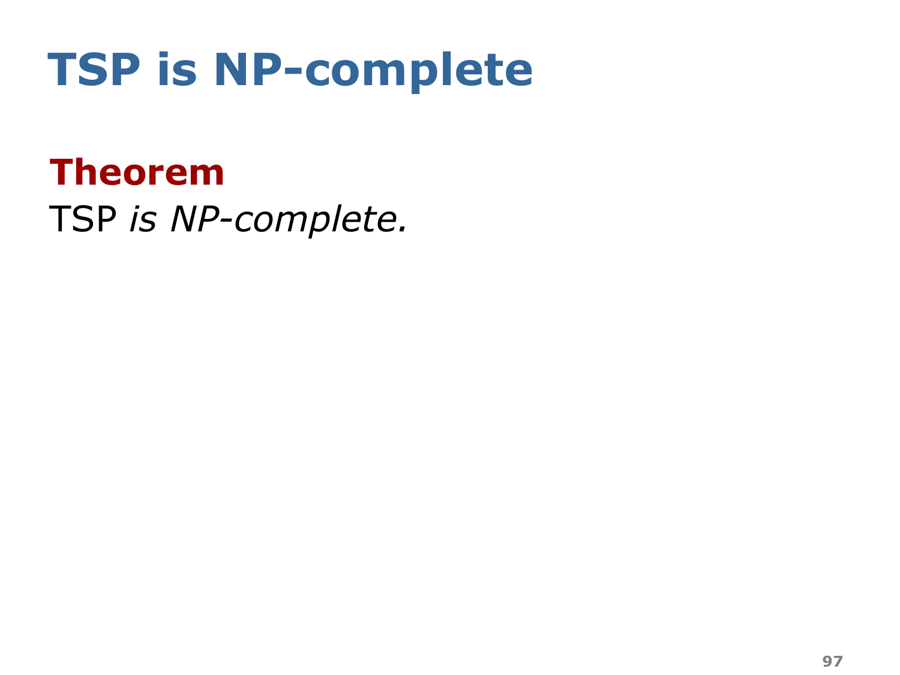# TSP is NP-complete

**Theorem**

TSP *is NP-complete.*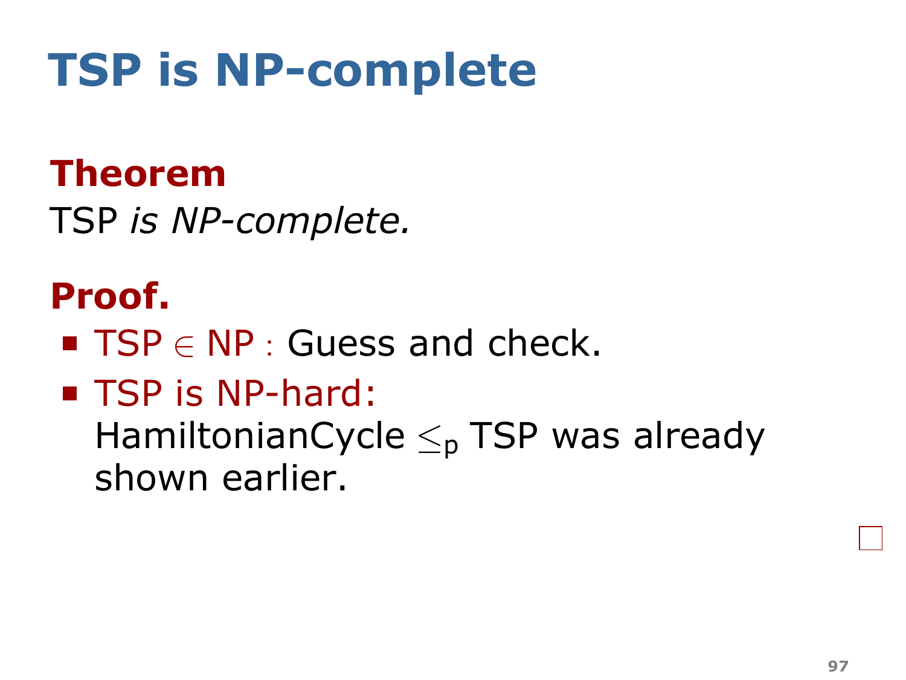# TSP is NP-complete

**Theorem**

TSP *is NP-complete.*

**Proof.**

- TSP $\in$ NP : Guess and check.
- TSP is NP-hard:
  HamiltonianCycle $\leq_p$ TSP was already shown earlier.

□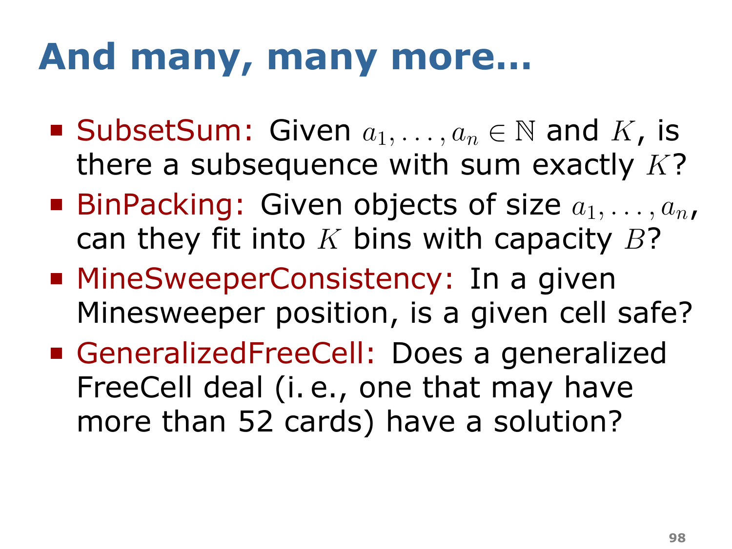# And many, many more...

- SubsetSum: Given $a_1, \ldots, a_n \in \mathbb{N}$ and $K$, is there a subsequence with sum exactly $K$?
- BinPacking: Given objects of size $a_1, \ldots, a_n$, can they fit into $K$ bins with capacity $B$?
- MineSweeperConsistency: In a given Minesweeper position, is a given cell safe?
- GeneralizedFreeCell: Does a generalized FreeCell deal (i. e., one that may have more than 52 cards) have a solution?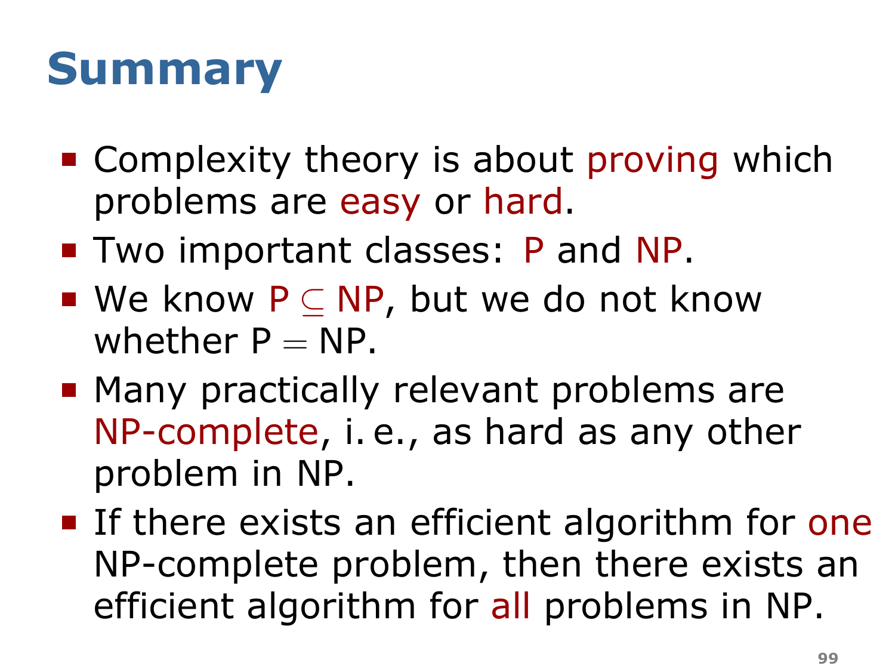# Summary

- Complexity theory is about proving which problems are easy or hard.
- Two important classes: P and NP.
- We know $P \subseteq NP$, but we do not know whether $P = NP$.
- Many practically relevant problems are NP-complete, i. e., as hard as any other problem in NP.
- If there exists an efficient algorithm for one NP-complete problem, then there exists an efficient algorithm for all problems in NP.